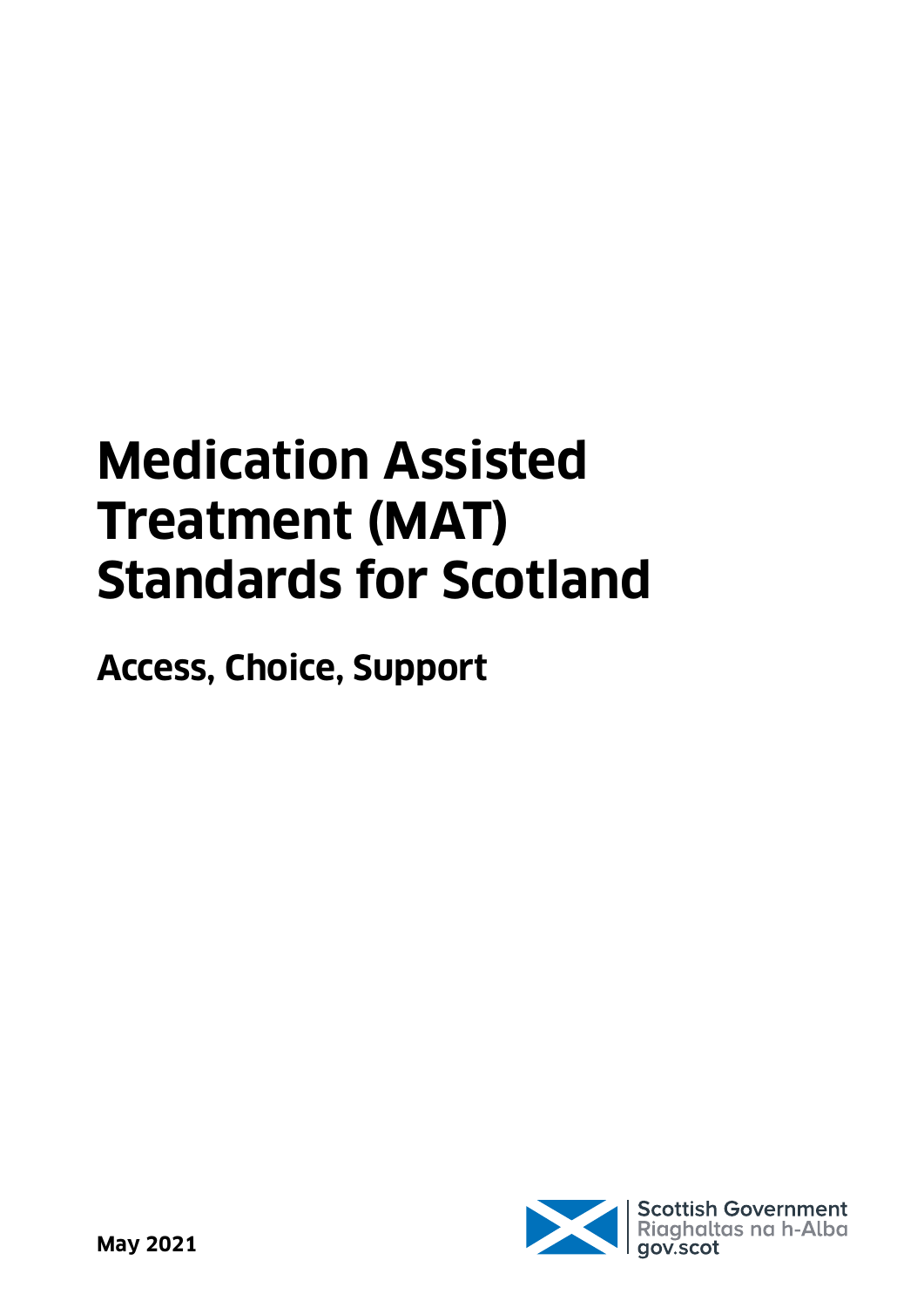# Medication Assisted Treatment (MAT) Standards for Scotland

## Access, Choice, Support

Scottish Government
Riaghaltas na h-Alba
gov.scot

**May 2021**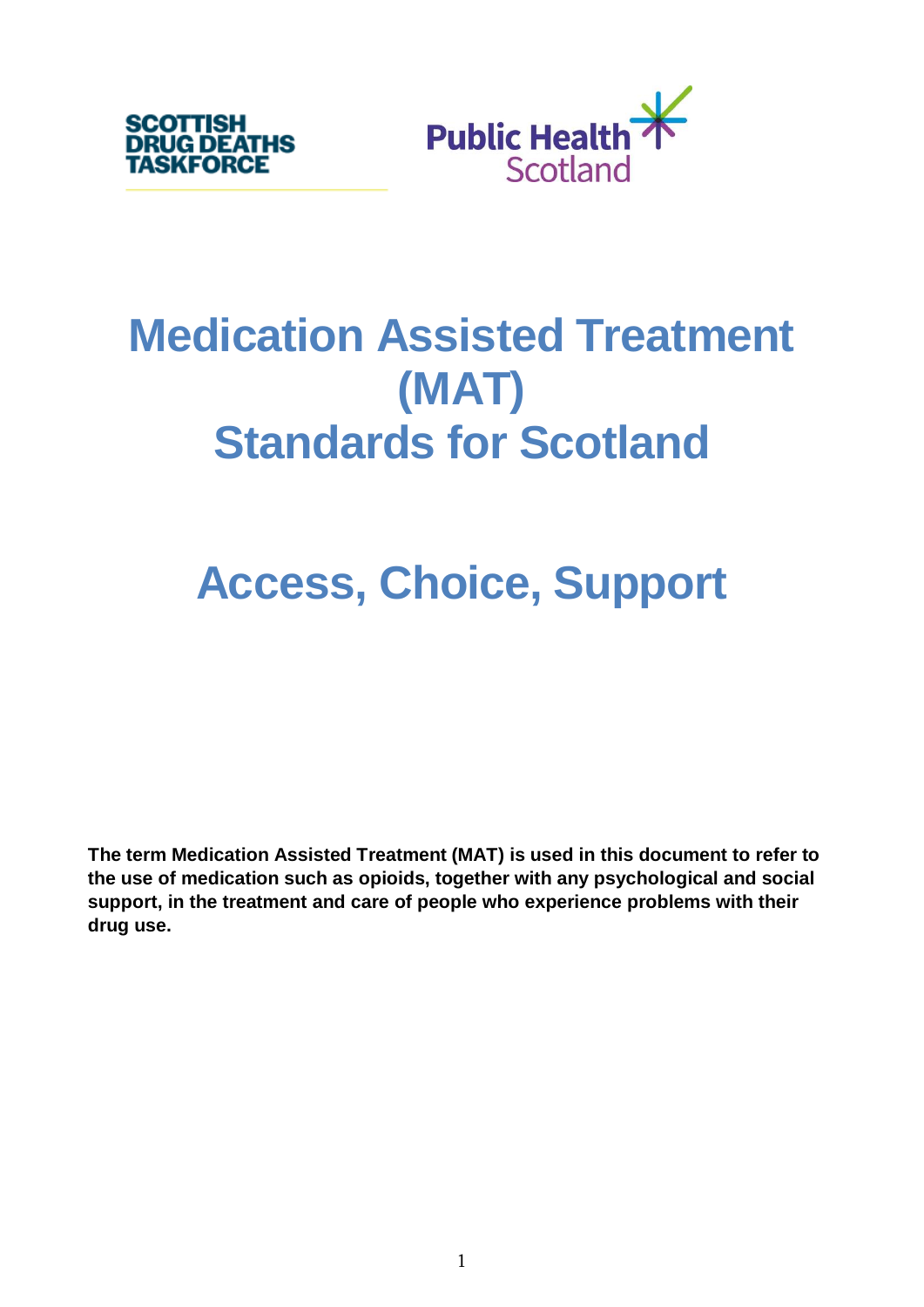SCOTTISH DRUG DEATHS TASKFORCE

Public Health Scotland

# Medication Assisted Treatment (MAT) Standards for Scotland

# Access, Choice, Support

**The term Medication Assisted Treatment (MAT) is used in this document to refer to the use of medication such as opioids, together with any psychological and social support, in the treatment and care of people who experience problems with their drug use.**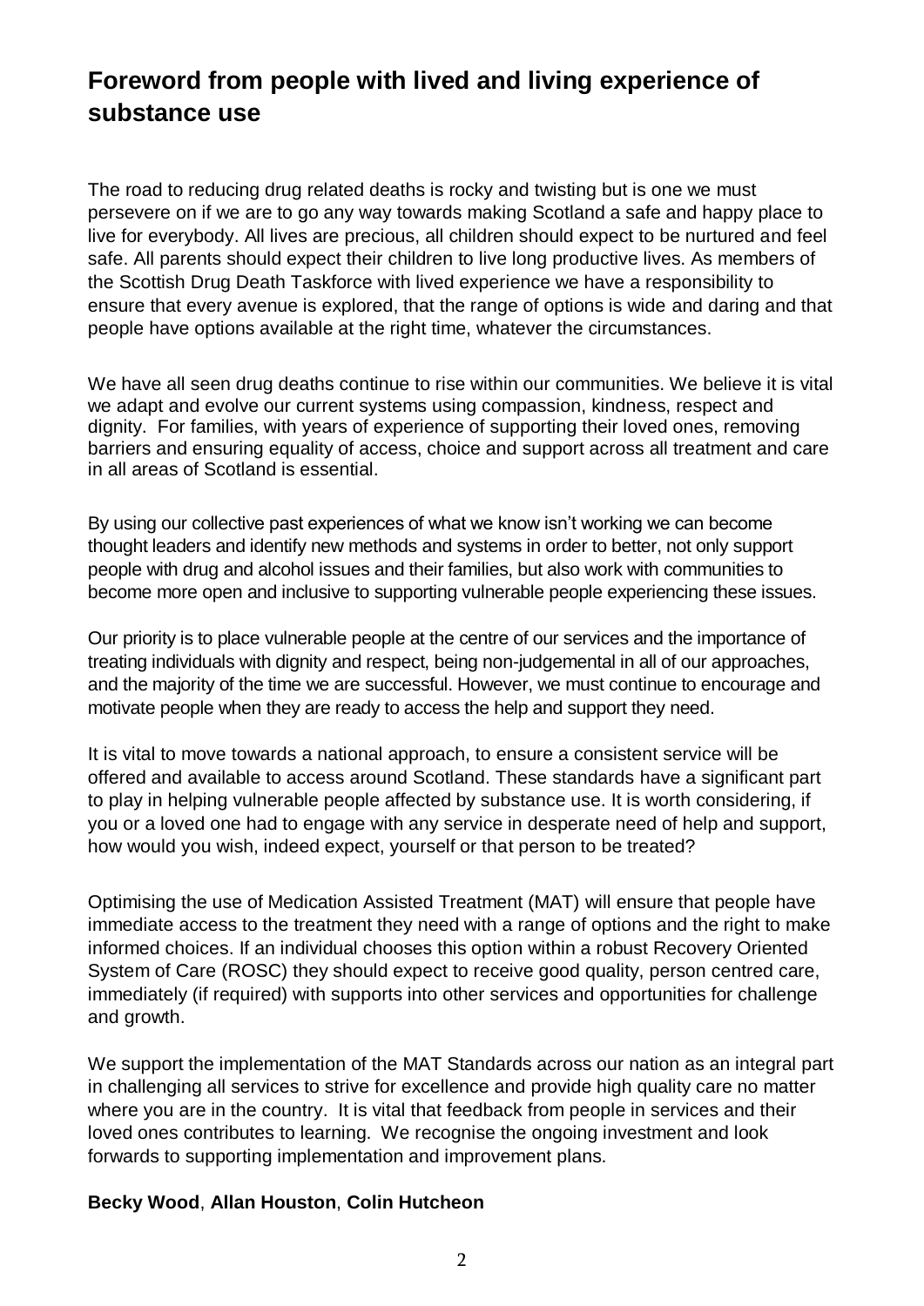## Foreword from people with lived and living experience of substance use

The road to reducing drug related deaths is rocky and twisting but is one we must persevere on if we are to go any way towards making Scotland a safe and happy place to live for everybody. All lives are precious, all children should expect to be nurtured and feel safe. All parents should expect their children to live long productive lives. As members of the Scottish Drug Death Taskforce with lived experience we have a responsibility to ensure that every avenue is explored, that the range of options is wide and daring and that people have options available at the right time, whatever the circumstances.

We have all seen drug deaths continue to rise within our communities. We believe it is vital we adapt and evolve our current systems using compassion, kindness, respect and dignity. For families, with years of experience of supporting their loved ones, removing barriers and ensuring equality of access, choice and support across all treatment and care in all areas of Scotland is essential.

By using our collective past experiences of what we know isn't working we can become thought leaders and identify new methods and systems in order to better, not only support people with drug and alcohol issues and their families, but also work with communities to become more open and inclusive to supporting vulnerable people experiencing these issues.

Our priority is to place vulnerable people at the centre of our services and the importance of treating individuals with dignity and respect, being non-judgemental in all of our approaches, and the majority of the time we are successful. However, we must continue to encourage and motivate people when they are ready to access the help and support they need.

It is vital to move towards a national approach, to ensure a consistent service will be offered and available to access around Scotland. These standards have a significant part to play in helping vulnerable people affected by substance use. It is worth considering, if you or a loved one had to engage with any service in desperate need of help and support, how would you wish, indeed expect, yourself or that person to be treated?

Optimising the use of Medication Assisted Treatment (MAT) will ensure that people have immediate access to the treatment they need with a range of options and the right to make informed choices. If an individual chooses this option within a robust Recovery Oriented System of Care (ROSC) they should expect to receive good quality, person centred care, immediately (if required) with supports into other services and opportunities for challenge and growth.

We support the implementation of the MAT Standards across our nation as an integral part in challenging all services to strive for excellence and provide high quality care no matter where you are in the country. It is vital that feedback from people in services and their loved ones contributes to learning. We recognise the ongoing investment and look forwards to supporting implementation and improvement plans.

**Becky Wood**, **Allan Houston**, **Colin Hutcheon**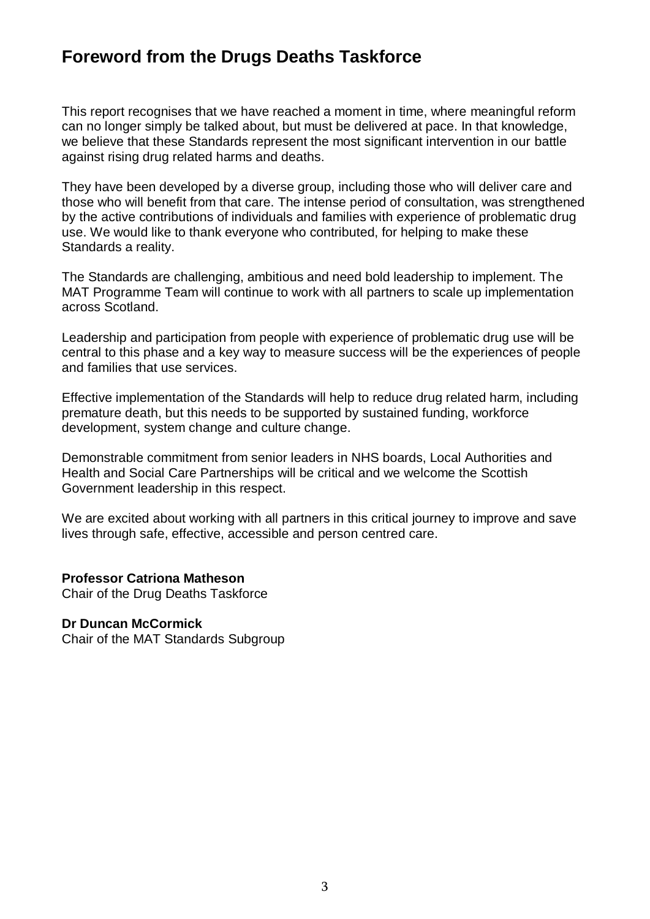## Foreword from the Drugs Deaths Taskforce

This report recognises that we have reached a moment in time, where meaningful reform can no longer simply be talked about, but must be delivered at pace. In that knowledge, we believe that these Standards represent the most significant intervention in our battle against rising drug related harms and deaths.

They have been developed by a diverse group, including those who will deliver care and those who will benefit from that care. The intense period of consultation, was strengthened by the active contributions of individuals and families with experience of problematic drug use. We would like to thank everyone who contributed, for helping to make these Standards a reality.

The Standards are challenging, ambitious and need bold leadership to implement. The MAT Programme Team will continue to work with all partners to scale up implementation across Scotland.

Leadership and participation from people with experience of problematic drug use will be central to this phase and a key way to measure success will be the experiences of people and families that use services.

Effective implementation of the Standards will help to reduce drug related harm, including premature death, but this needs to be supported by sustained funding, workforce development, system change and culture change.

Demonstrable commitment from senior leaders in NHS boards, Local Authorities and Health and Social Care Partnerships will be critical and we welcome the Scottish Government leadership in this respect.

We are excited about working with all partners in this critical journey to improve and save lives through safe, effective, accessible and person centred care.

**Professor Catriona Matheson**
Chair of the Drug Deaths Taskforce

**Dr Duncan McCormick**
Chair of the MAT Standards Subgroup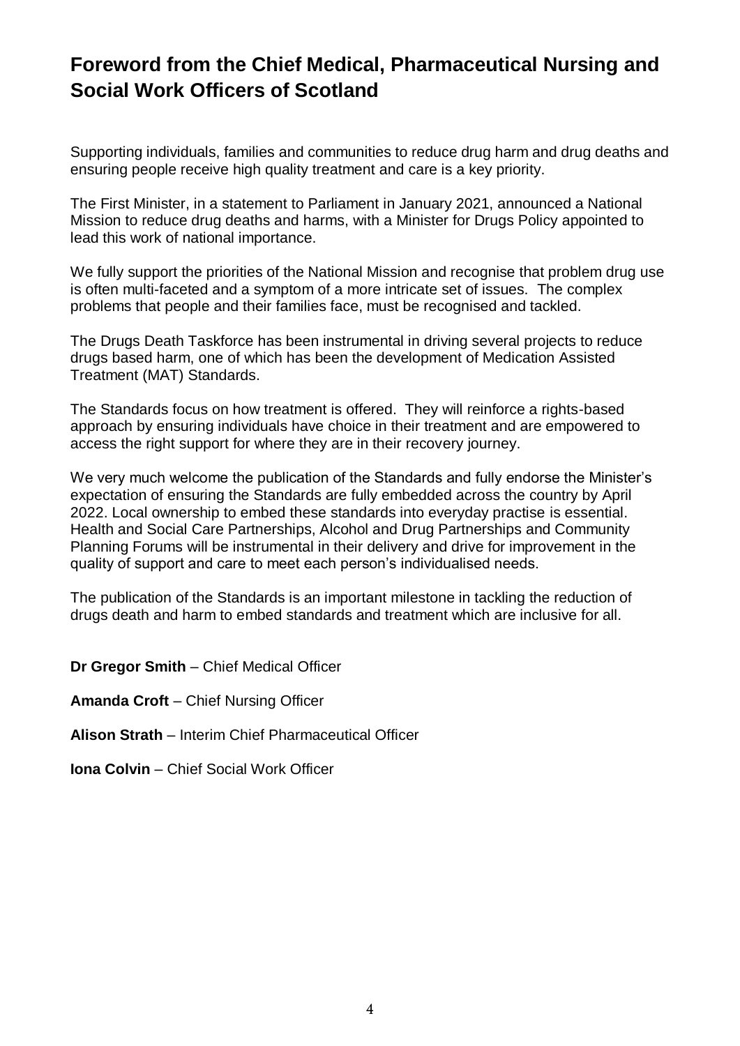# Foreword from the Chief Medical, Pharmaceutical Nursing and Social Work Officers of Scotland

Supporting individuals, families and communities to reduce drug harm and drug deaths and ensuring people receive high quality treatment and care is a key priority.

The First Minister, in a statement to Parliament in January 2021, announced a National Mission to reduce drug deaths and harms, with a Minister for Drugs Policy appointed to lead this work of national importance.

We fully support the priorities of the National Mission and recognise that problem drug use is often multi-faceted and a symptom of a more intricate set of issues. The complex problems that people and their families face, must be recognised and tackled.

The Drugs Death Taskforce has been instrumental in driving several projects to reduce drugs based harm, one of which has been the development of Medication Assisted Treatment (MAT) Standards.

The Standards focus on how treatment is offered. They will reinforce a rights-based approach by ensuring individuals have choice in their treatment and are empowered to access the right support for where they are in their recovery journey.

We very much welcome the publication of the Standards and fully endorse the Minister's expectation of ensuring the Standards are fully embedded across the country by April 2022. Local ownership to embed these standards into everyday practise is essential. Health and Social Care Partnerships, Alcohol and Drug Partnerships and Community Planning Forums will be instrumental in their delivery and drive for improvement in the quality of support and care to meet each person's individualised needs.

The publication of the Standards is an important milestone in tackling the reduction of drugs death and harm to embed standards and treatment which are inclusive for all.

**Dr Gregor Smith** – Chief Medical Officer

**Amanda Croft** – Chief Nursing Officer

**Alison Strath** – Interim Chief Pharmaceutical Officer

**Iona Colvin** – Chief Social Work Officer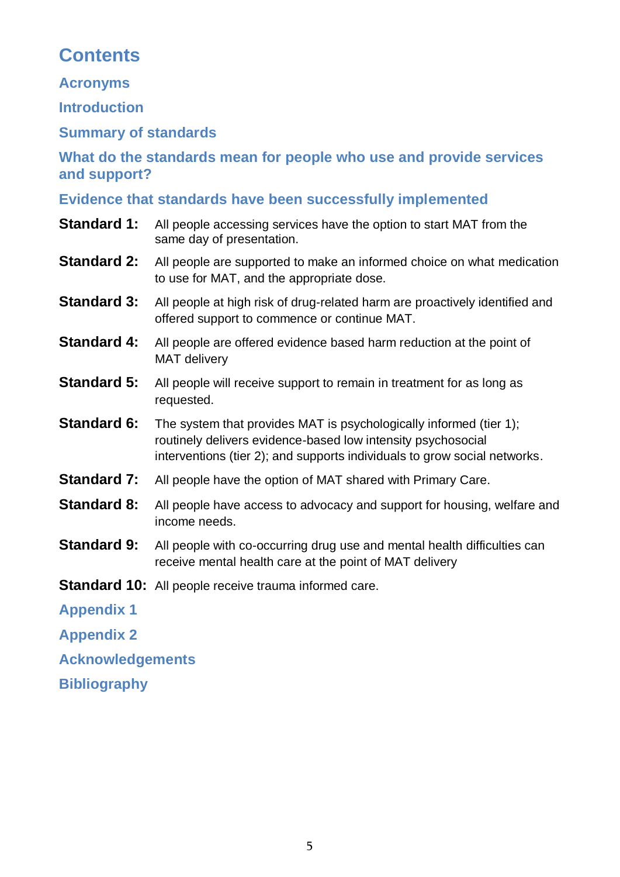# Contents

## Acronyms

## Introduction

## Summary of standards

## What do the standards mean for people who use and provide services and support?

## Evidence that standards have been successfully implemented

**Standard 1:** All people accessing services have the option to start MAT from the same day of presentation.

**Standard 2:** All people are supported to make an informed choice on what medication to use for MAT, and the appropriate dose.

**Standard 3:** All people at high risk of drug-related harm are proactively identified and offered support to commence or continue MAT.

**Standard 4:** All people are offered evidence based harm reduction at the point of MAT delivery

**Standard 5:** All people will receive support to remain in treatment for as long as requested.

**Standard 6:** The system that provides MAT is psychologically informed (tier 1); routinely delivers evidence-based low intensity psychosocial interventions (tier 2); and supports individuals to grow social networks.

**Standard 7:** All people have the option of MAT shared with Primary Care.

**Standard 8:** All people have access to advocacy and support for housing, welfare and income needs.

**Standard 9:** All people with co-occurring drug use and mental health difficulties can receive mental health care at the point of MAT delivery

**Standard 10:** All people receive trauma informed care.

## Appendix 1

## Appendix 2

## Acknowledgements

## Bibliography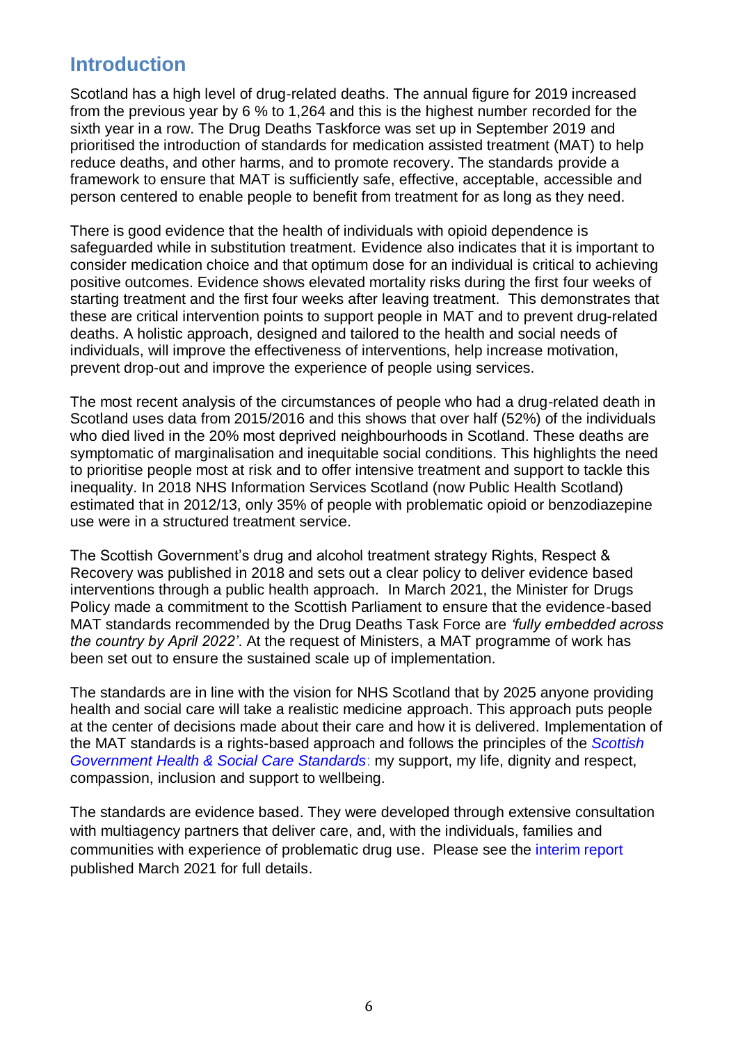## Introduction

Scotland has a high level of drug-related deaths. The annual figure for 2019 increased from the previous year by 6 % to 1,264 and this is the highest number recorded for the sixth year in a row. The Drug Deaths Taskforce was set up in September 2019 and prioritised the introduction of standards for medication assisted treatment (MAT) to help reduce deaths, and other harms, and to promote recovery. The standards provide a framework to ensure that MAT is sufficiently safe, effective, acceptable, accessible and person centered to enable people to benefit from treatment for as long as they need.

There is good evidence that the health of individuals with opioid dependence is safeguarded while in substitution treatment. Evidence also indicates that it is important to consider medication choice and that optimum dose for an individual is critical to achieving positive outcomes. Evidence shows elevated mortality risks during the first four weeks of starting treatment and the first four weeks after leaving treatment. This demonstrates that these are critical intervention points to support people in MAT and to prevent drug-related deaths. A holistic approach, designed and tailored to the health and social needs of individuals, will improve the effectiveness of interventions, help increase motivation, prevent drop-out and improve the experience of people using services.

The most recent analysis of the circumstances of people who had a drug-related death in Scotland uses data from 2015/2016 and this shows that over half (52%) of the individuals who died lived in the 20% most deprived neighbourhoods in Scotland. These deaths are symptomatic of marginalisation and inequitable social conditions. This highlights the need to prioritise people most at risk and to offer intensive treatment and support to tackle this inequality. In 2018 NHS Information Services Scotland (now Public Health Scotland) estimated that in 2012/13, only 35% of people with problematic opioid or benzodiazepine use were in a structured treatment service.

The Scottish Government's drug and alcohol treatment strategy Rights, Respect & Recovery was published in 2018 and sets out a clear policy to deliver evidence based interventions through a public health approach. In March 2021, the Minister for Drugs Policy made a commitment to the Scottish Parliament to ensure that the evidence-based MAT standards recommended by the Drug Deaths Task Force are *'fully embedded across the country by April 2022'*. At the request of Ministers, a MAT programme of work has been set out to ensure the sustained scale up of implementation.

The standards are in line with the vision for NHS Scotland that by 2025 anyone providing health and social care will take a realistic medicine approach. This approach puts people at the center of decisions made about their care and how it is delivered. Implementation of the MAT standards is a rights-based approach and follows the principles of the *Scottish Government Health & Social Care Standards*: my support, my life, dignity and respect, compassion, inclusion and support to wellbeing.

The standards are evidence based. They were developed through extensive consultation with multiagency partners that deliver care, and, with the individuals, families and communities with experience of problematic drug use. Please see the interim report published March 2021 for full details.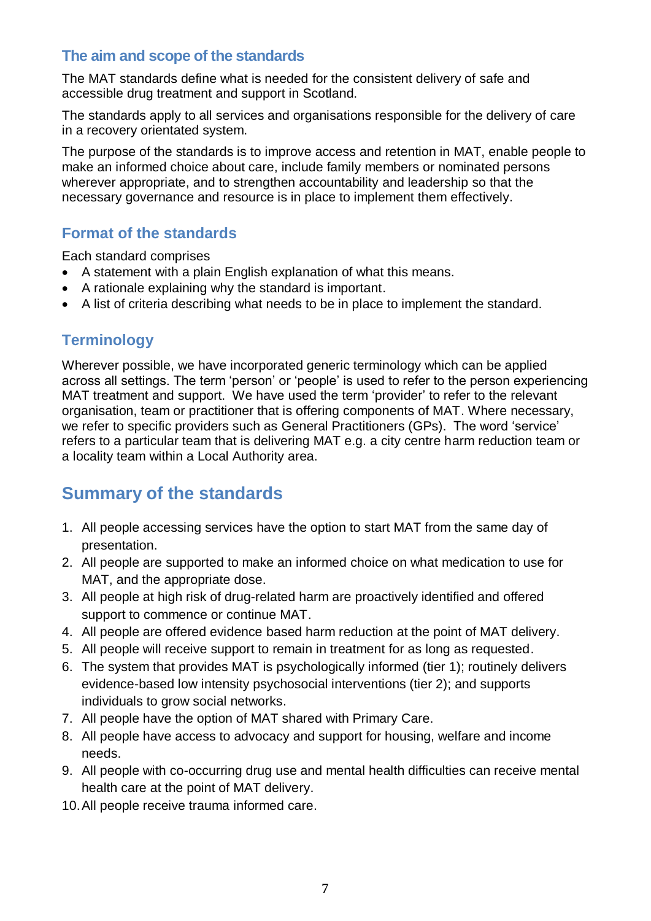### The aim and scope of the standards

The MAT standards define what is needed for the consistent delivery of safe and accessible drug treatment and support in Scotland.

The standards apply to all services and organisations responsible for the delivery of care in a recovery orientated system.

The purpose of the standards is to improve access and retention in MAT, enable people to make an informed choice about care, include family members or nominated persons wherever appropriate, and to strengthen accountability and leadership so that the necessary governance and resource is in place to implement them effectively.

### Format of the standards

Each standard comprises

- A statement with a plain English explanation of what this means.
- A rationale explaining why the standard is important.
- A list of criteria describing what needs to be in place to implement the standard.

### Terminology

Wherever possible, we have incorporated generic terminology which can be applied across all settings. The term 'person' or 'people' is used to refer to the person experiencing MAT treatment and support. We have used the term 'provider' to refer to the relevant organisation, team or practitioner that is offering components of MAT. Where necessary, we refer to specific providers such as General Practitioners (GPs). The word 'service' refers to a particular team that is delivering MAT e.g. a city centre harm reduction team or a locality team within a Local Authority area.

## Summary of the standards

1. All people accessing services have the option to start MAT from the same day of presentation.
2. All people are supported to make an informed choice on what medication to use for MAT, and the appropriate dose.
3. All people at high risk of drug-related harm are proactively identified and offered support to commence or continue MAT.
4. All people are offered evidence based harm reduction at the point of MAT delivery.
5. All people will receive support to remain in treatment for as long as requested.
6. The system that provides MAT is psychologically informed (tier 1); routinely delivers evidence-based low intensity psychosocial interventions (tier 2); and supports individuals to grow social networks.
7. All people have the option of MAT shared with Primary Care.
8. All people have access to advocacy and support for housing, welfare and income needs.
9. All people with co-occurring drug use and mental health difficulties can receive mental health care at the point of MAT delivery.
10. All people receive trauma informed care.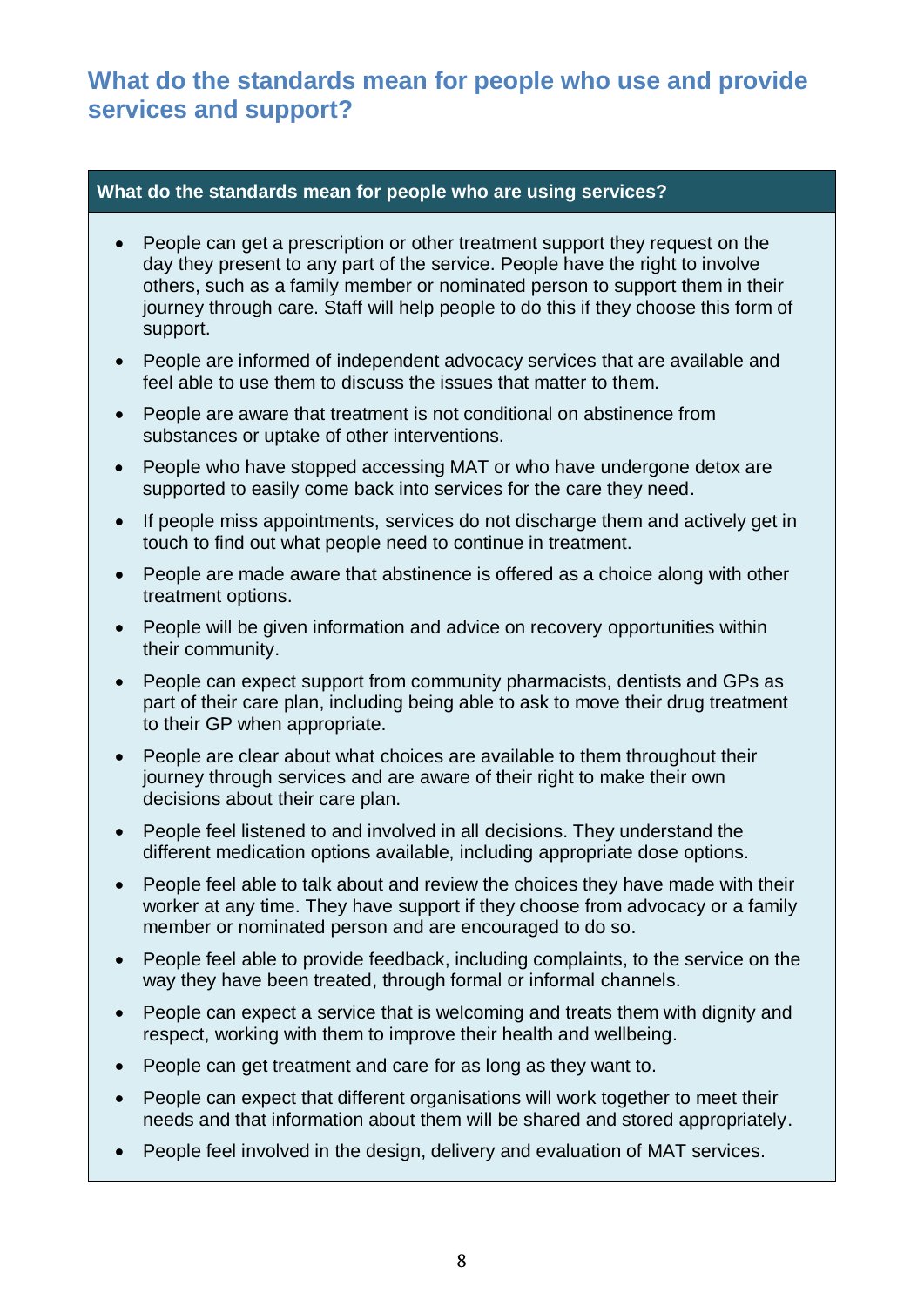## What do the standards mean for people who use and provide services and support?

### What do the standards mean for people who are using services?

- People can get a prescription or other treatment support they request on the day they present to any part of the service. People have the right to involve others, such as a family member or nominated person to support them in their journey through care. Staff will help people to do this if they choose this form of support.
- People are informed of independent advocacy services that are available and feel able to use them to discuss the issues that matter to them.
- People are aware that treatment is not conditional on abstinence from substances or uptake of other interventions.
- People who have stopped accessing MAT or who have undergone detox are supported to easily come back into services for the care they need.
- If people miss appointments, services do not discharge them and actively get in touch to find out what people need to continue in treatment.
- People are made aware that abstinence is offered as a choice along with other treatment options.
- People will be given information and advice on recovery opportunities within their community.
- People can expect support from community pharmacists, dentists and GPs as part of their care plan, including being able to ask to move their drug treatment to their GP when appropriate.
- People are clear about what choices are available to them throughout their journey through services and are aware of their right to make their own decisions about their care plan.
- People feel listened to and involved in all decisions. They understand the different medication options available, including appropriate dose options.
- People feel able to talk about and review the choices they have made with their worker at any time. They have support if they choose from advocacy or a family member or nominated person and are encouraged to do so.
- People feel able to provide feedback, including complaints, to the service on the way they have been treated, through formal or informal channels.
- People can expect a service that is welcoming and treats them with dignity and respect, working with them to improve their health and wellbeing.
- People can get treatment and care for as long as they want to.
- People can expect that different organisations will work together to meet their needs and that information about them will be shared and stored appropriately.
- People feel involved in the design, delivery and evaluation of MAT services.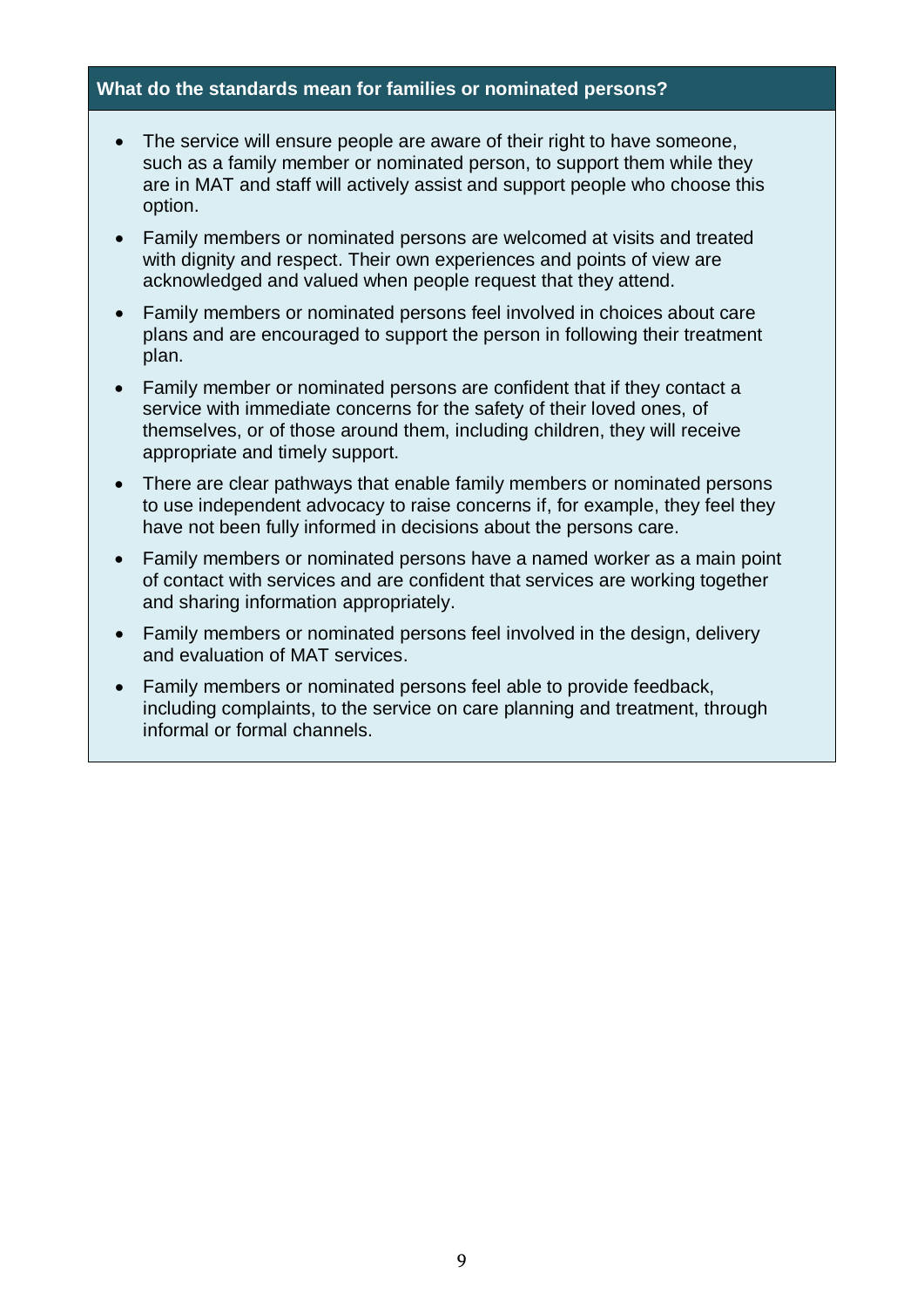### What do the standards mean for families or nominated persons?

- The service will ensure people are aware of their right to have someone, such as a family member or nominated person, to support them while they are in MAT and staff will actively assist and support people who choose this option.
- Family members or nominated persons are welcomed at visits and treated with dignity and respect. Their own experiences and points of view are acknowledged and valued when people request that they attend.
- Family members or nominated persons feel involved in choices about care plans and are encouraged to support the person in following their treatment plan.
- Family member or nominated persons are confident that if they contact a service with immediate concerns for the safety of their loved ones, of themselves, or of those around them, including children, they will receive appropriate and timely support.
- There are clear pathways that enable family members or nominated persons to use independent advocacy to raise concerns if, for example, they feel they have not been fully informed in decisions about the persons care.
- Family members or nominated persons have a named worker as a main point of contact with services and are confident that services are working together and sharing information appropriately.
- Family members or nominated persons feel involved in the design, delivery and evaluation of MAT services.
- Family members or nominated persons feel able to provide feedback, including complaints, to the service on care planning and treatment, through informal or formal channels.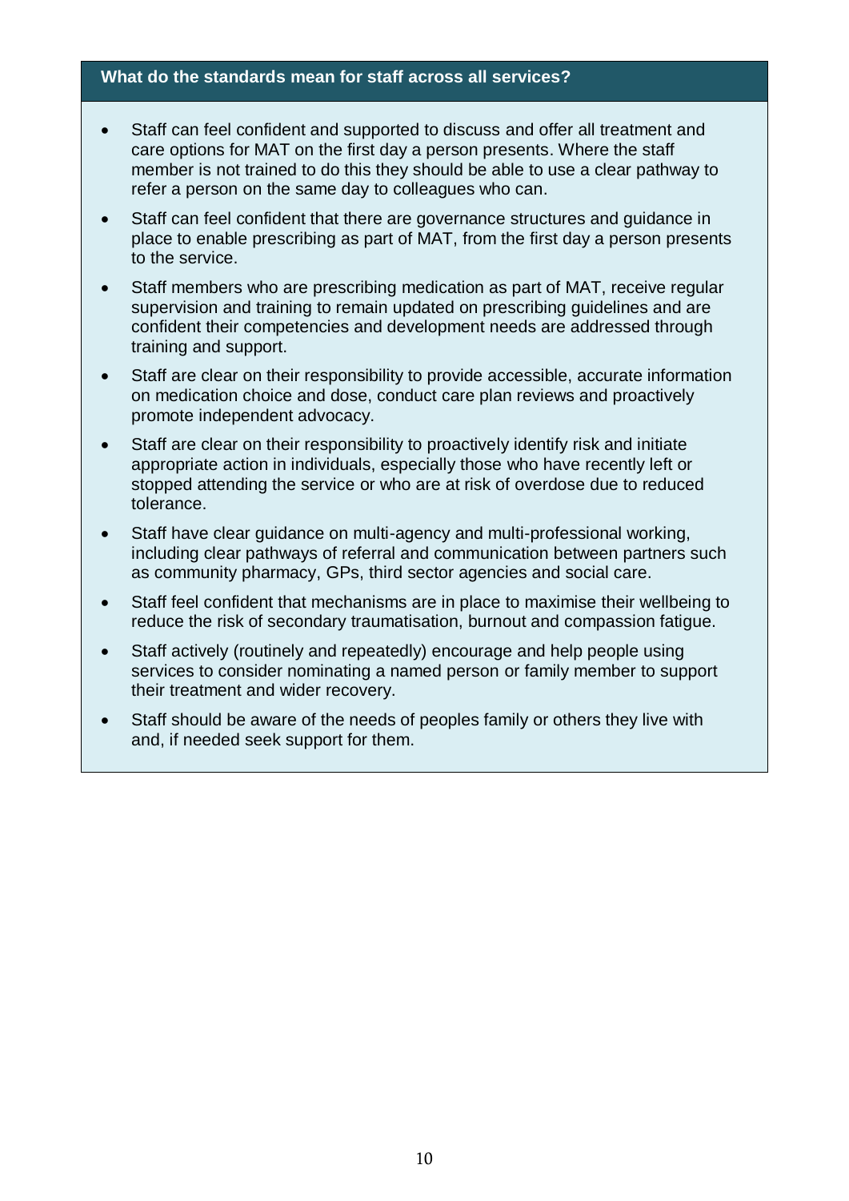### What do the standards mean for staff across all services?

- Staff can feel confident and supported to discuss and offer all treatment and care options for MAT on the first day a person presents. Where the staff member is not trained to do this they should be able to use a clear pathway to refer a person on the same day to colleagues who can.
- Staff can feel confident that there are governance structures and guidance in place to enable prescribing as part of MAT, from the first day a person presents to the service.
- Staff members who are prescribing medication as part of MAT, receive regular supervision and training to remain updated on prescribing guidelines and are confident their competencies and development needs are addressed through training and support.
- Staff are clear on their responsibility to provide accessible, accurate information on medication choice and dose, conduct care plan reviews and proactively promote independent advocacy.
- Staff are clear on their responsibility to proactively identify risk and initiate appropriate action in individuals, especially those who have recently left or stopped attending the service or who are at risk of overdose due to reduced tolerance.
- Staff have clear guidance on multi-agency and multi-professional working, including clear pathways of referral and communication between partners such as community pharmacy, GPs, third sector agencies and social care.
- Staff feel confident that mechanisms are in place to maximise their wellbeing to reduce the risk of secondary traumatisation, burnout and compassion fatigue.
- Staff actively (routinely and repeatedly) encourage and help people using services to consider nominating a named person or family member to support their treatment and wider recovery.
- Staff should be aware of the needs of peoples family or others they live with and, if needed seek support for them.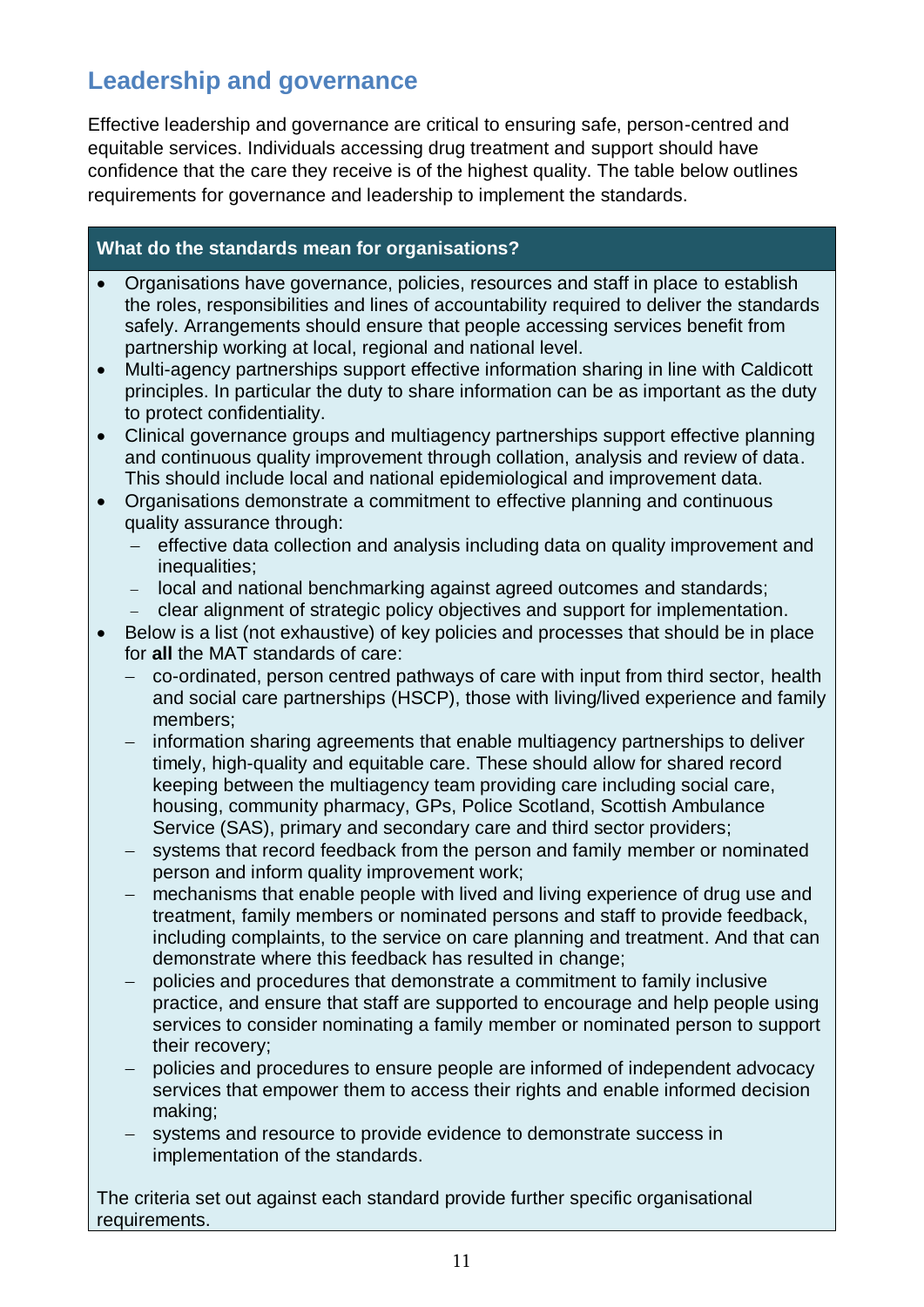## Leadership and governance

Effective leadership and governance are critical to ensuring safe, person-centred and equitable services. Individuals accessing drug treatment and support should have confidence that the care they receive is of the highest quality. The table below outlines requirements for governance and leadership to implement the standards.

| What do the standards mean for organisations? |
| --- |
| • Organisations have governance, policies, resources and staff in place to establish the roles, responsibilities and lines of accountability required to deliver the standards safely. Arrangements should ensure that people accessing services benefit from partnership working at local, regional and national level.<br>• Multi-agency partnerships support effective information sharing in line with Caldicott principles. In particular the duty to share information can be as important as the duty to protect confidentiality.<br>• Clinical governance groups and multiagency partnerships support effective planning and continuous quality improvement through collation, analysis and review of data. This should include local and national epidemiological and improvement data.<br>• Organisations demonstrate a commitment to effective planning and continuous quality assurance through:<br>  – effective data collection and analysis including data on quality improvement and inequalities;<br>  – local and national benchmarking against agreed outcomes and standards;<br>  – clear alignment of strategic policy objectives and support for implementation.<br>• Below is a list (not exhaustive) of key policies and processes that should be in place for **all** the MAT standards of care:<br>  – co-ordinated, person centred pathways of care with input from third sector, health and social care partnerships (HSCP), those with living/lived experience and family members;<br>  – information sharing agreements that enable multiagency partnerships to deliver timely, high-quality and equitable care. These should allow for shared record keeping between the multiagency team providing care including social care, housing, community pharmacy, GPs, Police Scotland, Scottish Ambulance Service (SAS), primary and secondary care and third sector providers;<br>  – systems that record feedback from the person and family member or nominated person and inform quality improvement work;<br>  – mechanisms that enable people with lived and living experience of drug use and treatment, family members or nominated persons and staff to provide feedback, including complaints, to the service on care planning and treatment. And that can demonstrate where this feedback has resulted in change;<br>  – policies and procedures that demonstrate a commitment to family inclusive practice, and ensure that staff are supported to encourage and help people using services to consider nominating a family member or nominated person to support their recovery;<br>  – policies and procedures to ensure people are informed of independent advocacy services that empower them to access their rights and enable informed decision making;<br>  – systems and resource to provide evidence to demonstrate success in implementation of the standards.<br><br>The criteria set out against each standard provide further specific organisational requirements. |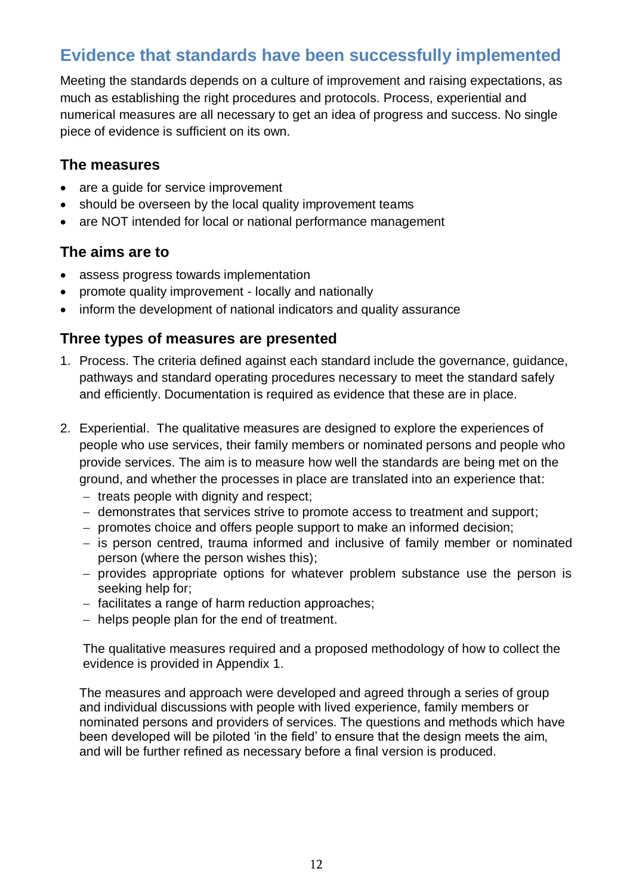## Evidence that standards have been successfully implemented

Meeting the standards depends on a culture of improvement and raising expectations, as much as establishing the right procedures and protocols. Process, experiential and numerical measures are all necessary to get an idea of progress and success. No single piece of evidence is sufficient on its own.

### The measures

- are a guide for service improvement
- should be overseen by the local quality improvement teams
- are NOT intended for local or national performance management

### The aims are to

- assess progress towards implementation
- promote quality improvement - locally and nationally
- inform the development of national indicators and quality assurance

### Three types of measures are presented

1. Process. The criteria defined against each standard include the governance, guidance, pathways and standard operating procedures necessary to meet the standard safely and efficiently. Documentation is required as evidence that these are in place.

2. Experiential. The qualitative measures are designed to explore the experiences of people who use services, their family members or nominated persons and people who provide services. The aim is to measure how well the standards are being met on the ground, and whether the processes in place are translated into an experience that:
   - treats people with dignity and respect;
   - demonstrates that services strive to promote access to treatment and support;
   - promotes choice and offers people support to make an informed decision;
   - is person centred, trauma informed and inclusive of family member or nominated person (where the person wishes this);
   - provides appropriate options for whatever problem substance use the person is seeking help for;
   - facilitates a range of harm reduction approaches;
   - helps people plan for the end of treatment.

   The qualitative measures required and a proposed methodology of how to collect the evidence is provided in Appendix 1.

   The measures and approach were developed and agreed through a series of group and individual discussions with people with lived experience, family members or nominated persons and providers of services. The questions and methods which have been developed will be piloted 'in the field' to ensure that the design meets the aim, and will be further refined as necessary before a final version is produced.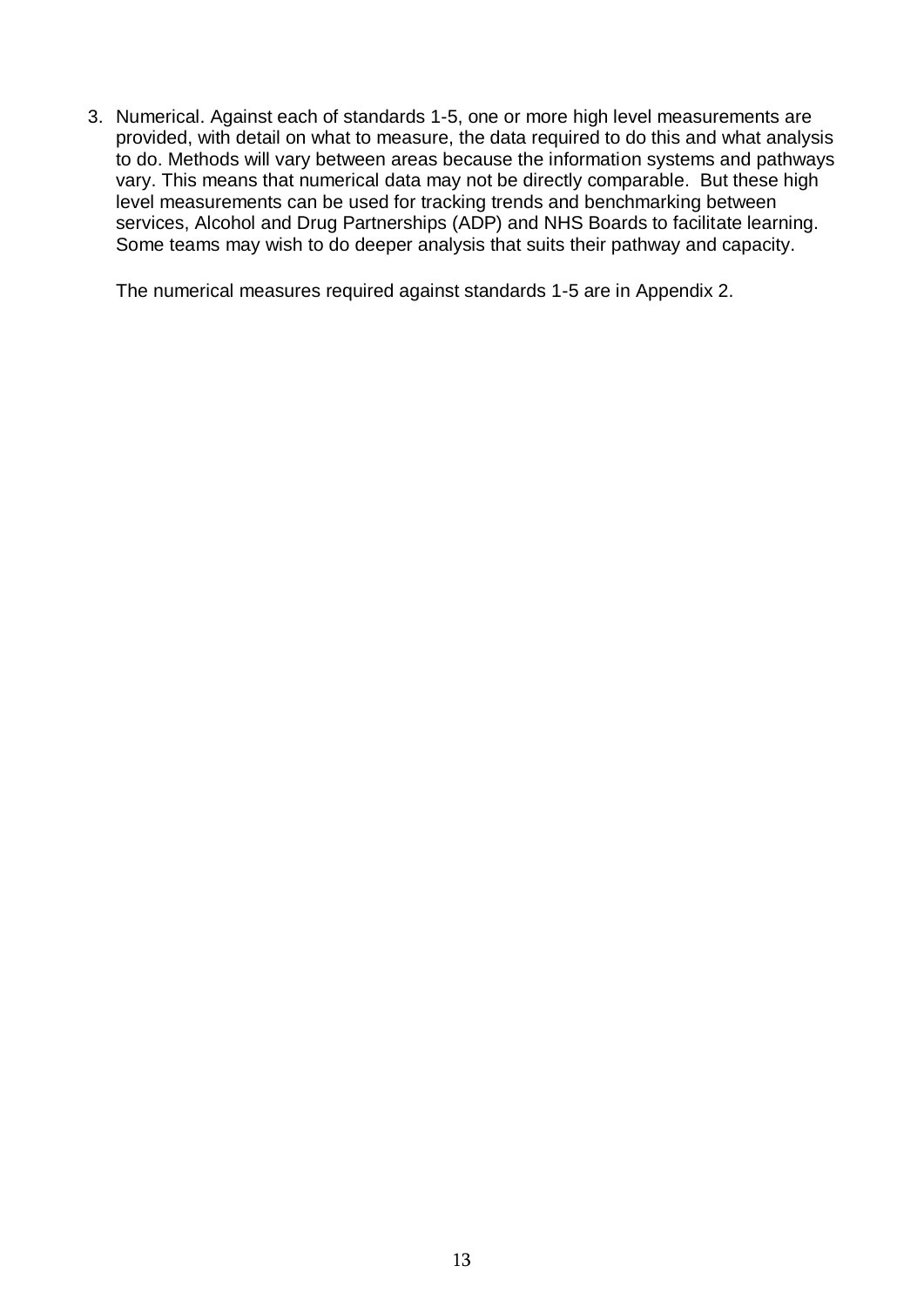3. Numerical. Against each of standards 1-5, one or more high level measurements are provided, with detail on what to measure, the data required to do this and what analysis to do. Methods will vary between areas because the information systems and pathways vary. This means that numerical data may not be directly comparable. But these high level measurements can be used for tracking trends and benchmarking between services, Alcohol and Drug Partnerships (ADP) and NHS Boards to facilitate learning. Some teams may wish to do deeper analysis that suits their pathway and capacity.

   The numerical measures required against standards 1-5 are in Appendix 2.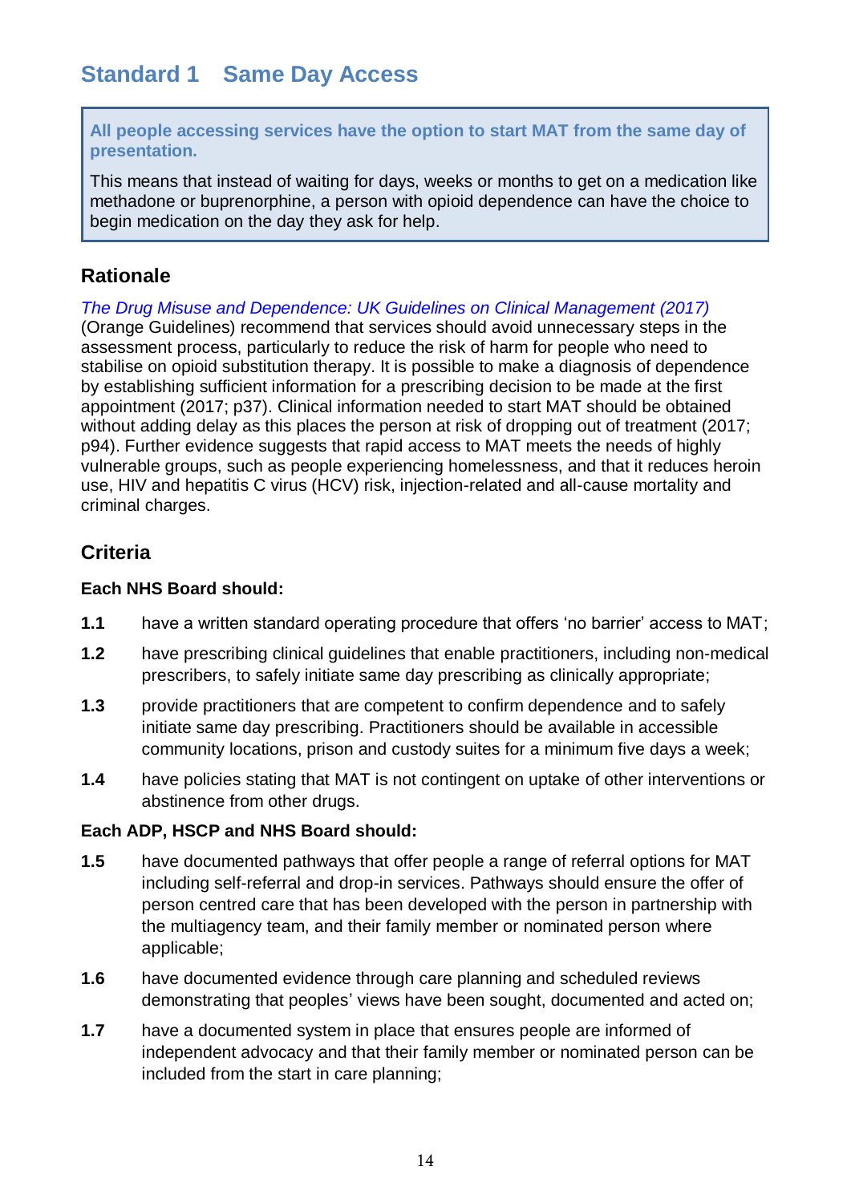## Standard 1 Same Day Access

> **All people accessing services have the option to start MAT from the same day of presentation.**
>
> This means that instead of waiting for days, weeks or months to get on a medication like methadone or buprenorphine, a person with opioid dependence can have the choice to begin medication on the day they ask for help.

### Rationale

*The Drug Misuse and Dependence: UK Guidelines on Clinical Management (2017)* (Orange Guidelines) recommend that services should avoid unnecessary steps in the assessment process, particularly to reduce the risk of harm for people who need to stabilise on opioid substitution therapy. It is possible to make a diagnosis of dependence by establishing sufficient information for a prescribing decision to be made at the first appointment (2017; p37). Clinical information needed to start MAT should be obtained without adding delay as this places the person at risk of dropping out of treatment (2017; p94). Further evidence suggests that rapid access to MAT meets the needs of highly vulnerable groups, such as people experiencing homelessness, and that it reduces heroin use, HIV and hepatitis C virus (HCV) risk, injection-related and all-cause mortality and criminal charges.

### Criteria

**Each NHS Board should:**

**1.1** have a written standard operating procedure that offers 'no barrier' access to MAT;

**1.2** have prescribing clinical guidelines that enable practitioners, including non-medical prescribers, to safely initiate same day prescribing as clinically appropriate;

**1.3** provide practitioners that are competent to confirm dependence and to safely initiate same day prescribing. Practitioners should be available in accessible community locations, prison and custody suites for a minimum five days a week;

**1.4** have policies stating that MAT is not contingent on uptake of other interventions or abstinence from other drugs.

**Each ADP, HSCP and NHS Board should:**

**1.5** have documented pathways that offer people a range of referral options for MAT including self-referral and drop-in services. Pathways should ensure the offer of person centred care that has been developed with the person in partnership with the multiagency team, and their family member or nominated person where applicable;

**1.6** have documented evidence through care planning and scheduled reviews demonstrating that peoples' views have been sought, documented and acted on;

**1.7** have a documented system in place that ensures people are informed of independent advocacy and that their family member or nominated person can be included from the start in care planning;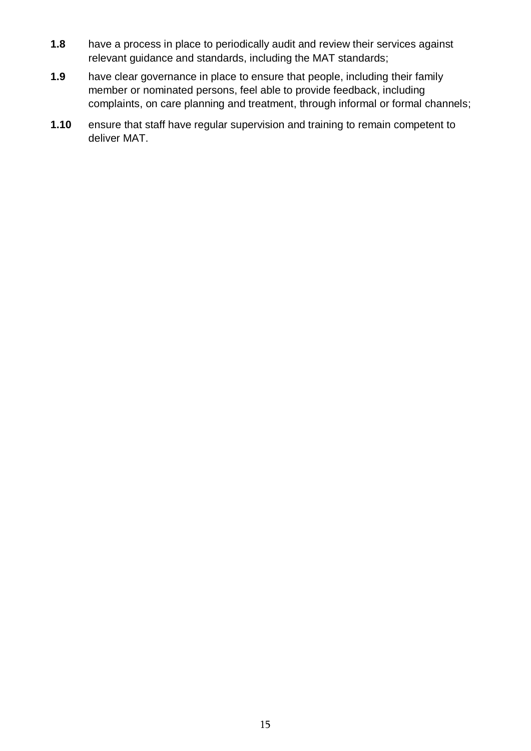**1.8** have a process in place to periodically audit and review their services against relevant guidance and standards, including the MAT standards;

**1.9** have clear governance in place to ensure that people, including their family member or nominated persons, feel able to provide feedback, including complaints, on care planning and treatment, through informal or formal channels;

**1.10** ensure that staff have regular supervision and training to remain competent to deliver MAT.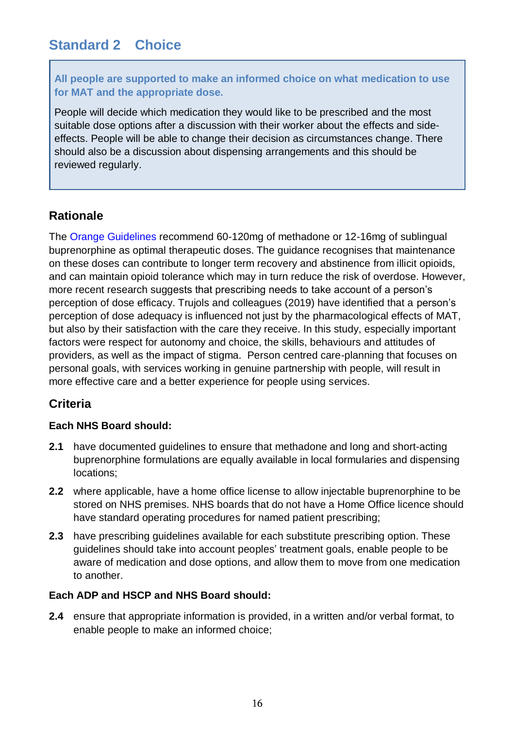## Standard 2 Choice

**All people are supported to make an informed choice on what medication to use for MAT and the appropriate dose.**

People will decide which medication they would like to be prescribed and the most suitable dose options after a discussion with their worker about the effects and side-effects. People will be able to change their decision as circumstances change. There should also be a discussion about dispensing arrangements and this should be reviewed regularly.

### Rationale

The Orange Guidelines recommend 60-120mg of methadone or 12-16mg of sublingual buprenorphine as optimal therapeutic doses. The guidance recognises that maintenance on these doses can contribute to longer term recovery and abstinence from illicit opioids, and can maintain opioid tolerance which may in turn reduce the risk of overdose. However, more recent research suggests that prescribing needs to take account of a person's perception of dose efficacy. Trujols and colleagues (2019) have identified that a person's perception of dose adequacy is influenced not just by the pharmacological effects of MAT, but also by their satisfaction with the care they receive. In this study, especially important factors were respect for autonomy and choice, the skills, behaviours and attitudes of providers, as well as the impact of stigma. Person centred care-planning that focuses on personal goals, with services working in genuine partnership with people, will result in more effective care and a better experience for people using services.

### Criteria

**Each NHS Board should:**

**2.1** have documented guidelines to ensure that methadone and long and short-acting buprenorphine formulations are equally available in local formularies and dispensing locations;

**2.2** where applicable, have a home office license to allow injectable buprenorphine to be stored on NHS premises. NHS boards that do not have a Home Office licence should have standard operating procedures for named patient prescribing;

**2.3** have prescribing guidelines available for each substitute prescribing option. These guidelines should take into account peoples' treatment goals, enable people to be aware of medication and dose options, and allow them to move from one medication to another.

**Each ADP and HSCP and NHS Board should:**

**2.4** ensure that appropriate information is provided, in a written and/or verbal format, to enable people to make an informed choice;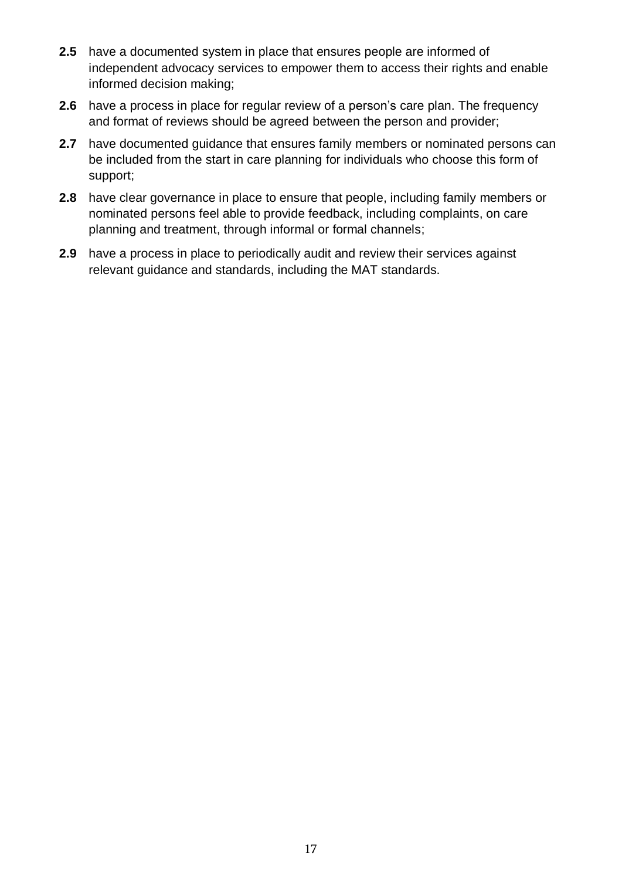**2.5** have a documented system in place that ensures people are informed of independent advocacy services to empower them to access their rights and enable informed decision making;

**2.6** have a process in place for regular review of a person's care plan. The frequency and format of reviews should be agreed between the person and provider;

**2.7** have documented guidance that ensures family members or nominated persons can be included from the start in care planning for individuals who choose this form of support;

**2.8** have clear governance in place to ensure that people, including family members or nominated persons feel able to provide feedback, including complaints, on care planning and treatment, through informal or formal channels;

**2.9** have a process in place to periodically audit and review their services against relevant guidance and standards, including the MAT standards.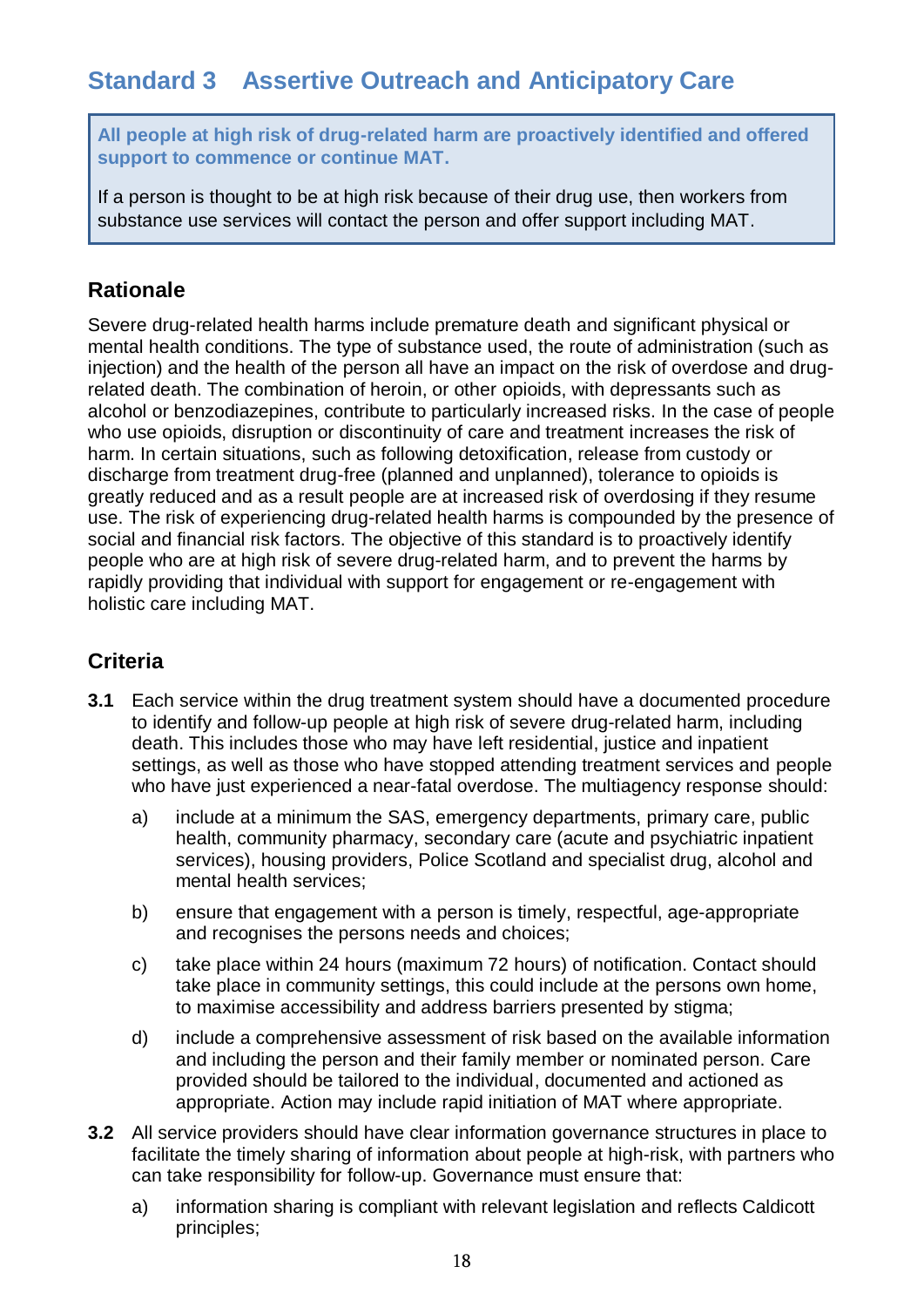## Standard 3 Assertive Outreach and Anticipatory Care

**All people at high risk of drug-related harm are proactively identified and offered support to commence or continue MAT.**

If a person is thought to be at high risk because of their drug use, then workers from substance use services will contact the person and offer support including MAT.

### Rationale

Severe drug-related health harms include premature death and significant physical or mental health conditions. The type of substance used, the route of administration (such as injection) and the health of the person all have an impact on the risk of overdose and drug-related death. The combination of heroin, or other opioids, with depressants such as alcohol or benzodiazepines, contribute to particularly increased risks. In the case of people who use opioids, disruption or discontinuity of care and treatment increases the risk of harm. In certain situations, such as following detoxification, release from custody or discharge from treatment drug-free (planned and unplanned), tolerance to opioids is greatly reduced and as a result people are at increased risk of overdosing if they resume use. The risk of experiencing drug-related health harms is compounded by the presence of social and financial risk factors. The objective of this standard is to proactively identify people who are at high risk of severe drug-related harm, and to prevent the harms by rapidly providing that individual with support for engagement or re-engagement with holistic care including MAT.

### Criteria

**3.1** Each service within the drug treatment system should have a documented procedure to identify and follow-up people at high risk of severe drug-related harm, including death. This includes those who may have left residential, justice and inpatient settings, as well as those who have stopped attending treatment services and people who have just experienced a near-fatal overdose. The multiagency response should:

a) include at a minimum the SAS, emergency departments, primary care, public health, community pharmacy, secondary care (acute and psychiatric inpatient services), housing providers, Police Scotland and specialist drug, alcohol and mental health services;

b) ensure that engagement with a person is timely, respectful, age-appropriate and recognises the persons needs and choices;

c) take place within 24 hours (maximum 72 hours) of notification. Contact should take place in community settings, this could include at the persons own home, to maximise accessibility and address barriers presented by stigma;

d) include a comprehensive assessment of risk based on the available information and including the person and their family member or nominated person. Care provided should be tailored to the individual, documented and actioned as appropriate. Action may include rapid initiation of MAT where appropriate.

**3.2** All service providers should have clear information governance structures in place to facilitate the timely sharing of information about people at high-risk, with partners who can take responsibility for follow-up. Governance must ensure that:

a) information sharing is compliant with relevant legislation and reflects Caldicott principles;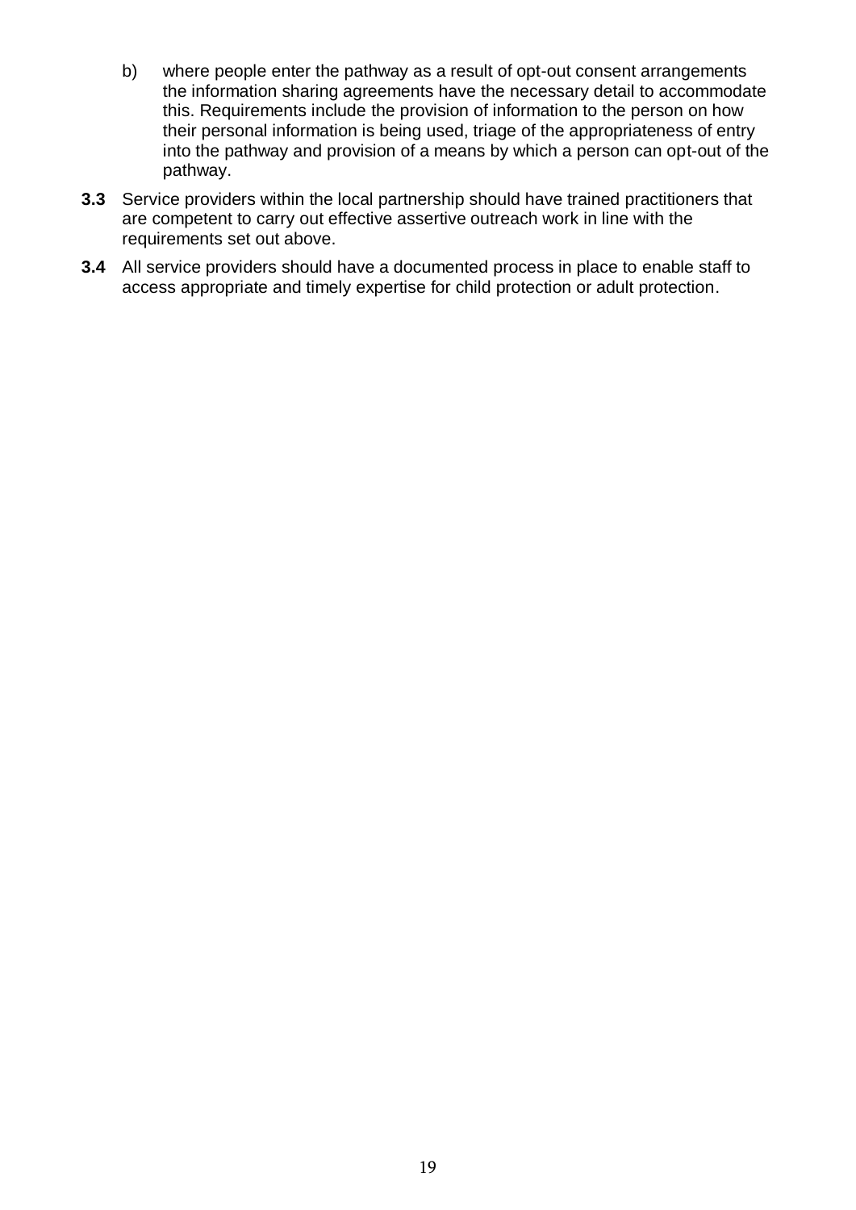b) where people enter the pathway as a result of opt-out consent arrangements the information sharing agreements have the necessary detail to accommodate this. Requirements include the provision of information to the person on how their personal information is being used, triage of the appropriateness of entry into the pathway and provision of a means by which a person can opt-out of the pathway.

**3.3** Service providers within the local partnership should have trained practitioners that are competent to carry out effective assertive outreach work in line with the requirements set out above.

**3.4** All service providers should have a documented process in place to enable staff to access appropriate and timely expertise for child protection or adult protection.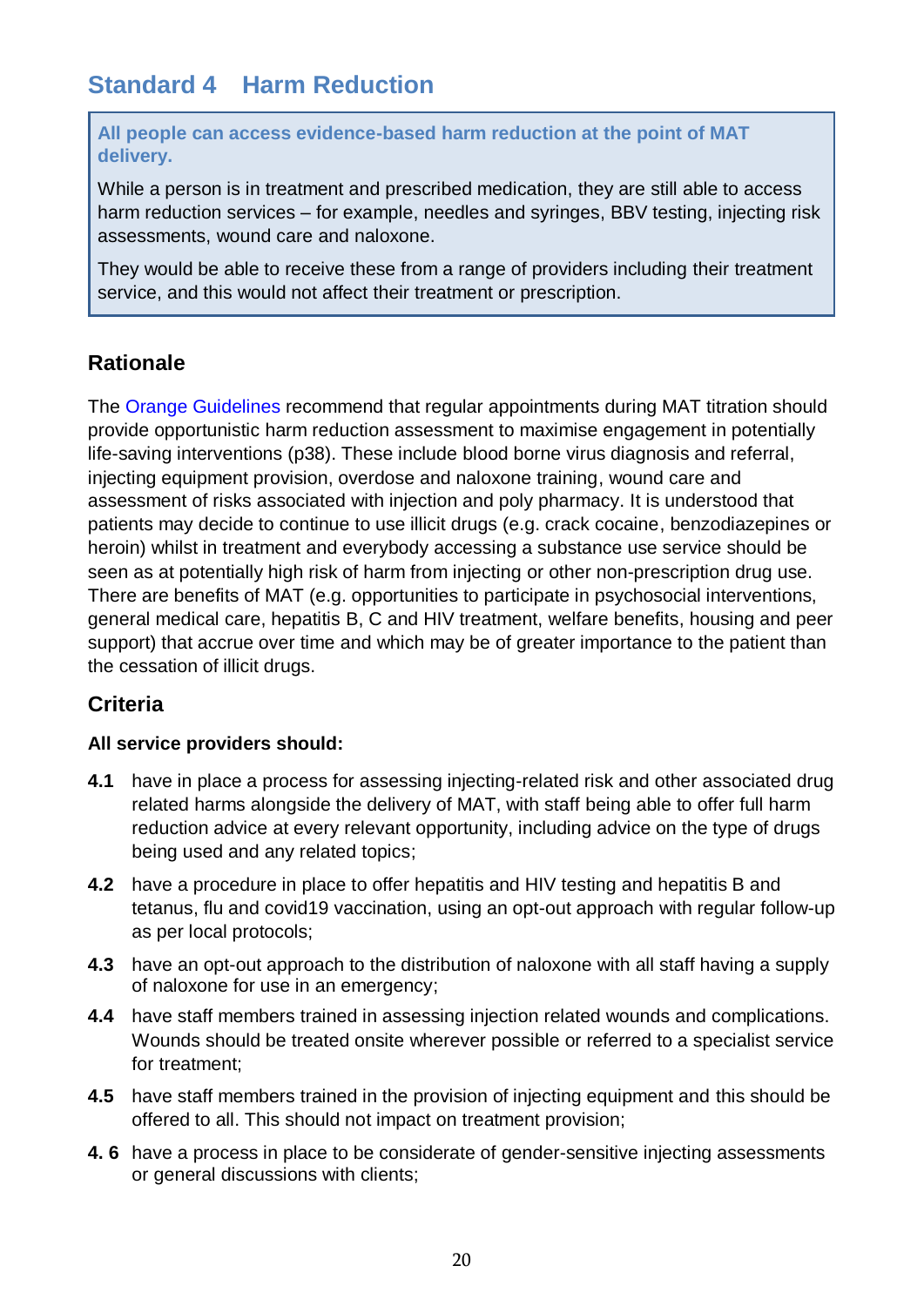## Standard 4 Harm Reduction

> **All people can access evidence-based harm reduction at the point of MAT delivery.**
>
> While a person is in treatment and prescribed medication, they are still able to access harm reduction services – for example, needles and syringes, BBV testing, injecting risk assessments, wound care and naloxone.
>
> They would be able to receive these from a range of providers including their treatment service, and this would not affect their treatment or prescription.

### Rationale

The Orange Guidelines recommend that regular appointments during MAT titration should provide opportunistic harm reduction assessment to maximise engagement in potentially life-saving interventions (p38). These include blood borne virus diagnosis and referral, injecting equipment provision, overdose and naloxone training, wound care and assessment of risks associated with injection and poly pharmacy. It is understood that patients may decide to continue to use illicit drugs (e.g. crack cocaine, benzodiazepines or heroin) whilst in treatment and everybody accessing a substance use service should be seen as at potentially high risk of harm from injecting or other non-prescription drug use. There are benefits of MAT (e.g. opportunities to participate in psychosocial interventions, general medical care, hepatitis B, C and HIV treatment, welfare benefits, housing and peer support) that accrue over time and which may be of greater importance to the patient than the cessation of illicit drugs.

### Criteria

**All service providers should:**

**4.1** have in place a process for assessing injecting-related risk and other associated drug related harms alongside the delivery of MAT, with staff being able to offer full harm reduction advice at every relevant opportunity, including advice on the type of drugs being used and any related topics;

**4.2** have a procedure in place to offer hepatitis and HIV testing and hepatitis B and tetanus, flu and covid19 vaccination, using an opt-out approach with regular follow-up as per local protocols;

**4.3** have an opt-out approach to the distribution of naloxone with all staff having a supply of naloxone for use in an emergency;

**4.4** have staff members trained in assessing injection related wounds and complications. Wounds should be treated onsite wherever possible or referred to a specialist service for treatment;

**4.5** have staff members trained in the provision of injecting equipment and this should be offered to all. This should not impact on treatment provision;

**4. 6** have a process in place to be considerate of gender-sensitive injecting assessments or general discussions with clients;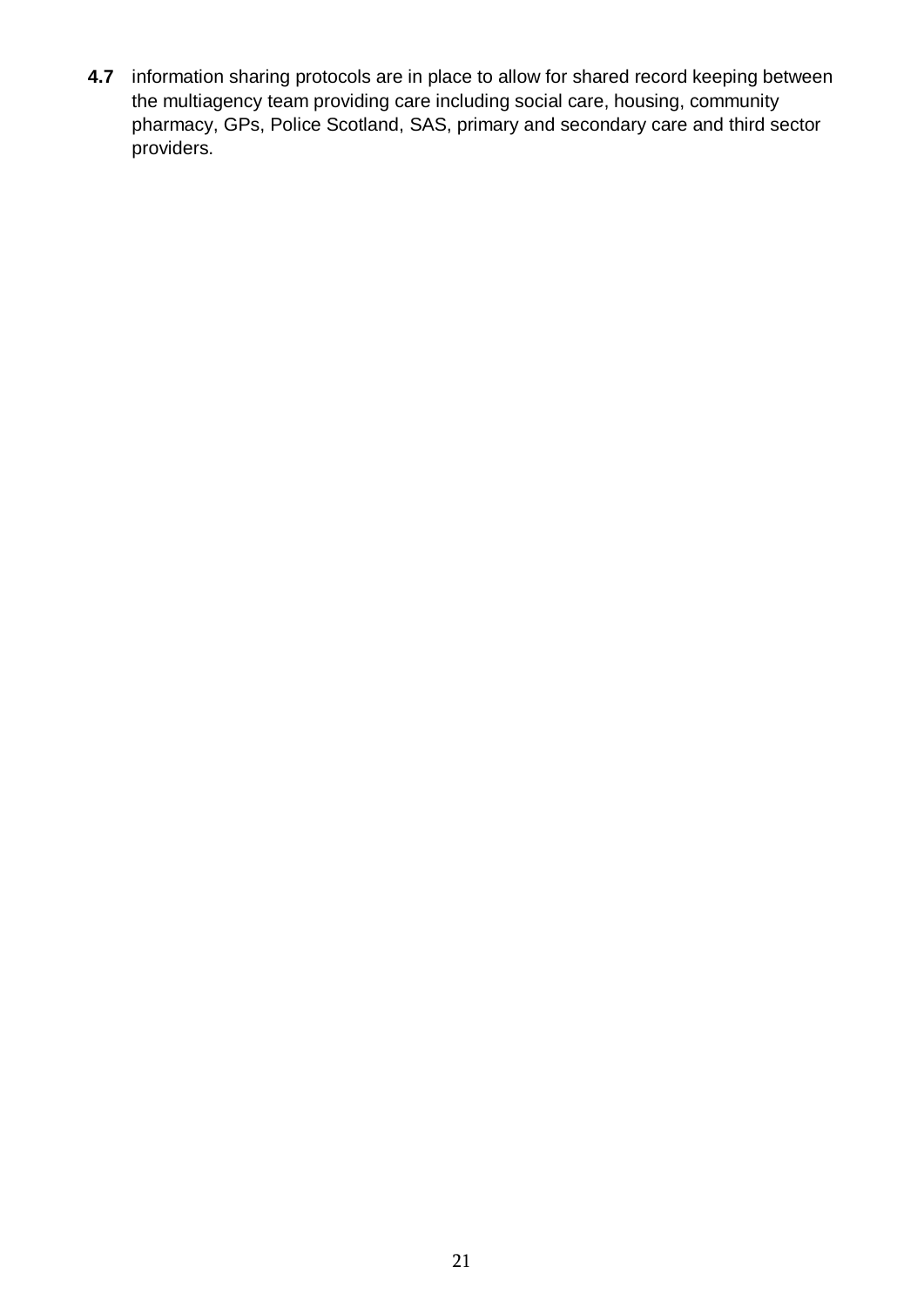**4.7** information sharing protocols are in place to allow for shared record keeping between the multiagency team providing care including social care, housing, community pharmacy, GPs, Police Scotland, SAS, primary and secondary care and third sector providers.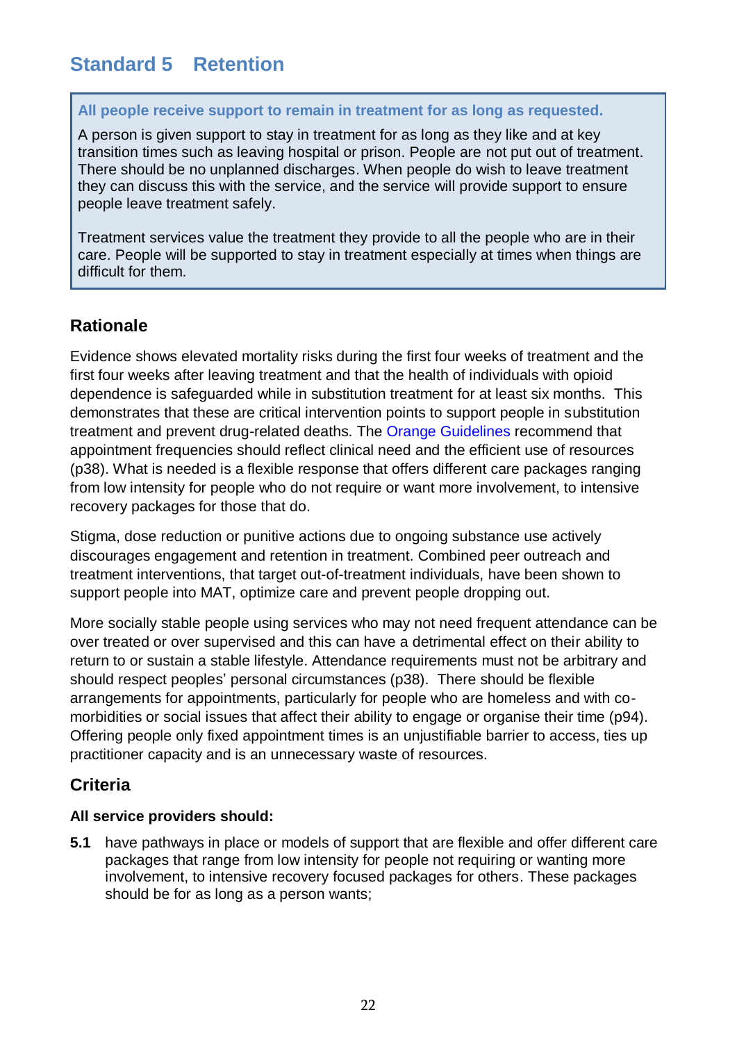## Standard 5 Retention

**All people receive support to remain in treatment for as long as requested.**

A person is given support to stay in treatment for as long as they like and at key transition times such as leaving hospital or prison. People are not put out of treatment. There should be no unplanned discharges. When people do wish to leave treatment they can discuss this with the service, and the service will provide support to ensure people leave treatment safely.

Treatment services value the treatment they provide to all the people who are in their care. People will be supported to stay in treatment especially at times when things are difficult for them.

### Rationale

Evidence shows elevated mortality risks during the first four weeks of treatment and the first four weeks after leaving treatment and that the health of individuals with opioid dependence is safeguarded while in substitution treatment for at least six months. This demonstrates that these are critical intervention points to support people in substitution treatment and prevent drug-related deaths. The Orange Guidelines recommend that appointment frequencies should reflect clinical need and the efficient use of resources (p38). What is needed is a flexible response that offers different care packages ranging from low intensity for people who do not require or want more involvement, to intensive recovery packages for those that do.

Stigma, dose reduction or punitive actions due to ongoing substance use actively discourages engagement and retention in treatment. Combined peer outreach and treatment interventions, that target out-of-treatment individuals, have been shown to support people into MAT, optimize care and prevent people dropping out.

More socially stable people using services who may not need frequent attendance can be over treated or over supervised and this can have a detrimental effect on their ability to return to or sustain a stable lifestyle. Attendance requirements must not be arbitrary and should respect peoples' personal circumstances (p38). There should be flexible arrangements for appointments, particularly for people who are homeless and with co-morbidities or social issues that affect their ability to engage or organise their time (p94). Offering people only fixed appointment times is an unjustifiable barrier to access, ties up practitioner capacity and is an unnecessary waste of resources.

### Criteria

**All service providers should:**

**5.1** have pathways in place or models of support that are flexible and offer different care packages that range from low intensity for people not requiring or wanting more involvement, to intensive recovery focused packages for others. These packages should be for as long as a person wants;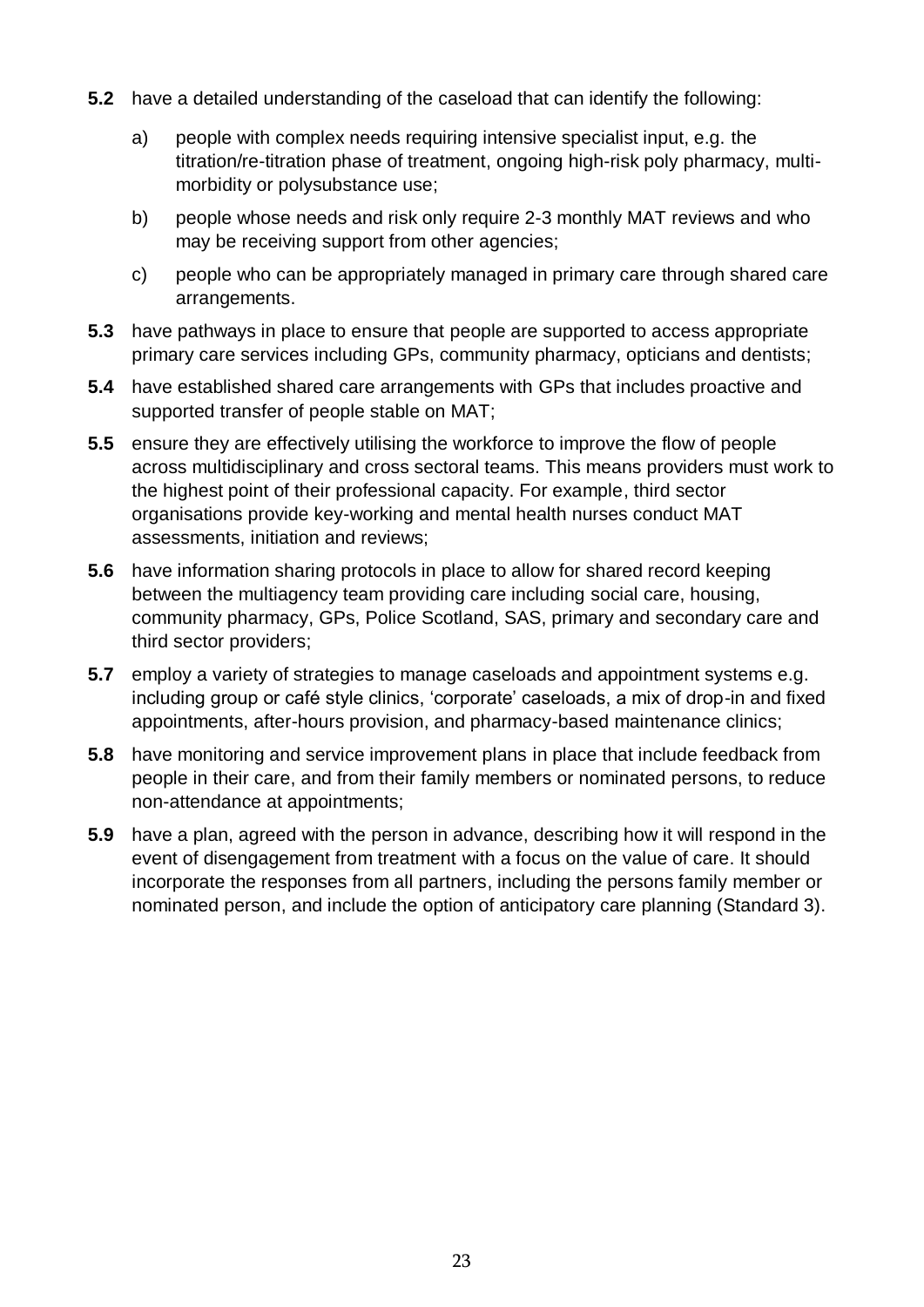**5.2** have a detailed understanding of the caseload that can identify the following:

a) people with complex needs requiring intensive specialist input, e.g. the titration/re-titration phase of treatment, ongoing high-risk poly pharmacy, multi-morbidity or polysubstance use;

b) people whose needs and risk only require 2-3 monthly MAT reviews and who may be receiving support from other agencies;

c) people who can be appropriately managed in primary care through shared care arrangements.

**5.3** have pathways in place to ensure that people are supported to access appropriate primary care services including GPs, community pharmacy, opticians and dentists;

**5.4** have established shared care arrangements with GPs that includes proactive and supported transfer of people stable on MAT;

**5.5** ensure they are effectively utilising the workforce to improve the flow of people across multidisciplinary and cross sectoral teams. This means providers must work to the highest point of their professional capacity. For example, third sector organisations provide key-working and mental health nurses conduct MAT assessments, initiation and reviews;

**5.6** have information sharing protocols in place to allow for shared record keeping between the multiagency team providing care including social care, housing, community pharmacy, GPs, Police Scotland, SAS, primary and secondary care and third sector providers;

**5.7** employ a variety of strategies to manage caseloads and appointment systems e.g. including group or café style clinics, 'corporate' caseloads, a mix of drop-in and fixed appointments, after-hours provision, and pharmacy-based maintenance clinics;

**5.8** have monitoring and service improvement plans in place that include feedback from people in their care, and from their family members or nominated persons, to reduce non-attendance at appointments;

**5.9** have a plan, agreed with the person in advance, describing how it will respond in the event of disengagement from treatment with a focus on the value of care. It should incorporate the responses from all partners, including the persons family member or nominated person, and include the option of anticipatory care planning (Standard 3).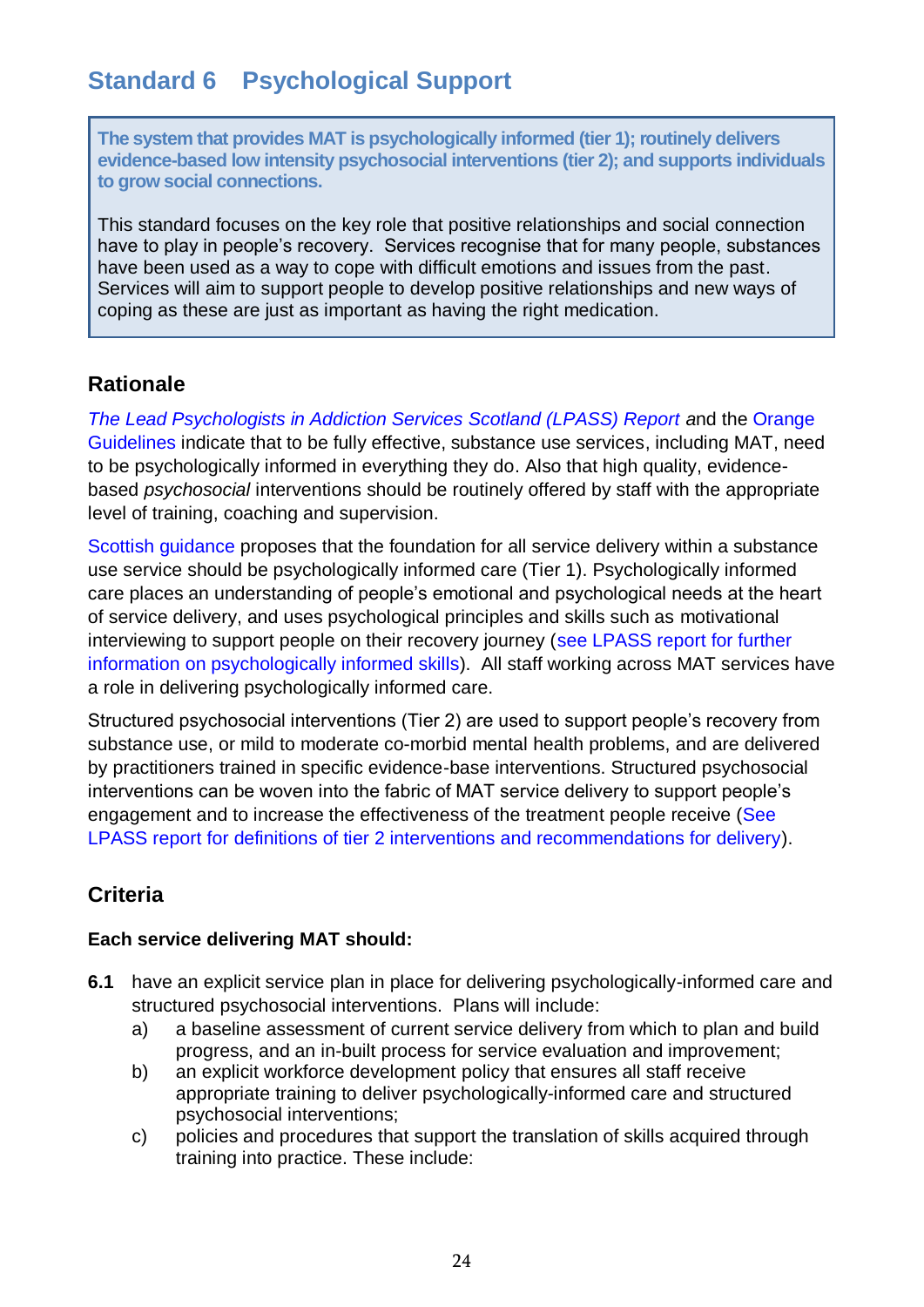## Standard 6 Psychological Support

**The system that provides MAT is psychologically informed (tier 1); routinely delivers evidence-based low intensity psychosocial interventions (tier 2); and supports individuals to grow social connections.**

This standard focuses on the key role that positive relationships and social connection have to play in people's recovery. Services recognise that for many people, substances have been used as a way to cope with difficult emotions and issues from the past. Services will aim to support people to develop positive relationships and new ways of coping as these are just as important as having the right medication.

### Rationale

*The Lead Psychologists in Addiction Services Scotland (LPASS) Report* and the Orange Guidelines indicate that to be fully effective, substance use services, including MAT, need to be psychologically informed in everything they do. Also that high quality, evidence-based *psychosocial* interventions should be routinely offered by staff with the appropriate level of training, coaching and supervision.

Scottish guidance proposes that the foundation for all service delivery within a substance use service should be psychologically informed care (Tier 1). Psychologically informed care places an understanding of people's emotional and psychological needs at the heart of service delivery, and uses psychological principles and skills such as motivational interviewing to support people on their recovery journey (see LPASS report for further information on psychologically informed skills). All staff working across MAT services have a role in delivering psychologically informed care.

Structured psychosocial interventions (Tier 2) are used to support people's recovery from substance use, or mild to moderate co-morbid mental health problems, and are delivered by practitioners trained in specific evidence-base interventions. Structured psychosocial interventions can be woven into the fabric of MAT service delivery to support people's engagement and to increase the effectiveness of the treatment people receive (See LPASS report for definitions of tier 2 interventions and recommendations for delivery).

### Criteria

**Each service delivering MAT should:**

**6.1** have an explicit service plan in place for delivering psychologically-informed care and structured psychosocial interventions. Plans will include:

a) a baseline assessment of current service delivery from which to plan and build progress, and an in-built process for service evaluation and improvement;

b) an explicit workforce development policy that ensures all staff receive appropriate training to deliver psychologically-informed care and structured psychosocial interventions;

c) policies and procedures that support the translation of skills acquired through training into practice. These include: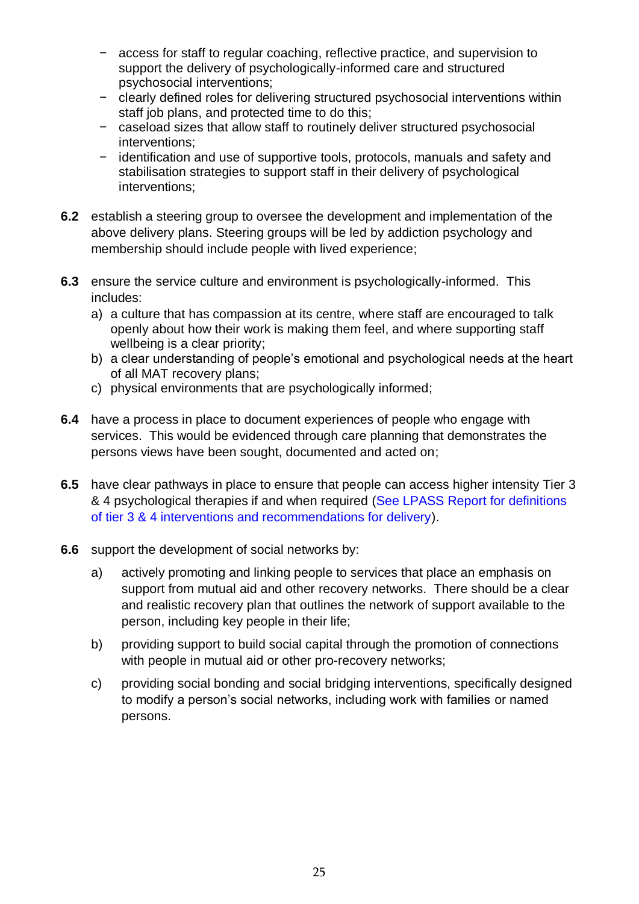- access for staff to regular coaching, reflective practice, and supervision to support the delivery of psychologically-informed care and structured psychosocial interventions;
- clearly defined roles for delivering structured psychosocial interventions within staff job plans, and protected time to do this;
- caseload sizes that allow staff to routinely deliver structured psychosocial interventions;
- identification and use of supportive tools, protocols, manuals and safety and stabilisation strategies to support staff in their delivery of psychological interventions;

**6.2** establish a steering group to oversee the development and implementation of the above delivery plans. Steering groups will be led by addiction psychology and membership should include people with lived experience;

**6.3** ensure the service culture and environment is psychologically-informed. This includes:

a) a culture that has compassion at its centre, where staff are encouraged to talk openly about how their work is making them feel, and where supporting staff wellbeing is a clear priority;
b) a clear understanding of people's emotional and psychological needs at the heart of all MAT recovery plans;
c) physical environments that are psychologically informed;

**6.4** have a process in place to document experiences of people who engage with services. This would be evidenced through care planning that demonstrates the persons views have been sought, documented and acted on;

**6.5** have clear pathways in place to ensure that people can access higher intensity Tier 3 & 4 psychological therapies if and when required (See LPASS Report for definitions of tier 3 & 4 interventions and recommendations for delivery).

**6.6** support the development of social networks by:

a) actively promoting and linking people to services that place an emphasis on support from mutual aid and other recovery networks. There should be a clear and realistic recovery plan that outlines the network of support available to the person, including key people in their life;

b) providing support to build social capital through the promotion of connections with people in mutual aid or other pro-recovery networks;

c) providing social bonding and social bridging interventions, specifically designed to modify a person's social networks, including work with families or named persons.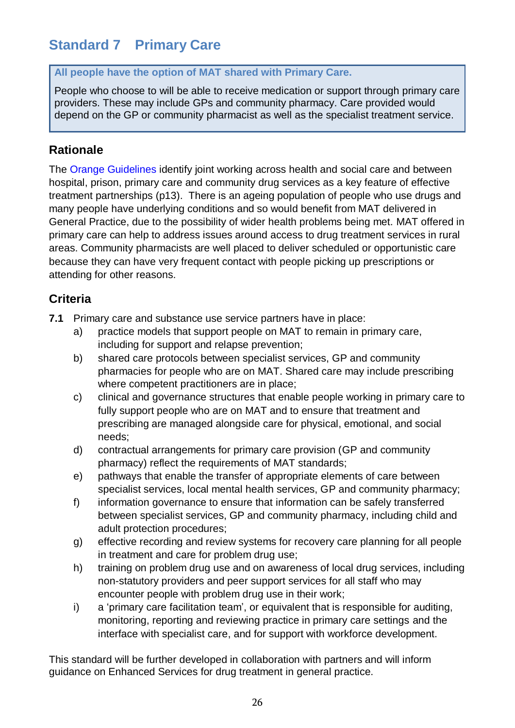## Standard 7 Primary Care

**All people have the option of MAT shared with Primary Care.**

People who choose to will be able to receive medication or support through primary care providers. These may include GPs and community pharmacy. Care provided would depend on the GP or community pharmacist as well as the specialist treatment service.

### Rationale

The Orange Guidelines identify joint working across health and social care and between hospital, prison, primary care and community drug services as a key feature of effective treatment partnerships (p13). There is an ageing population of people who use drugs and many people have underlying conditions and so would benefit from MAT delivered in General Practice, due to the possibility of wider health problems being met. MAT offered in primary care can help to address issues around access to drug treatment services in rural areas. Community pharmacists are well placed to deliver scheduled or opportunistic care because they can have very frequent contact with people picking up prescriptions or attending for other reasons.

### Criteria

**7.1** Primary care and substance use service partners have in place:

a) practice models that support people on MAT to remain in primary care, including for support and relapse prevention;

b) shared care protocols between specialist services, GP and community pharmacies for people who are on MAT. Shared care may include prescribing where competent practitioners are in place;

c) clinical and governance structures that enable people working in primary care to fully support people who are on MAT and to ensure that treatment and prescribing are managed alongside care for physical, emotional, and social needs;

d) contractual arrangements for primary care provision (GP and community pharmacy) reflect the requirements of MAT standards;

e) pathways that enable the transfer of appropriate elements of care between specialist services, local mental health services, GP and community pharmacy;

f) information governance to ensure that information can be safely transferred between specialist services, GP and community pharmacy, including child and adult protection procedures;

g) effective recording and review systems for recovery care planning for all people in treatment and care for problem drug use;

h) training on problem drug use and on awareness of local drug services, including non-statutory providers and peer support services for all staff who may encounter people with problem drug use in their work;

i) a 'primary care facilitation team', or equivalent that is responsible for auditing, monitoring, reporting and reviewing practice in primary care settings and the interface with specialist care, and for support with workforce development.

This standard will be further developed in collaboration with partners and will inform guidance on Enhanced Services for drug treatment in general practice.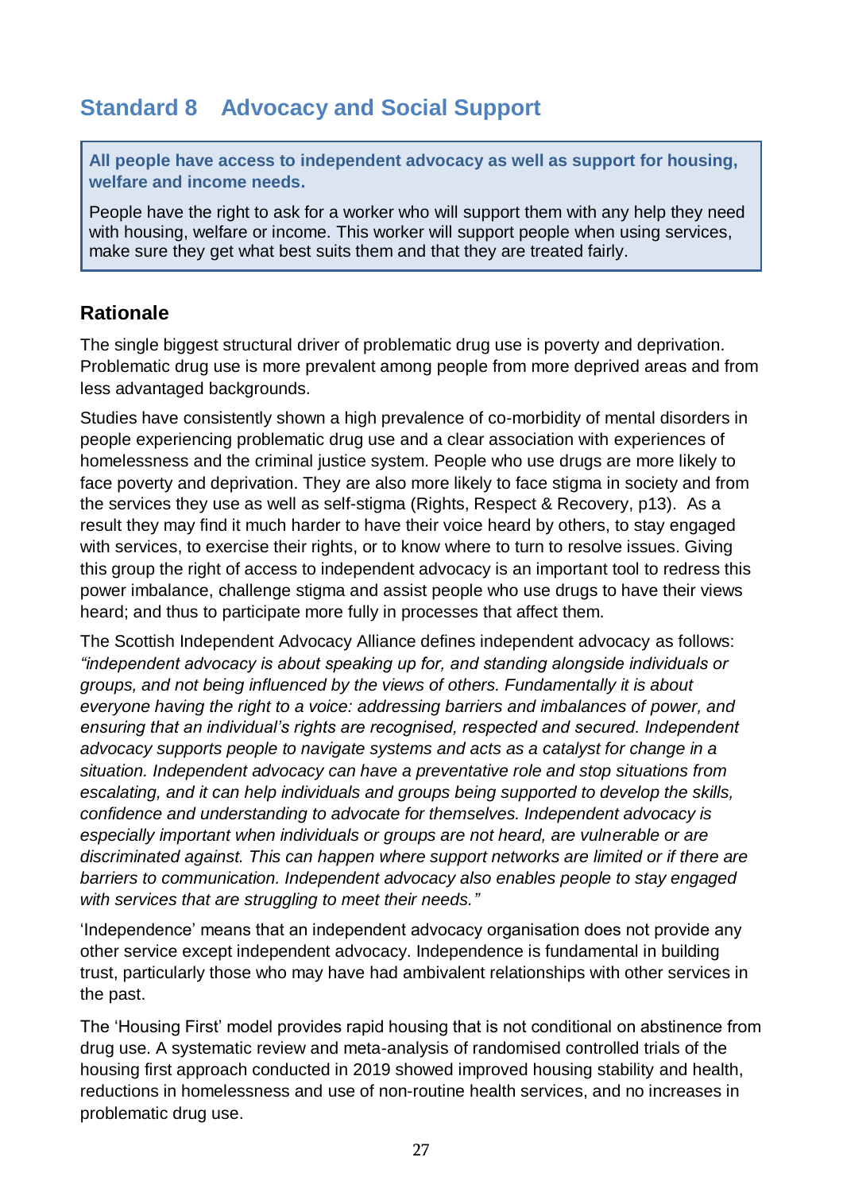## Standard 8 Advocacy and Social Support

**All people have access to independent advocacy as well as support for housing, welfare and income needs.**

People have the right to ask for a worker who will support them with any help they need with housing, welfare or income. This worker will support people when using services, make sure they get what best suits them and that they are treated fairly.

### Rationale

The single biggest structural driver of problematic drug use is poverty and deprivation. Problematic drug use is more prevalent among people from more deprived areas and from less advantaged backgrounds.

Studies have consistently shown a high prevalence of co-morbidity of mental disorders in people experiencing problematic drug use and a clear association with experiences of homelessness and the criminal justice system. People who use drugs are more likely to face poverty and deprivation. They are also more likely to face stigma in society and from the services they use as well as self-stigma (Rights, Respect & Recovery, p13). As a result they may find it much harder to have their voice heard by others, to stay engaged with services, to exercise their rights, or to know where to turn to resolve issues. Giving this group the right of access to independent advocacy is an important tool to redress this power imbalance, challenge stigma and assist people who use drugs to have their views heard; and thus to participate more fully in processes that affect them.

The Scottish Independent Advocacy Alliance defines independent advocacy as follows: *"independent advocacy is about speaking up for, and standing alongside individuals or groups, and not being influenced by the views of others. Fundamentally it is about everyone having the right to a voice: addressing barriers and imbalances of power, and ensuring that an individual's rights are recognised, respected and secured. Independent advocacy supports people to navigate systems and acts as a catalyst for change in a situation. Independent advocacy can have a preventative role and stop situations from escalating, and it can help individuals and groups being supported to develop the skills, confidence and understanding to advocate for themselves. Independent advocacy is especially important when individuals or groups are not heard, are vulnerable or are discriminated against. This can happen where support networks are limited or if there are barriers to communication. Independent advocacy also enables people to stay engaged with services that are struggling to meet their needs."*

'Independence' means that an independent advocacy organisation does not provide any other service except independent advocacy. Independence is fundamental in building trust, particularly those who may have had ambivalent relationships with other services in the past.

The 'Housing First' model provides rapid housing that is not conditional on abstinence from drug use. A systematic review and meta-analysis of randomised controlled trials of the housing first approach conducted in 2019 showed improved housing stability and health, reductions in homelessness and use of non-routine health services, and no increases in problematic drug use.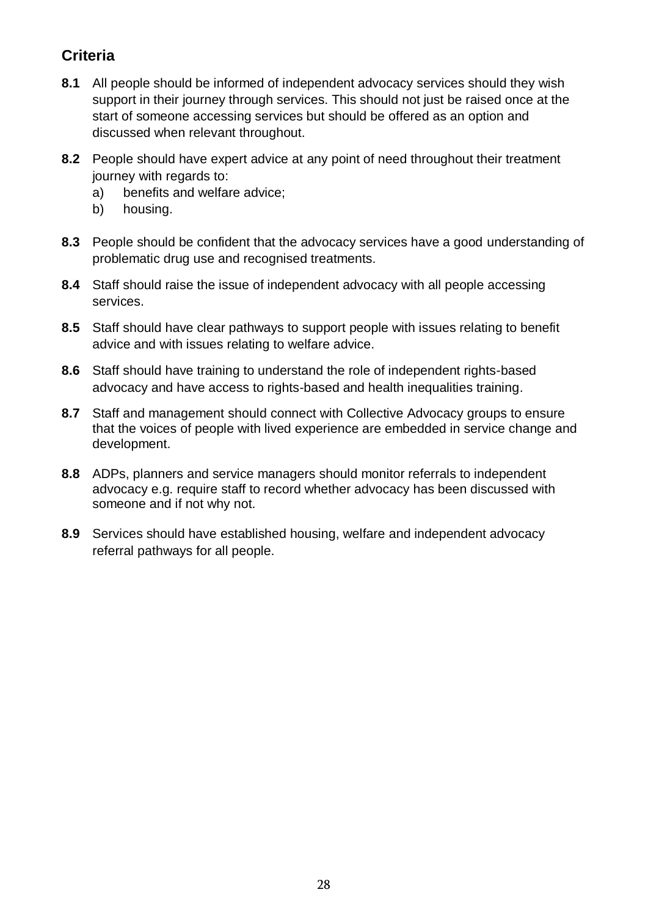## Criteria

**8.1** All people should be informed of independent advocacy services should they wish support in their journey through services. This should not just be raised once at the start of someone accessing services but should be offered as an option and discussed when relevant throughout.

**8.2** People should have expert advice at any point of need throughout their treatment journey with regards to:

a) benefits and welfare advice;
b) housing.

**8.3** People should be confident that the advocacy services have a good understanding of problematic drug use and recognised treatments.

**8.4** Staff should raise the issue of independent advocacy with all people accessing services.

**8.5** Staff should have clear pathways to support people with issues relating to benefit advice and with issues relating to welfare advice.

**8.6** Staff should have training to understand the role of independent rights-based advocacy and have access to rights-based and health inequalities training.

**8.7** Staff and management should connect with Collective Advocacy groups to ensure that the voices of people with lived experience are embedded in service change and development.

**8.8** ADPs, planners and service managers should monitor referrals to independent advocacy e.g. require staff to record whether advocacy has been discussed with someone and if not why not.

**8.9** Services should have established housing, welfare and independent advocacy referral pathways for all people.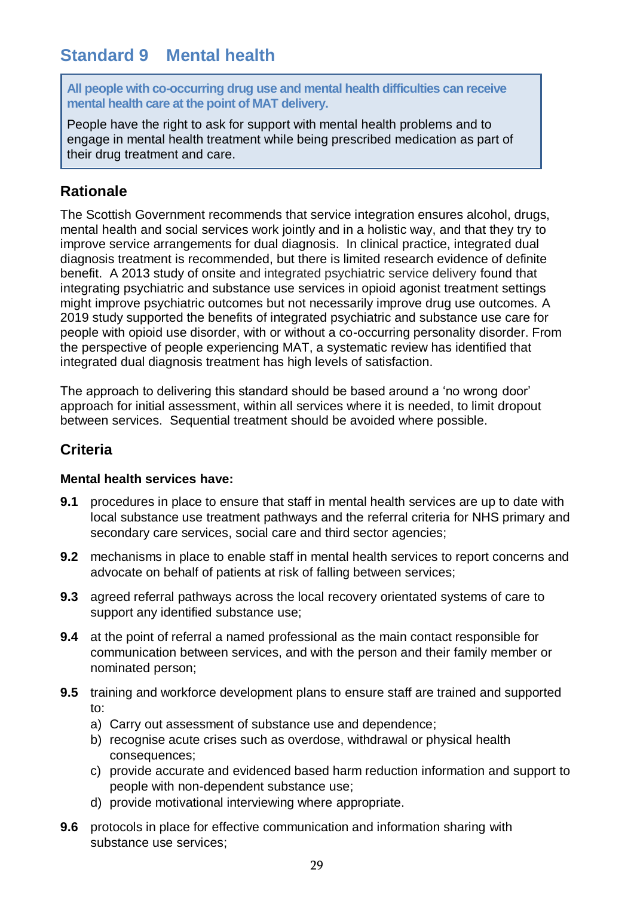## Standard 9 Mental health

> **All people with co-occurring drug use and mental health difficulties can receive mental health care at the point of MAT delivery.**
>
> People have the right to ask for support with mental health problems and to engage in mental health treatment while being prescribed medication as part of their drug treatment and care.

### Rationale

The Scottish Government recommends that service integration ensures alcohol, drugs, mental health and social services work jointly and in a holistic way, and that they try to improve service arrangements for dual diagnosis. In clinical practice, integrated dual diagnosis treatment is recommended, but there is limited research evidence of definite benefit. A 2013 study of onsite and integrated psychiatric service delivery found that integrating psychiatric and substance use services in opioid agonist treatment settings might improve psychiatric outcomes but not necessarily improve drug use outcomes. A 2019 study supported the benefits of integrated psychiatric and substance use care for people with opioid use disorder, with or without a co-occurring personality disorder. From the perspective of people experiencing MAT, a systematic review has identified that integrated dual diagnosis treatment has high levels of satisfaction.

The approach to delivering this standard should be based around a 'no wrong door' approach for initial assessment, within all services where it is needed, to limit dropout between services. Sequential treatment should be avoided where possible.

### Criteria

**Mental health services have:**

**9.1** procedures in place to ensure that staff in mental health services are up to date with local substance use treatment pathways and the referral criteria for NHS primary and secondary care services, social care and third sector agencies;

**9.2** mechanisms in place to enable staff in mental health services to report concerns and advocate on behalf of patients at risk of falling between services;

**9.3** agreed referral pathways across the local recovery orientated systems of care to support any identified substance use;

**9.4** at the point of referral a named professional as the main contact responsible for communication between services, and with the person and their family member or nominated person;

**9.5** training and workforce development plans to ensure staff are trained and supported to:

a) Carry out assessment of substance use and dependence;
b) recognise acute crises such as overdose, withdrawal or physical health consequences;
c) provide accurate and evidenced based harm reduction information and support to people with non-dependent substance use;
d) provide motivational interviewing where appropriate.

**9.6** protocols in place for effective communication and information sharing with substance use services;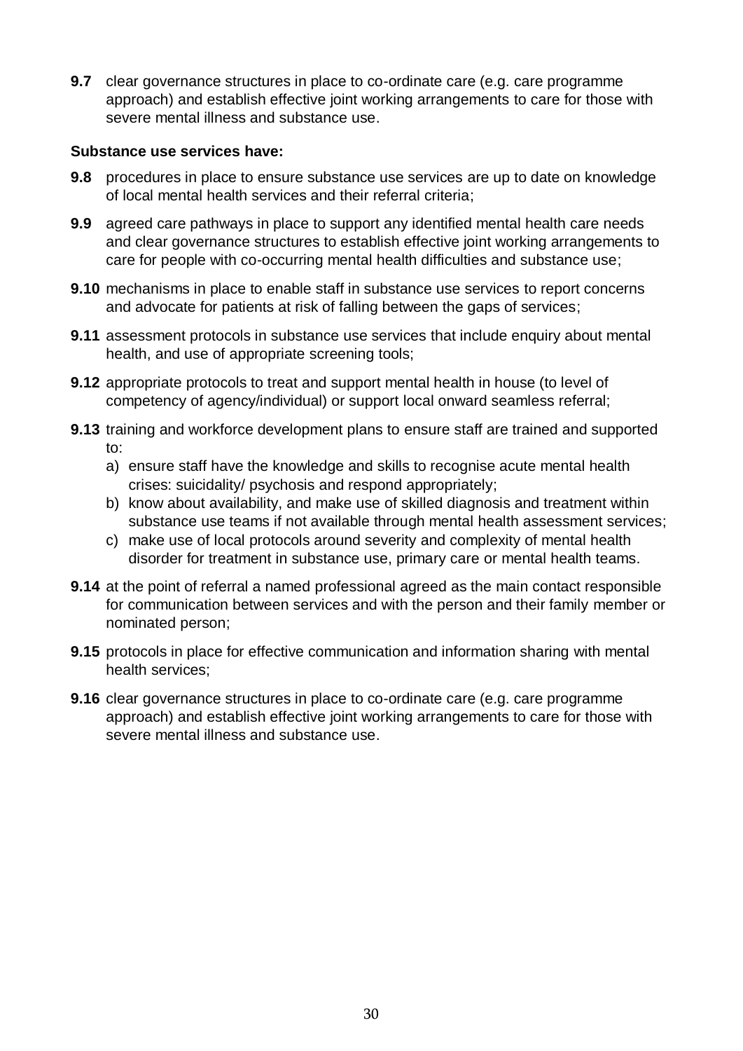**9.7** clear governance structures in place to co-ordinate care (e.g. care programme approach) and establish effective joint working arrangements to care for those with severe mental illness and substance use.

**Substance use services have:**

**9.8** procedures in place to ensure substance use services are up to date on knowledge of local mental health services and their referral criteria;

**9.9** agreed care pathways in place to support any identified mental health care needs and clear governance structures to establish effective joint working arrangements to care for people with co-occurring mental health difficulties and substance use;

**9.10** mechanisms in place to enable staff in substance use services to report concerns and advocate for patients at risk of falling between the gaps of services;

**9.11** assessment protocols in substance use services that include enquiry about mental health, and use of appropriate screening tools;

**9.12** appropriate protocols to treat and support mental health in house (to level of competency of agency/individual) or support local onward seamless referral;

**9.13** training and workforce development plans to ensure staff are trained and supported to:

a) ensure staff have the knowledge and skills to recognise acute mental health crises: suicidality/ psychosis and respond appropriately;
b) know about availability, and make use of skilled diagnosis and treatment within substance use teams if not available through mental health assessment services;
c) make use of local protocols around severity and complexity of mental health disorder for treatment in substance use, primary care or mental health teams.

**9.14** at the point of referral a named professional agreed as the main contact responsible for communication between services and with the person and their family member or nominated person;

**9.15** protocols in place for effective communication and information sharing with mental health services;

**9.16** clear governance structures in place to co-ordinate care (e.g. care programme approach) and establish effective joint working arrangements to care for those with severe mental illness and substance use.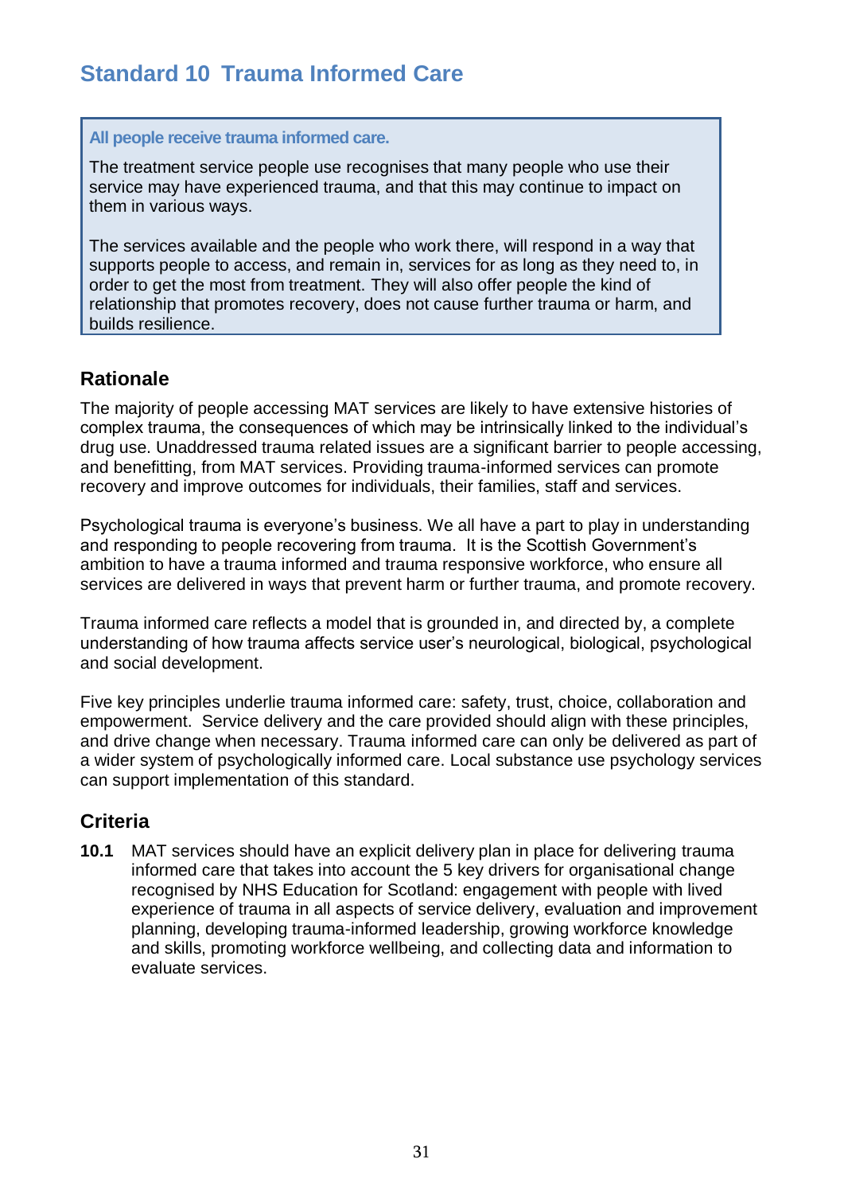## Standard 10 Trauma Informed Care

**All people receive trauma informed care.**

The treatment service people use recognises that many people who use their service may have experienced trauma, and that this may continue to impact on them in various ways.

The services available and the people who work there, will respond in a way that supports people to access, and remain in, services for as long as they need to, in order to get the most from treatment. They will also offer people the kind of relationship that promotes recovery, does not cause further trauma or harm, and builds resilience.

### Rationale

The majority of people accessing MAT services are likely to have extensive histories of complex trauma, the consequences of which may be intrinsically linked to the individual's drug use. Unaddressed trauma related issues are a significant barrier to people accessing, and benefitting, from MAT services. Providing trauma-informed services can promote recovery and improve outcomes for individuals, their families, staff and services.

Psychological trauma is everyone's business. We all have a part to play in understanding and responding to people recovering from trauma. It is the Scottish Government's ambition to have a trauma informed and trauma responsive workforce, who ensure all services are delivered in ways that prevent harm or further trauma, and promote recovery.

Trauma informed care reflects a model that is grounded in, and directed by, a complete understanding of how trauma affects service user's neurological, biological, psychological and social development.

Five key principles underlie trauma informed care: safety, trust, choice, collaboration and empowerment. Service delivery and the care provided should align with these principles, and drive change when necessary. Trauma informed care can only be delivered as part of a wider system of psychologically informed care. Local substance use psychology services can support implementation of this standard.

### Criteria

**10.1** MAT services should have an explicit delivery plan in place for delivering trauma informed care that takes into account the 5 key drivers for organisational change recognised by NHS Education for Scotland: engagement with people with lived experience of trauma in all aspects of service delivery, evaluation and improvement planning, developing trauma-informed leadership, growing workforce knowledge and skills, promoting workforce wellbeing, and collecting data and information to evaluate services.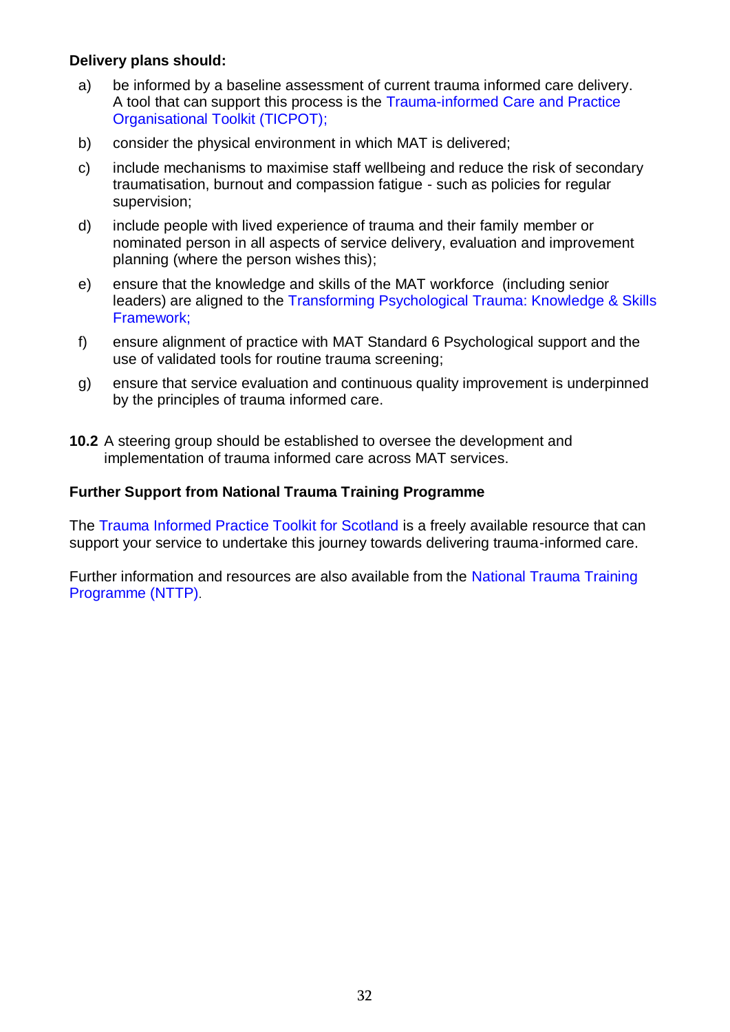**Delivery plans should:**

a) be informed by a baseline assessment of current trauma informed care delivery. A tool that can support this process is the Trauma-informed Care and Practice Organisational Toolkit (TICPOT);

b) consider the physical environment in which MAT is delivered;

c) include mechanisms to maximise staff wellbeing and reduce the risk of secondary traumatisation, burnout and compassion fatigue - such as policies for regular supervision;

d) include people with lived experience of trauma and their family member or nominated person in all aspects of service delivery, evaluation and improvement planning (where the person wishes this);

e) ensure that the knowledge and skills of the MAT workforce (including senior leaders) are aligned to the Transforming Psychological Trauma: Knowledge & Skills Framework;

f) ensure alignment of practice with MAT Standard 6 Psychological support and the use of validated tools for routine trauma screening;

g) ensure that service evaluation and continuous quality improvement is underpinned by the principles of trauma informed care.

**10.2** A steering group should be established to oversee the development and implementation of trauma informed care across MAT services.

**Further Support from National Trauma Training Programme**

The Trauma Informed Practice Toolkit for Scotland is a freely available resource that can support your service to undertake this journey towards delivering trauma-informed care.

Further information and resources are also available from the National Trauma Training Programme (NTTP).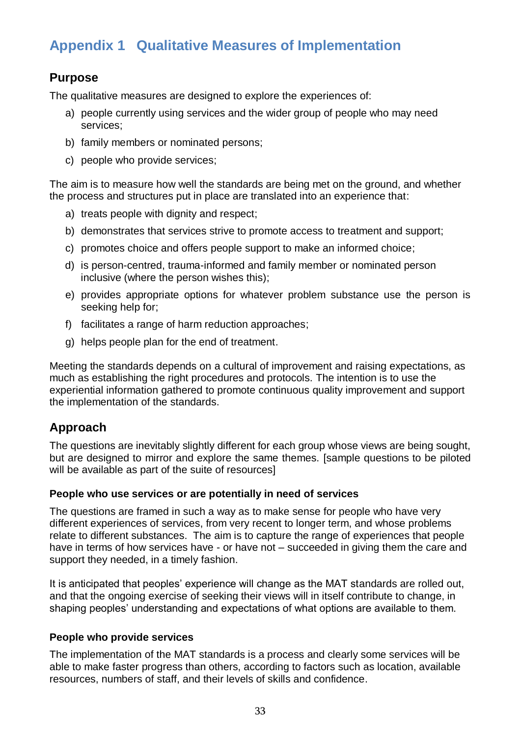# Appendix 1 Qualitative Measures of Implementation

## Purpose

The qualitative measures are designed to explore the experiences of:

a) people currently using services and the wider group of people who may need services;

b) family members or nominated persons;

c) people who provide services;

The aim is to measure how well the standards are being met on the ground, and whether the process and structures put in place are translated into an experience that:

a) treats people with dignity and respect;

b) demonstrates that services strive to promote access to treatment and support;

c) promotes choice and offers people support to make an informed choice;

d) is person-centred, trauma-informed and family member or nominated person inclusive (where the person wishes this);

e) provides appropriate options for whatever problem substance use the person is seeking help for;

f) facilitates a range of harm reduction approaches;

g) helps people plan for the end of treatment.

Meeting the standards depends on a cultural of improvement and raising expectations, as much as establishing the right procedures and protocols. The intention is to use the experiential information gathered to promote continuous quality improvement and support the implementation of the standards.

## Approach

The questions are inevitably slightly different for each group whose views are being sought, but are designed to mirror and explore the same themes. [sample questions to be piloted will be available as part of the suite of resources]

### People who use services or are potentially in need of services

The questions are framed in such a way as to make sense for people who have very different experiences of services, from very recent to longer term, and whose problems relate to different substances. The aim is to capture the range of experiences that people have in terms of how services have - or have not – succeeded in giving them the care and support they needed, in a timely fashion.

It is anticipated that peoples' experience will change as the MAT standards are rolled out, and that the ongoing exercise of seeking their views will in itself contribute to change, in shaping peoples' understanding and expectations of what options are available to them.

### People who provide services

The implementation of the MAT standards is a process and clearly some services will be able to make faster progress than others, according to factors such as location, available resources, numbers of staff, and their levels of skills and confidence.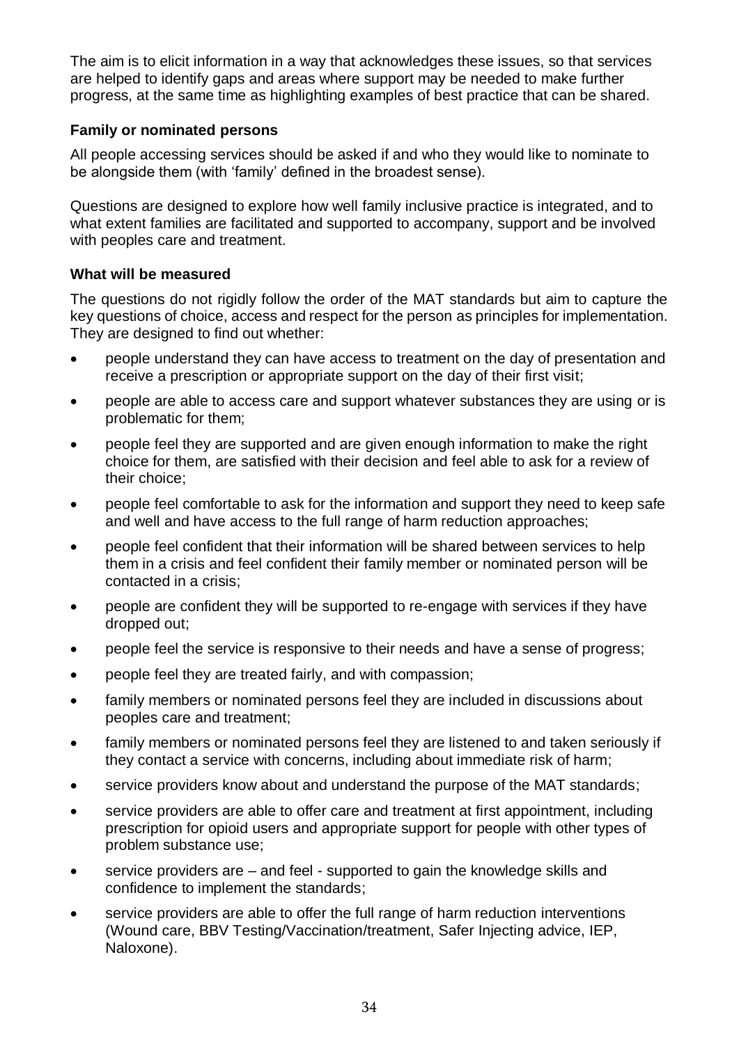The aim is to elicit information in a way that acknowledges these issues, so that services are helped to identify gaps and areas where support may be needed to make further progress, at the same time as highlighting examples of best practice that can be shared.

### Family or nominated persons

All people accessing services should be asked if and who they would like to nominate to be alongside them (with 'family' defined in the broadest sense).

Questions are designed to explore how well family inclusive practice is integrated, and to what extent families are facilitated and supported to accompany, support and be involved with peoples care and treatment.

### What will be measured

The questions do not rigidly follow the order of the MAT standards but aim to capture the key questions of choice, access and respect for the person as principles for implementation. They are designed to find out whether:

- people understand they can have access to treatment on the day of presentation and receive a prescription or appropriate support on the day of their first visit;
- people are able to access care and support whatever substances they are using or is problematic for them;
- people feel they are supported and are given enough information to make the right choice for them, are satisfied with their decision and feel able to ask for a review of their choice;
- people feel comfortable to ask for the information and support they need to keep safe and well and have access to the full range of harm reduction approaches;
- people feel confident that their information will be shared between services to help them in a crisis and feel confident their family member or nominated person will be contacted in a crisis;
- people are confident they will be supported to re-engage with services if they have dropped out;
- people feel the service is responsive to their needs and have a sense of progress;
- people feel they are treated fairly, and with compassion;
- family members or nominated persons feel they are included in discussions about peoples care and treatment;
- family members or nominated persons feel they are listened to and taken seriously if they contact a service with concerns, including about immediate risk of harm;
- service providers know about and understand the purpose of the MAT standards;
- service providers are able to offer care and treatment at first appointment, including prescription for opioid users and appropriate support for people with other types of problem substance use;
- service providers are – and feel - supported to gain the knowledge skills and confidence to implement the standards;
- service providers are able to offer the full range of harm reduction interventions (Wound care, BBV Testing/Vaccination/treatment, Safer Injecting advice, IEP, Naloxone).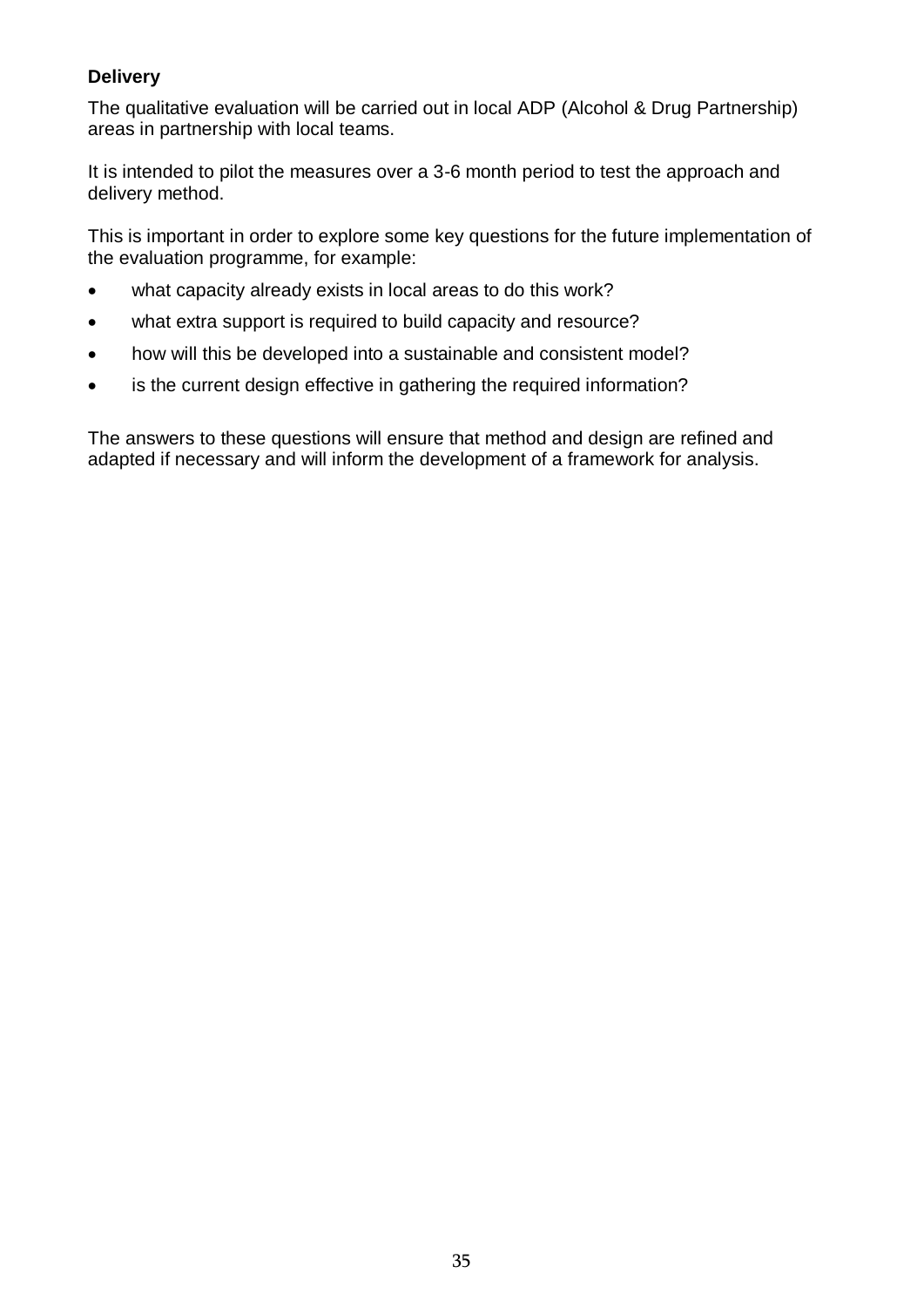**Delivery**

The qualitative evaluation will be carried out in local ADP (Alcohol & Drug Partnership) areas in partnership with local teams.

It is intended to pilot the measures over a 3-6 month period to test the approach and delivery method.

This is important in order to explore some key questions for the future implementation of the evaluation programme, for example:

- what capacity already exists in local areas to do this work?
- what extra support is required to build capacity and resource?
- how will this be developed into a sustainable and consistent model?
- is the current design effective in gathering the required information?

The answers to these questions will ensure that method and design are refined and adapted if necessary and will inform the development of a framework for analysis.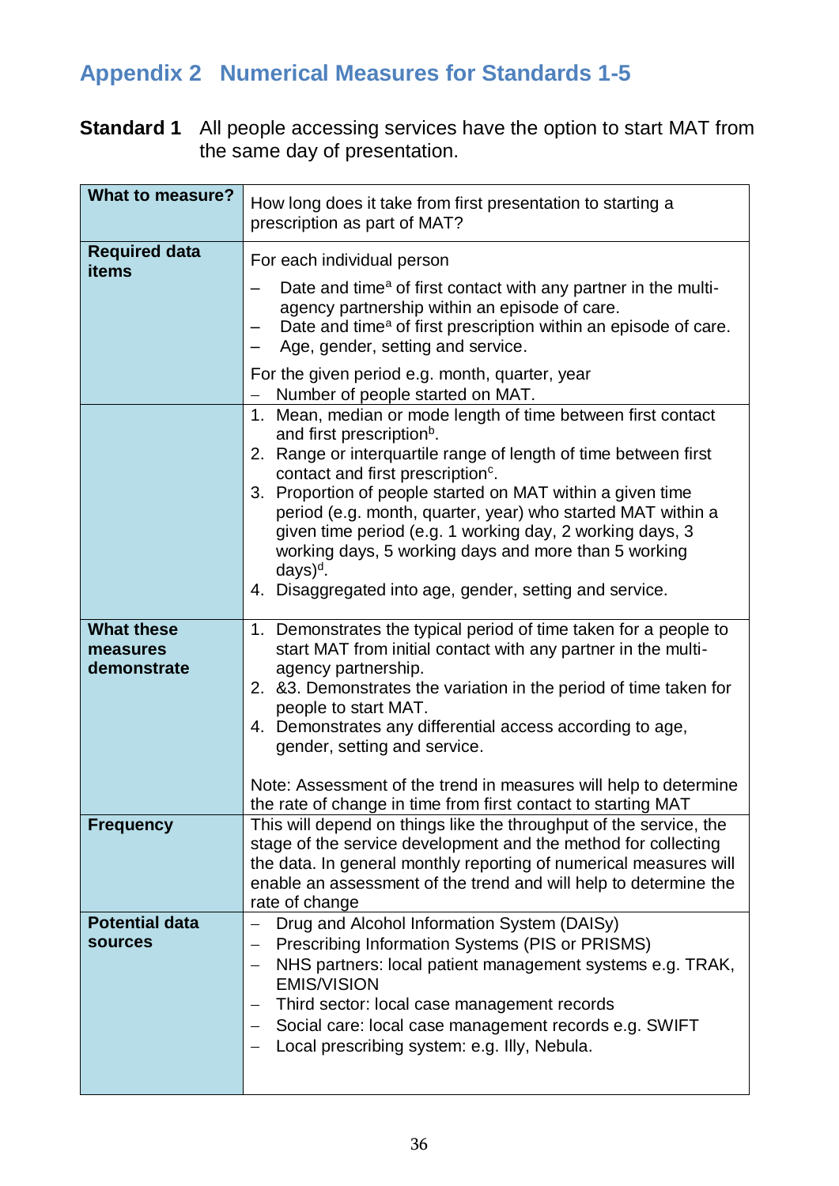## Appendix 2 Numerical Measures for Standards 1-5

**Standard 1** All people accessing services have the option to start MAT from the same day of presentation.

| **What to measure?** | How long does it take from first presentation to starting a prescription as part of MAT? |
|---|---|
| **Required data items** | For each individual person<br>– Date and time[a] of first contact with any partner in the multi-agency partnership within an episode of care.<br>– Date and time[a] of first prescription within an episode of care.<br>– Age, gender, setting and service.<br>For the given period e.g. month, quarter, year<br>– Number of people started on MAT. |
| | 1. Mean, median or mode length of time between first contact and first prescription[b].<br>2. Range or interquartile range of length of time between first contact and first prescription[c].<br>3. Proportion of people started on MAT within a given time period (e.g. month, quarter, year) who started MAT within a given time period (e.g. 1 working day, 2 working days, 3 working days, 5 working days and more than 5 working days)[d].<br>4. Disaggregated into age, gender, setting and service. |
| **What these measures demonstrate** | 1. Demonstrates the typical period of time taken for a people to start MAT from initial contact with any partner in the multi-agency partnership.<br>2. &3. Demonstrates the variation in the period of time taken for people to start MAT.<br>4. Demonstrates any differential access according to age, gender, setting and service.<br><br>Note: Assessment of the trend in measures will help to determine the rate of change in time from first contact to starting MAT |
| **Frequency** | This will depend on things like the throughput of the service, the stage of the service development and the method for collecting the data. In general monthly reporting of numerical measures will enable an assessment of the trend and will help to determine the rate of change |
| **Potential data sources** | – Drug and Alcohol Information System (DAISy)<br>– Prescribing Information Systems (PIS or PRISMS)<br>– NHS partners: local patient management systems e.g. TRAK, EMIS/VISION<br>– Third sector: local case management records<br>– Social care: local case management records e.g. SWIFT<br>– Local prescribing system: e.g. Illy, Nebula. |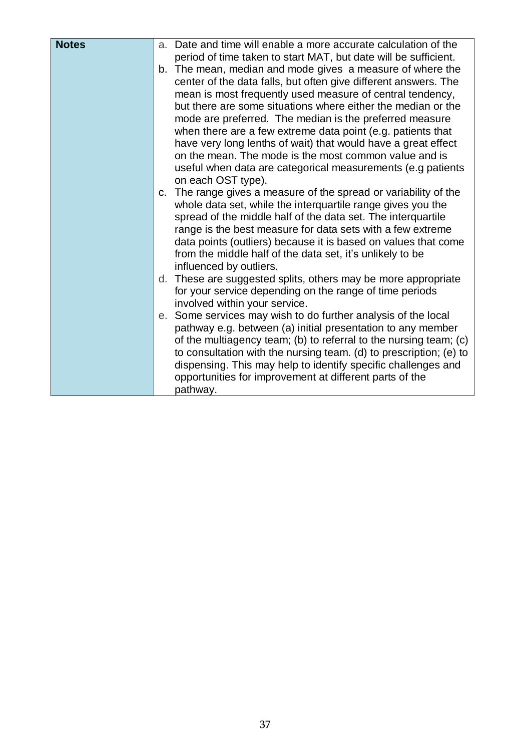| Notes | a. Date and time will enable a more accurate calculation of the period of time taken to start MAT, but date will be sufficient.<br>b. The mean, median and mode gives a measure of where the center of the data falls, but often give different answers. The mean is most frequently used measure of central tendency, but there are some situations where either the median or the mode are preferred. The median is the preferred measure when there are a few extreme data point (e.g. patients that have very long lenths of wait) that would have a great effect on the mean. The mode is the most common value and is useful when data are categorical measurements (e.g patients on each OST type).<br>c. The range gives a measure of the spread or variability of the whole data set, while the interquartile range gives you the spread of the middle half of the data set. The interquartile range is the best measure for data sets with a few extreme data points (outliers) because it is based on values that come from the middle half of the data set, it's unlikely to be influenced by outliers.<br>d. These are suggested splits, others may be more appropriate for your service depending on the range of time periods involved within your service.<br>e. Some services may wish to do further analysis of the local pathway e.g. between (a) initial presentation to any member of the multiagency team; (b) to referral to the nursing team; (c) to consultation with the nursing team. (d) to prescription; (e) to dispensing. This may help to identify specific challenges and opportunities for improvement at different parts of the pathway. |
| --- | --- |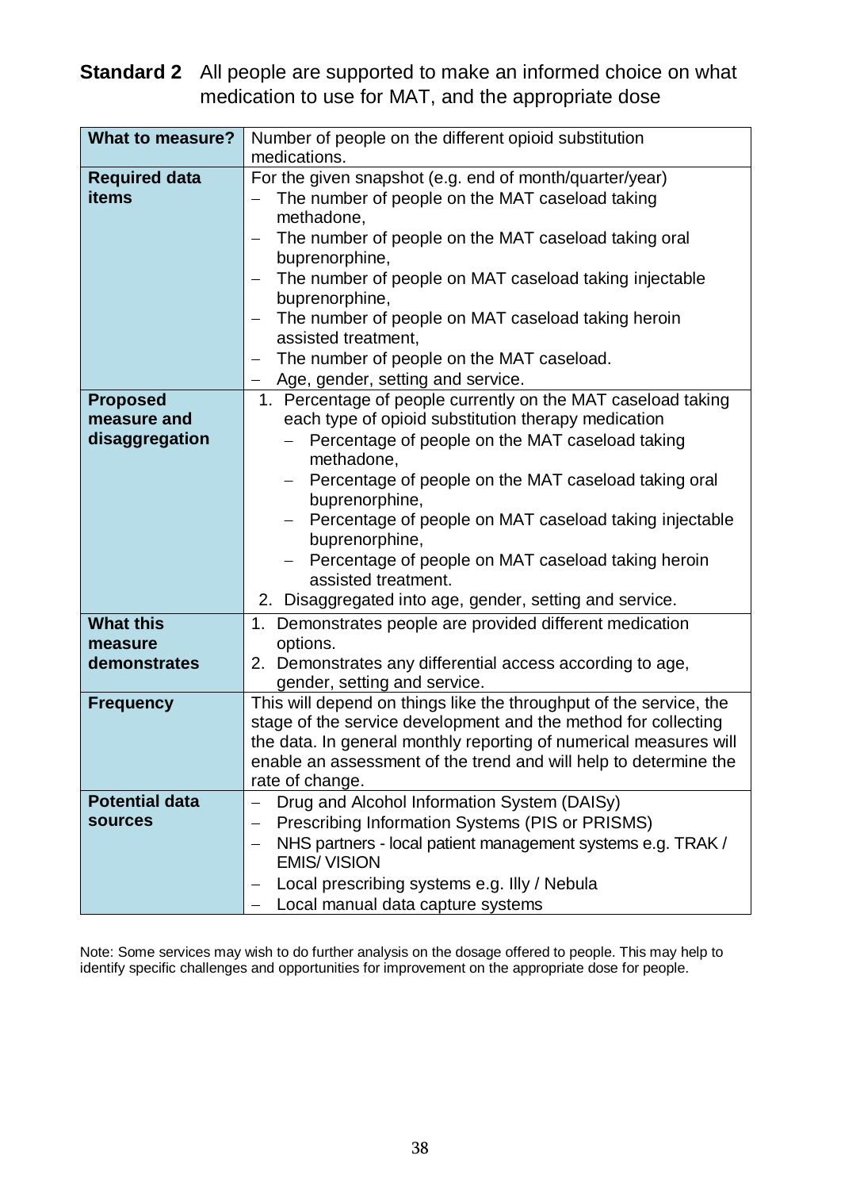**Standard 2** All people are supported to make an informed choice on what medication to use for MAT, and the appropriate dose

| **What to measure?** | Number of people on the different opioid substitution medications. |
|---|---|
| **Required data items** | For the given snapshot (e.g. end of month/quarter/year)<br>– The number of people on the MAT caseload taking methadone,<br>– The number of people on the MAT caseload taking oral buprenorphine,<br>– The number of people on MAT caseload taking injectable buprenorphine,<br>– The number of people on MAT caseload taking heroin assisted treatment,<br>– The number of people on the MAT caseload.<br>– Age, gender, setting and service. |
| **Proposed measure and disaggregation** | 1. Percentage of people currently on the MAT caseload taking each type of opioid substitution therapy medication<br>&nbsp;&nbsp;– Percentage of people on the MAT caseload taking methadone,<br>&nbsp;&nbsp;– Percentage of people on the MAT caseload taking oral buprenorphine,<br>&nbsp;&nbsp;– Percentage of people on MAT caseload taking injectable buprenorphine,<br>&nbsp;&nbsp;– Percentage of people on MAT caseload taking heroin assisted treatment.<br>2. Disaggregated into age, gender, setting and service. |
| **What this measure demonstrates** | 1. Demonstrates people are provided different medication options.<br>2. Demonstrates any differential access according to age, gender, setting and service. |
| **Frequency** | This will depend on things like the throughput of the service, the stage of the service development and the method for collecting the data. In general monthly reporting of numerical measures will enable an assessment of the trend and will help to determine the rate of change. |
| **Potential data sources** | – Drug and Alcohol Information System (DAISy)<br>– Prescribing Information Systems (PIS or PRISMS)<br>– NHS partners - local patient management systems e.g. TRAK / EMIS/ VISION<br>– Local prescribing systems e.g. Illy / Nebula<br>– Local manual data capture systems |

Note: Some services may wish to do further analysis on the dosage offered to people. This may help to identify specific challenges and opportunities for improvement on the appropriate dose for people.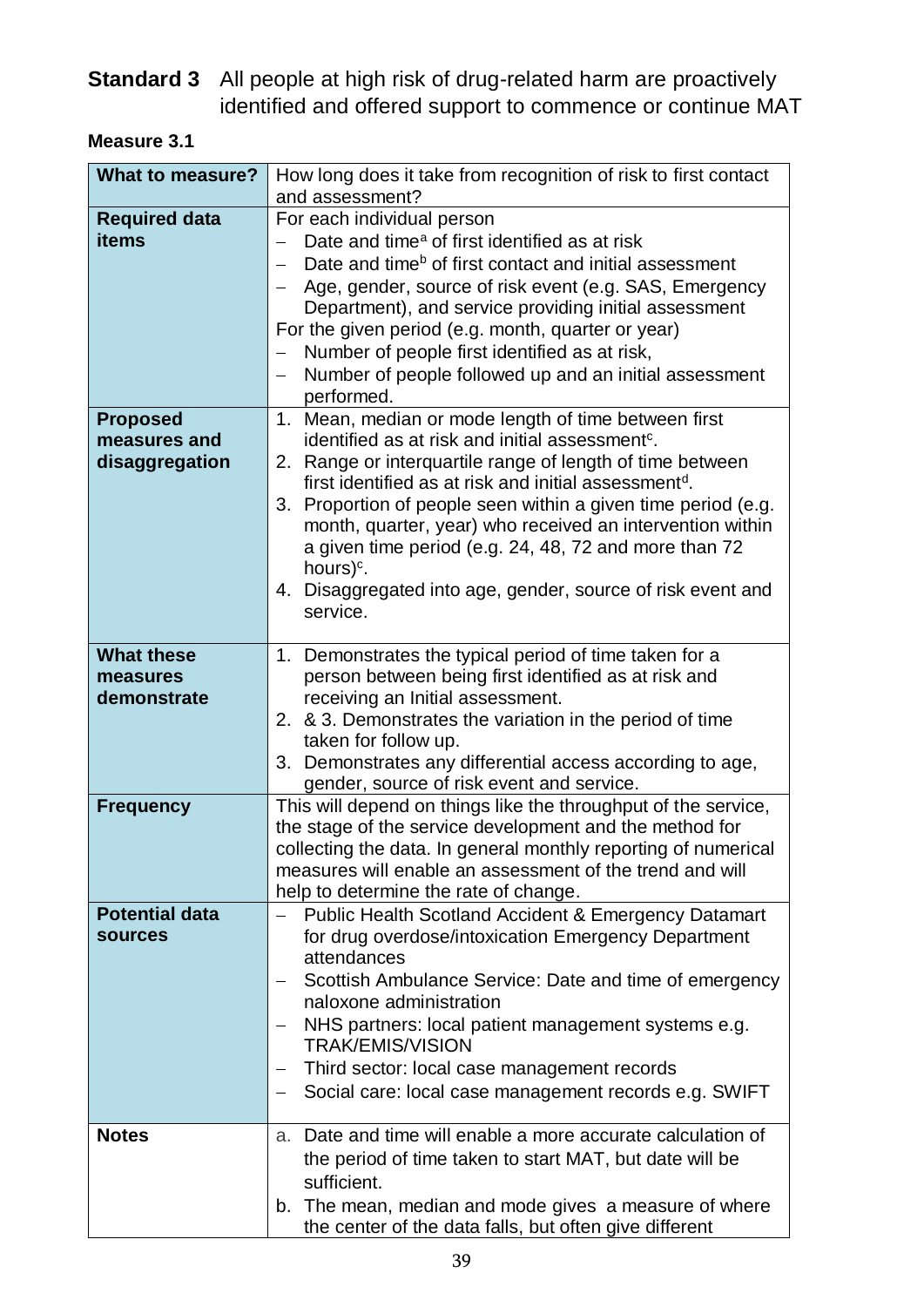**Standard 3** All people at high risk of drug-related harm are proactively identified and offered support to commence or continue MAT

**Measure 3.1**

| **What to measure?** | How long does it take from recognition of risk to first contact and assessment? |
|---|---|
| **Required data items** | For each individual person<br>– Date and time[a] of first identified as at risk<br>– Date and time[b] of first contact and initial assessment<br>– Age, gender, source of risk event (e.g. SAS, Emergency Department), and service providing initial assessment<br>For the given period (e.g. month, quarter or year)<br>– Number of people first identified as at risk,<br>– Number of people followed up and an initial assessment performed. |
| **Proposed measures and disaggregation** | 1. Mean, median or mode length of time between first identified as at risk and initial assessment[c].<br>2. Range or interquartile range of length of time between first identified as at risk and initial assessment[d].<br>3. Proportion of people seen within a given time period (e.g. month, quarter, year) who received an intervention within a given time period (e.g. 24, 48, 72 and more than 72 hours)[c].<br>4. Disaggregated into age, gender, source of risk event and service. |
| **What these measures demonstrate** | 1. Demonstrates the typical period of time taken for a person between being first identified as at risk and receiving an Initial assessment.<br>2. & 3. Demonstrates the variation in the period of time taken for follow up.<br>3. Demonstrates any differential access according to age, gender, source of risk event and service. |
| **Frequency** | This will depend on things like the throughput of the service, the stage of the service development and the method for collecting the data. In general monthly reporting of numerical measures will enable an assessment of the trend and will help to determine the rate of change. |
| **Potential data sources** | – Public Health Scotland Accident & Emergency Datamart for drug overdose/intoxication Emergency Department attendances<br>– Scottish Ambulance Service: Date and time of emergency naloxone administration<br>– NHS partners: local patient management systems e.g. TRAK/EMIS/VISION<br>– Third sector: local case management records<br>– Social care: local case management records e.g. SWIFT |
| **Notes** | a. Date and time will enable a more accurate calculation of the period of time taken to start MAT, but date will be sufficient.<br>b. The mean, median and mode gives a measure of where the center of the data falls, but often give different |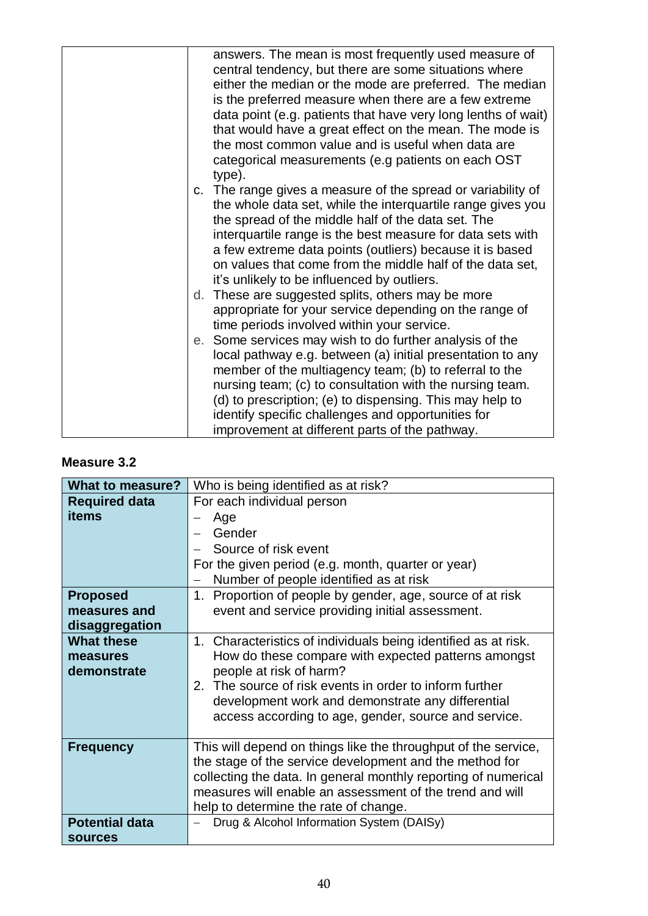| | |
|---|---|
| | answers. The mean is most frequently used measure of central tendency, but there are some situations where either the median or the mode are preferred. The median is the preferred measure when there are a few extreme data point (e.g. patients that have very long lenths of wait) that would have a great effect on the mean. The mode is the most common value and is useful when data are categorical measurements (e.g patients on each OST type).<br>c. The range gives a measure of the spread or variability of the whole data set, while the interquartile range gives you the spread of the middle half of the data set. The interquartile range is the best measure for data sets with a few extreme data points (outliers) because it is based on values that come from the middle half of the data set, it's unlikely to be influenced by outliers.<br>d. These are suggested splits, others may be more appropriate for your service depending on the range of time periods involved within your service.<br>e. Some services may wish to do further analysis of the local pathway e.g. between (a) initial presentation to any member of the multiagency team; (b) to referral to the nursing team; (c) to consultation with the nursing team. (d) to prescription; (e) to dispensing. This may help to identify specific challenges and opportunities for improvement at different parts of the pathway. |

**Measure 3.2**

| **What to measure?** | Who is being identified as at risk? |
|---|---|
| **Required data items** | For each individual person<br>– Age<br>– Gender<br>– Source of risk event<br>For the given period (e.g. month, quarter or year)<br>– Number of people identified as at risk |
| **Proposed measures and disaggregation** | 1. Proportion of people by gender, age, source of at risk event and service providing initial assessment. |
| **What these measures demonstrate** | 1. Characteristics of individuals being identified as at risk. How do these compare with expected patterns amongst people at risk of harm?<br>2. The source of risk events in order to inform further development work and demonstrate any differential access according to age, gender, source and service. |
| **Frequency** | This will depend on things like the throughput of the service, the stage of the service development and the method for collecting the data. In general monthly reporting of numerical measures will enable an assessment of the trend and will help to determine the rate of change. |
| **Potential data sources** | – Drug & Alcohol Information System (DAISy) |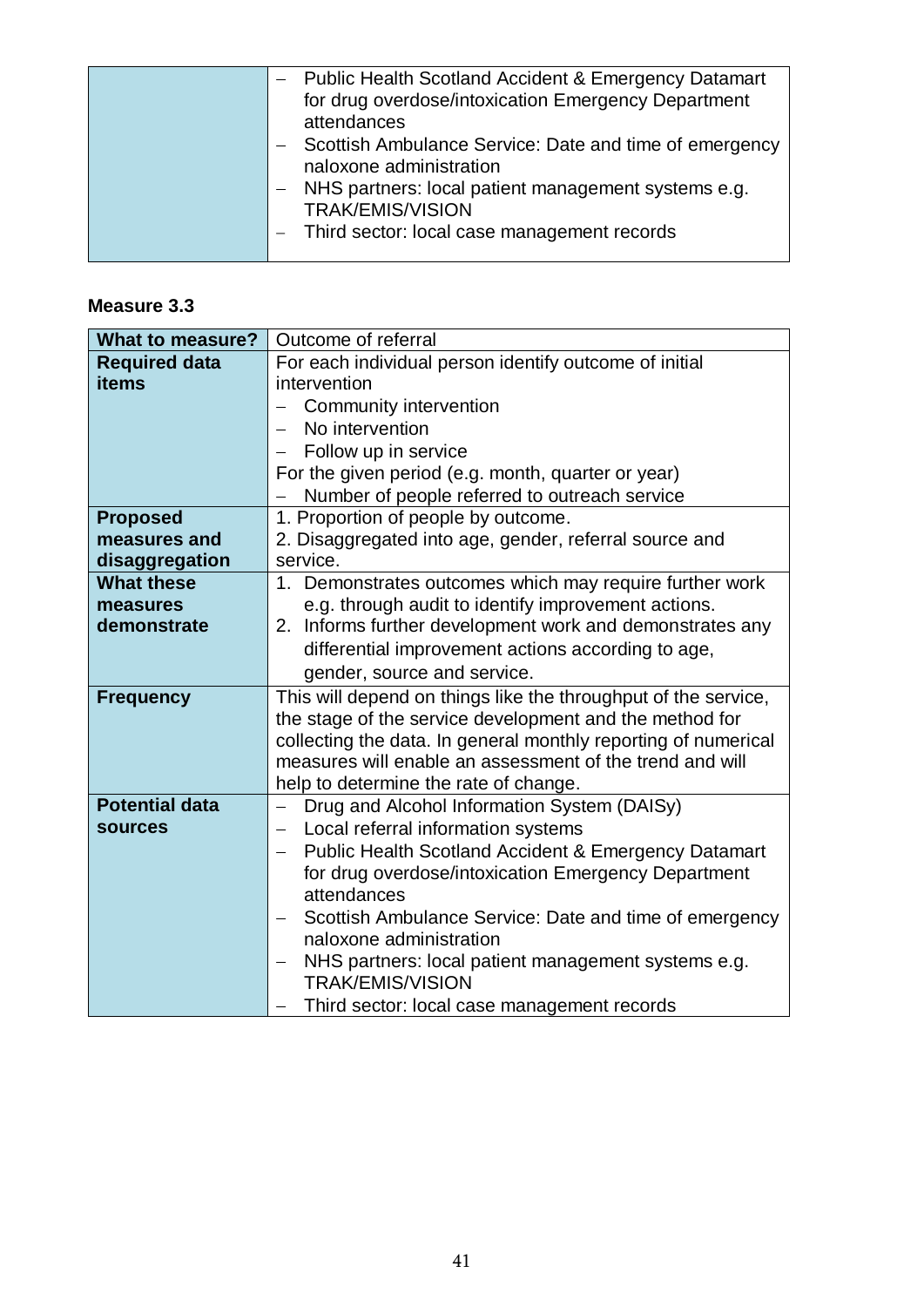| | |
|---|---|
| | – Public Health Scotland Accident & Emergency Datamart for drug overdose/intoxication Emergency Department attendances<br>– Scottish Ambulance Service: Date and time of emergency naloxone administration<br>– NHS partners: local patient management systems e.g. TRAK/EMIS/VISION<br>– Third sector: local case management records |

**Measure 3.3**

| **What to measure?** | Outcome of referral |
|---|---|
| **Required data items** | For each individual person identify outcome of initial intervention<br>– Community intervention<br>– No intervention<br>– Follow up in service<br>For the given period (e.g. month, quarter or year)<br>– Number of people referred to outreach service |
| **Proposed measures and disaggregation** | 1. Proportion of people by outcome.<br>2. Disaggregated into age, gender, referral source and service. |
| **What these measures demonstrate** | 1. Demonstrates outcomes which may require further work e.g. through audit to identify improvement actions.<br>2. Informs further development work and demonstrates any differential improvement actions according to age, gender, source and service. |
| **Frequency** | This will depend on things like the throughput of the service, the stage of the service development and the method for collecting the data. In general monthly reporting of numerical measures will enable an assessment of the trend and will help to determine the rate of change. |
| **Potential data sources** | – Drug and Alcohol Information System (DAISy)<br>– Local referral information systems<br>– Public Health Scotland Accident & Emergency Datamart for drug overdose/intoxication Emergency Department attendances<br>– Scottish Ambulance Service: Date and time of emergency naloxone administration<br>– NHS partners: local patient management systems e.g. TRAK/EMIS/VISION<br>– Third sector: local case management records |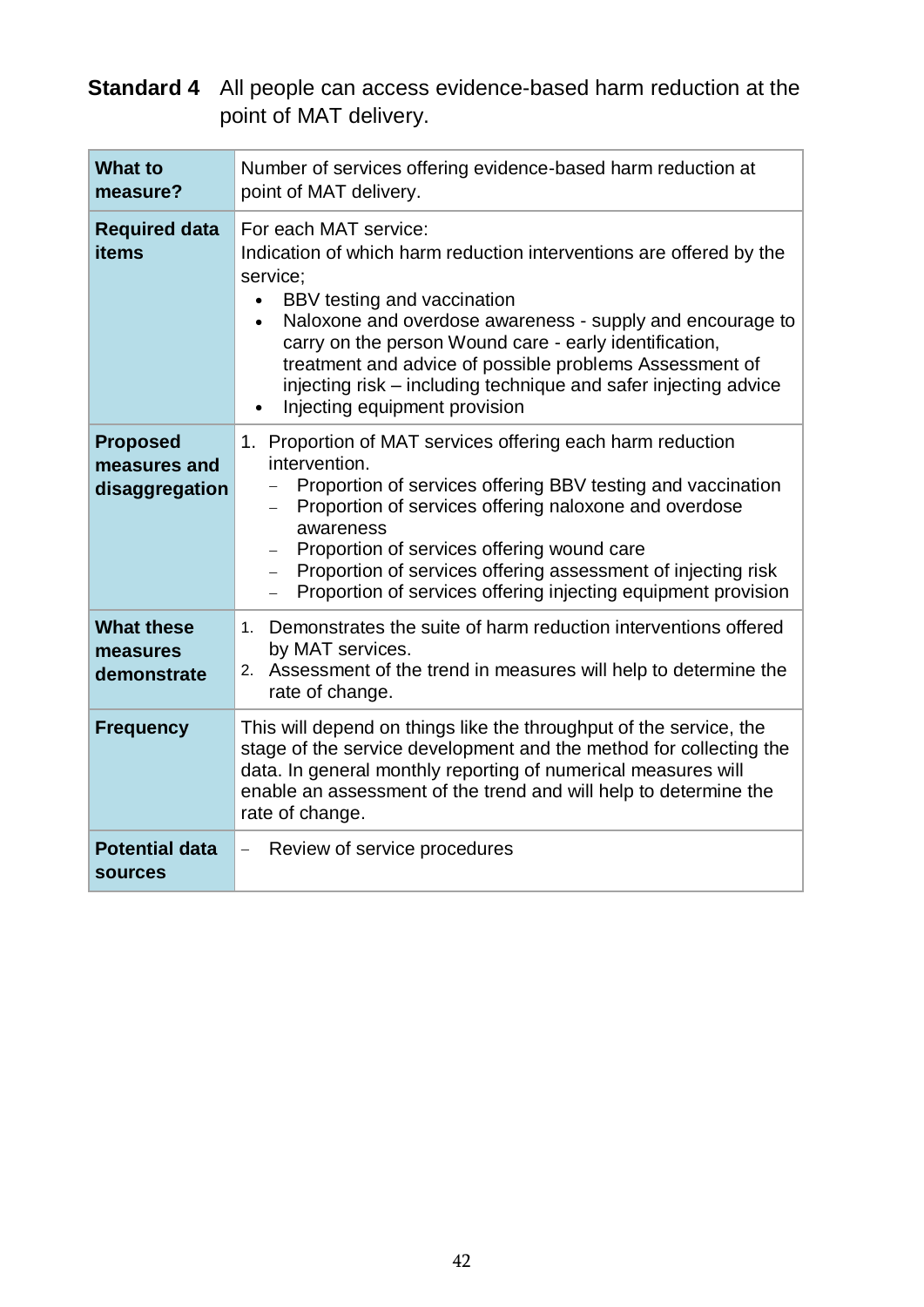**Standard 4** All people can access evidence-based harm reduction at the point of MAT delivery.

| | |
|---|---|
| **What to measure?** | Number of services offering evidence-based harm reduction at point of MAT delivery. |
| **Required data items** | For each MAT service:<br>Indication of which harm reduction interventions are offered by the service;<br>• BBV testing and vaccination<br>• Naloxone and overdose awareness - supply and encourage to carry on the person Wound care - early identification, treatment and advice of possible problems Assessment of injecting risk – including technique and safer injecting advice<br>• Injecting equipment provision |
| **Proposed measures and disaggregation** | 1. Proportion of MAT services offering each harm reduction intervention.<br>– Proportion of services offering BBV testing and vaccination<br>– Proportion of services offering naloxone and overdose awareness<br>– Proportion of services offering wound care<br>– Proportion of services offering assessment of injecting risk<br>– Proportion of services offering injecting equipment provision |
| **What these measures demonstrate** | 1. Demonstrates the suite of harm reduction interventions offered by MAT services.<br>2. Assessment of the trend in measures will help to determine the rate of change. |
| **Frequency** | This will depend on things like the throughput of the service, the stage of the service development and the method for collecting the data. In general monthly reporting of numerical measures will enable an assessment of the trend and will help to determine the rate of change. |
| **Potential data sources** | – Review of service procedures |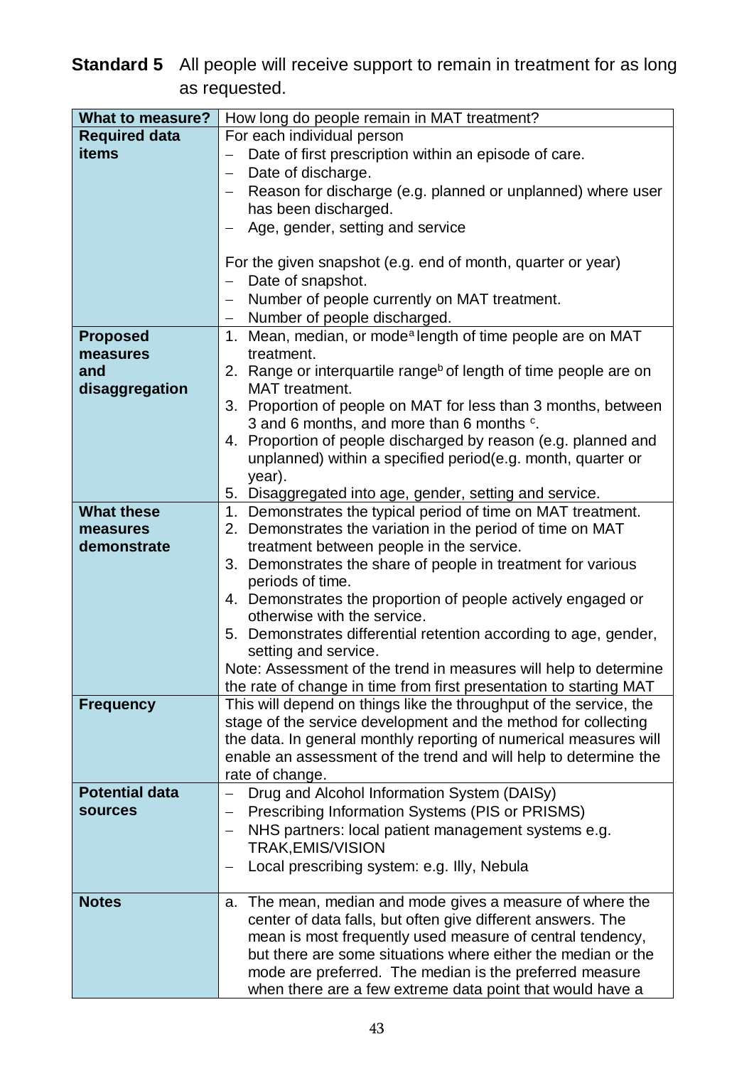**Standard 5** All people will receive support to remain in treatment for as long as requested.

| What to measure? | How long do people remain in MAT treatment? |
|---|---|
| **Required data items** | For each individual person<br>– Date of first prescription within an episode of care.<br>– Date of discharge.<br>– Reason for discharge (e.g. planned or unplanned) where user has been discharged.<br>– Age, gender, setting and service<br><br>For the given snapshot (e.g. end of month, quarter or year)<br>– Date of snapshot.<br>– Number of people currently on MAT treatment.<br>– Number of people discharged. |
| **Proposed measures and disaggregation** | 1. Mean, median, or mode[a] length of time people are on MAT treatment.<br>2. Range or interquartile range[b] of length of time people are on MAT treatment.<br>3. Proportion of people on MAT for less than 3 months, between 3 and 6 months, and more than 6 months [c].<br>4. Proportion of people discharged by reason (e.g. planned and unplanned) within a specified period(e.g. month, quarter or year).<br>5. Disaggregated into age, gender, setting and service. |
| **What these measures demonstrate** | 1. Demonstrates the typical period of time on MAT treatment.<br>2. Demonstrates the variation in the period of time on MAT treatment between people in the service.<br>3. Demonstrates the share of people in treatment for various periods of time.<br>4. Demonstrates the proportion of people actively engaged or otherwise with the service.<br>5. Demonstrates differential retention according to age, gender, setting and service.<br>Note: Assessment of the trend in measures will help to determine the rate of change in time from first presentation to starting MAT |
| **Frequency** | This will depend on things like the throughput of the service, the stage of the service development and the method for collecting the data. In general monthly reporting of numerical measures will enable an assessment of the trend and will help to determine the rate of change. |
| **Potential data sources** | – Drug and Alcohol Information System (DAISy)<br>– Prescribing Information Systems (PIS or PRISMS)<br>– NHS partners: local patient management systems e.g. TRAK,EMIS/VISION<br>– Local prescribing system: e.g. Illy, Nebula |
| **Notes** | a. The mean, median and mode gives a measure of where the center of data falls, but often give different answers. The mean is most frequently used measure of central tendency, but there are some situations where either the median or the mode are preferred. The median is the preferred measure when there are a few extreme data point that would have a |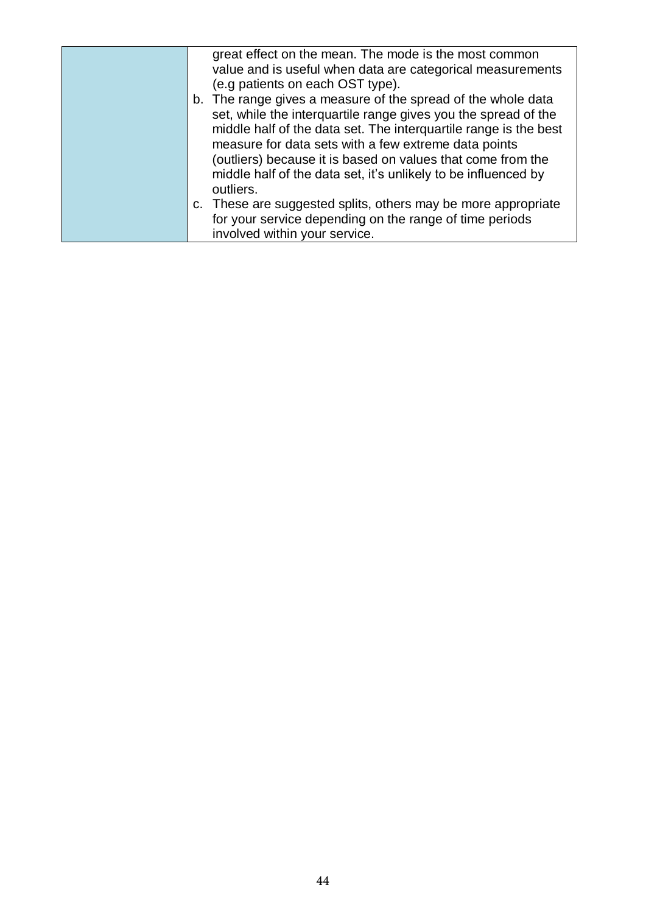| | great effect on the mean. The mode is the most common value and is useful when data are categorical measurements (e.g patients on each OST type).<br>b. The range gives a measure of the spread of the whole data set, while the interquartile range gives you the spread of the middle half of the data set. The interquartile range is the best measure for data sets with a few extreme data points (outliers) because it is based on values that come from the middle half of the data set, it's unlikely to be influenced by outliers.<br>c. These are suggested splits, others may be more appropriate for your service depending on the range of time periods involved within your service. |
|---|---|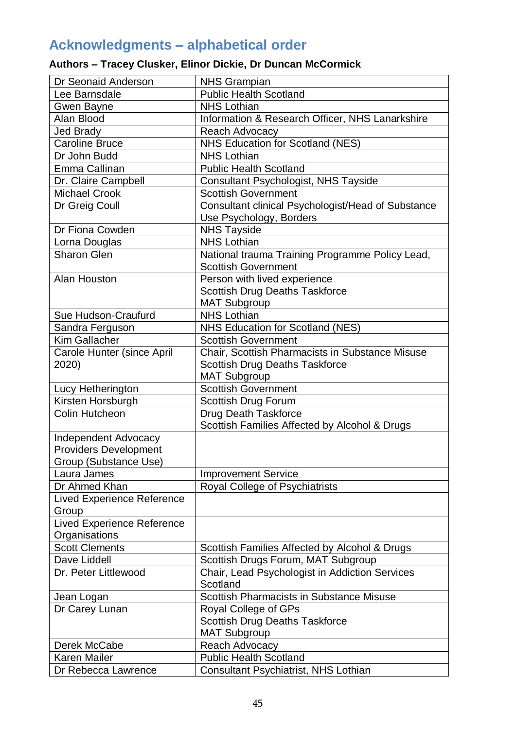## Acknowledgments – alphabetical order

**Authors – Tracey Clusker, Elinor Dickie, Dr Duncan McCormick**

| | |
|---|---|
| Dr Seonaid Anderson | NHS Grampian |
| Lee Barnsdale | Public Health Scotland |
| Gwen Bayne | NHS Lothian |
| Alan Blood | Information & Research Officer, NHS Lanarkshire |
| Jed Brady | Reach Advocacy |
| Caroline Bruce | NHS Education for Scotland (NES) |
| Dr John Budd | NHS Lothian |
| Emma Callinan | Public Health Scotland |
| Dr. Claire Campbell | Consultant Psychologist, NHS Tayside |
| Michael Crook | Scottish Government |
| Dr Greig Coull | Consultant clinical Psychologist/Head of Substance Use Psychology, Borders |
| Dr Fiona Cowden | NHS Tayside |
| Lorna Douglas | NHS Lothian |
| Sharon Glen | National trauma Training Programme Policy Lead, Scottish Government |
| Alan Houston | Person with lived experience<br>Scottish Drug Deaths Taskforce<br>MAT Subgroup |
| Sue Hudson-Craufurd | NHS Lothian |
| Sandra Ferguson | NHS Education for Scotland (NES) |
| Kim Gallacher | Scottish Government |
| Carole Hunter (since April 2020) | Chair, Scottish Pharmacists in Substance Misuse<br>Scottish Drug Deaths Taskforce<br>MAT Subgroup |
| Lucy Hetherington | Scottish Government |
| Kirsten Horsburgh | Scottish Drug Forum |
| Colin Hutcheon | Drug Death Taskforce<br>Scottish Families Affected by Alcohol & Drugs |
| Independent Advocacy Providers Development Group (Substance Use) | |
| Laura James | Improvement Service |
| Dr Ahmed Khan | Royal College of Psychiatrists |
| Lived Experience Reference Group | |
| Lived Experience Reference Organisations | |
| Scott Clements | Scottish Families Affected by Alcohol & Drugs |
| Dave Liddell | Scottish Drugs Forum, MAT Subgroup |
| Dr. Peter Littlewood | Chair, Lead Psychologist in Addiction Services Scotland |
| Jean Logan | Scottish Pharmacists in Substance Misuse |
| Dr Carey Lunan | Royal College of GPs<br>Scottish Drug Deaths Taskforce<br>MAT Subgroup |
| Derek McCabe | Reach Advocacy |
| Karen Mailer | Public Health Scotland |
| Dr Rebecca Lawrence | Consultant Psychiatrist, NHS Lothian |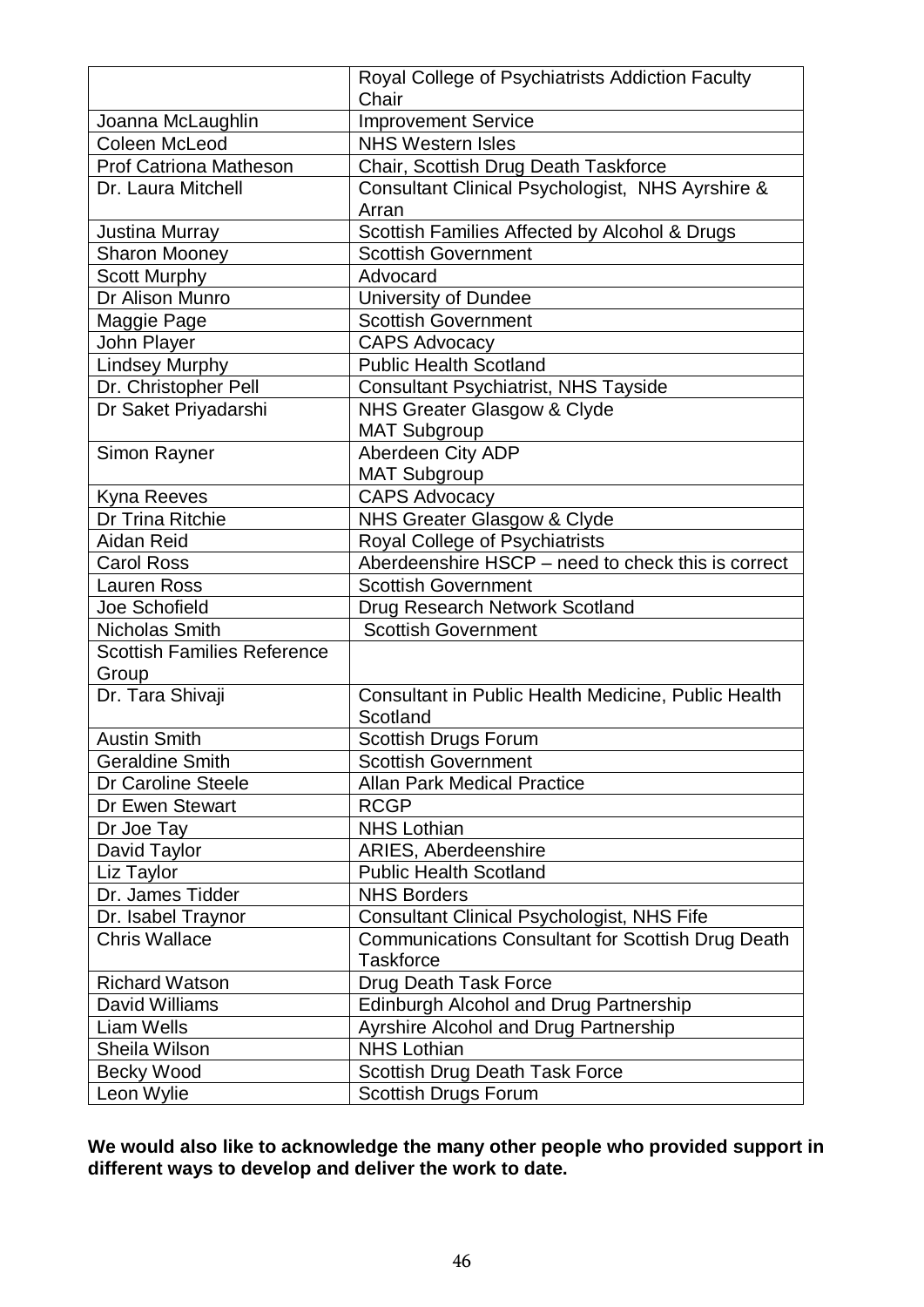| | |
|---|---|
| | Royal College of Psychiatrists Addiction Faculty Chair |
| Joanna McLaughlin | Improvement Service |
| Coleen McLeod | NHS Western Isles |
| Prof Catriona Matheson | Chair, Scottish Drug Death Taskforce |
| Dr. Laura Mitchell | Consultant Clinical Psychologist, NHS Ayrshire & Arran |
| Justina Murray | Scottish Families Affected by Alcohol & Drugs |
| Sharon Mooney | Scottish Government |
| Scott Murphy | Advocard |
| Dr Alison Munro | University of Dundee |
| Maggie Page | Scottish Government |
| John Player | CAPS Advocacy |
| Lindsey Murphy | Public Health Scotland |
| Dr. Christopher Pell | Consultant Psychiatrist, NHS Tayside |
| Dr Saket Priyadarshi | NHS Greater Glasgow & Clyde<br>MAT Subgroup |
| Simon Rayner | Aberdeen City ADP<br>MAT Subgroup |
| Kyna Reeves | CAPS Advocacy |
| Dr Trina Ritchie | NHS Greater Glasgow & Clyde |
| Aidan Reid | Royal College of Psychiatrists |
| Carol Ross | Aberdeenshire HSCP – need to check this is correct |
| Lauren Ross | Scottish Government |
| Joe Schofield | Drug Research Network Scotland |
| Nicholas Smith | Scottish Government |
| Scottish Families Reference Group | |
| Dr. Tara Shivaji | Consultant in Public Health Medicine, Public Health Scotland |
| Austin Smith | Scottish Drugs Forum |
| Geraldine Smith | Scottish Government |
| Dr Caroline Steele | Allan Park Medical Practice |
| Dr Ewen Stewart | RCGP |
| Dr Joe Tay | NHS Lothian |
| David Taylor | ARIES, Aberdeenshire |
| Liz Taylor | Public Health Scotland |
| Dr. James Tidder | NHS Borders |
| Dr. Isabel Traynor | Consultant Clinical Psychologist, NHS Fife |
| Chris Wallace | Communications Consultant for Scottish Drug Death Taskforce |
| Richard Watson | Drug Death Task Force |
| David Williams | Edinburgh Alcohol and Drug Partnership |
| Liam Wells | Ayrshire Alcohol and Drug Partnership |
| Sheila Wilson | NHS Lothian |
| Becky Wood | Scottish Drug Death Task Force |
| Leon Wylie | Scottish Drugs Forum |

**We would also like to acknowledge the many other people who provided support in different ways to develop and deliver the work to date.**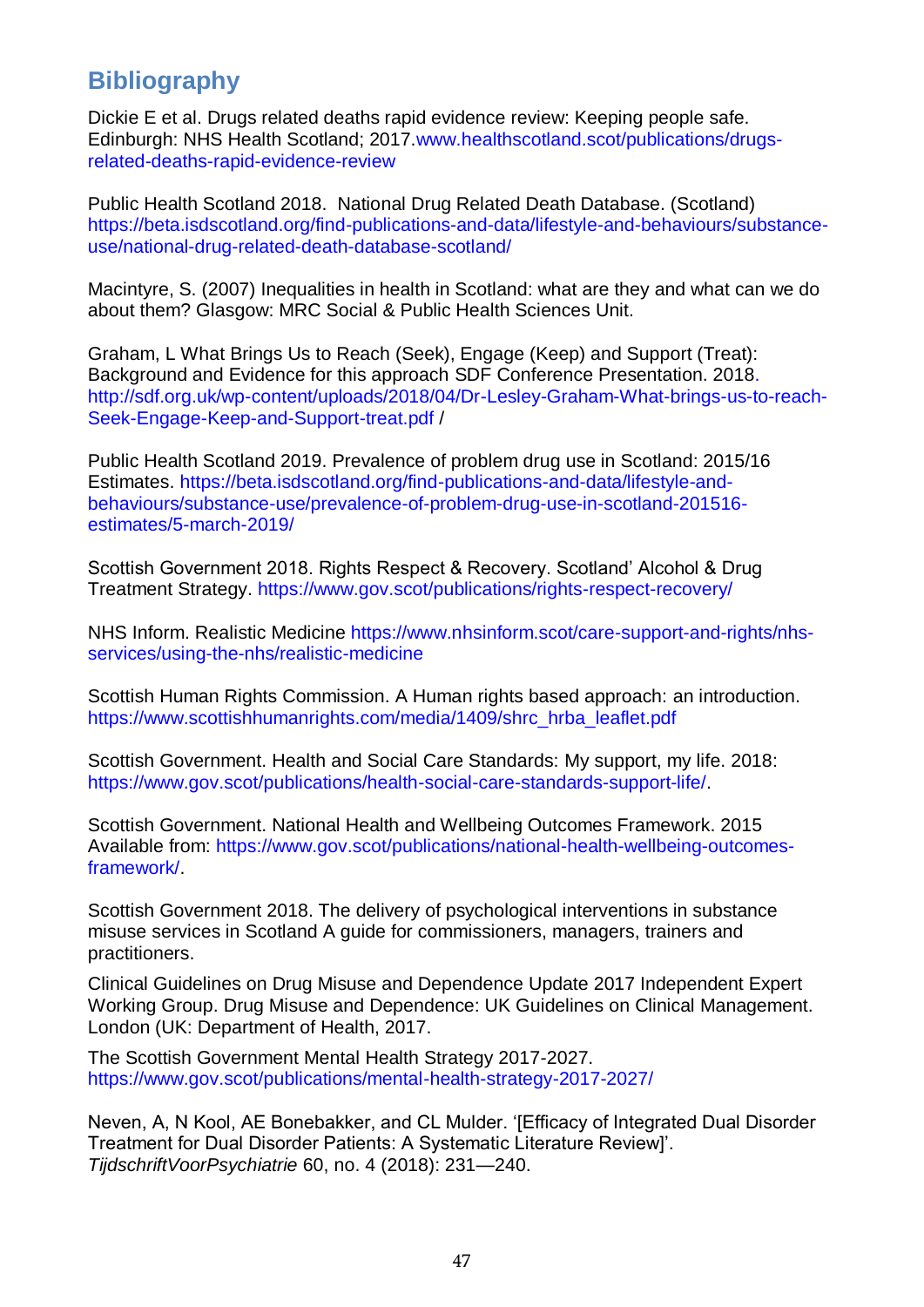## Bibliography

Dickie E et al. Drugs related deaths rapid evidence review: Keeping people safe. Edinburgh: NHS Health Scotland; 2017.www.healthscotland.scot/publications/drugs-related-deaths-rapid-evidence-review

Public Health Scotland 2018. National Drug Related Death Database. (Scotland) https://beta.isdscotland.org/find-publications-and-data/lifestyle-and-behaviours/substance-use/national-drug-related-death-database-scotland/

Macintyre, S. (2007) Inequalities in health in Scotland: what are they and what can we do about them? Glasgow: MRC Social & Public Health Sciences Unit.

Graham, L What Brings Us to Reach (Seek), Engage (Keep) and Support (Treat): Background and Evidence for this approach SDF Conference Presentation. 2018. http://sdf.org.uk/wp-content/uploads/2018/04/Dr-Lesley-Graham-What-brings-us-to-reach-Seek-Engage-Keep-and-Support-treat.pdf /

Public Health Scotland 2019. Prevalence of problem drug use in Scotland: 2015/16 Estimates. https://beta.isdscotland.org/find-publications-and-data/lifestyle-and-behaviours/substance-use/prevalence-of-problem-drug-use-in-scotland-201516-estimates/5-march-2019/

Scottish Government 2018. Rights Respect & Recovery. Scotland' Alcohol & Drug Treatment Strategy. https://www.gov.scot/publications/rights-respect-recovery/

NHS Inform. Realistic Medicine https://www.nhsinform.scot/care-support-and-rights/nhs-services/using-the-nhs/realistic-medicine

Scottish Human Rights Commission. A Human rights based approach: an introduction. https://www.scottishhumanrights.com/media/1409/shrc_hrba_leaflet.pdf

Scottish Government. Health and Social Care Standards: My support, my life. 2018: https://www.gov.scot/publications/health-social-care-standards-support-life/.

Scottish Government. National Health and Wellbeing Outcomes Framework. 2015 Available from: https://www.gov.scot/publications/national-health-wellbeing-outcomes-framework/.

Scottish Government 2018. The delivery of psychological interventions in substance misuse services in Scotland A guide for commissioners, managers, trainers and practitioners.

Clinical Guidelines on Drug Misuse and Dependence Update 2017 Independent Expert Working Group. Drug Misuse and Dependence: UK Guidelines on Clinical Management. London (UK: Department of Health, 2017.

The Scottish Government Mental Health Strategy 2017-2027. https://www.gov.scot/publications/mental-health-strategy-2017-2027/

Neven, A, N Kool, AE Bonebakker, and CL Mulder. '[Efficacy of Integrated Dual Disorder Treatment for Dual Disorder Patients: A Systematic Literature Review]'. *TijdschriftVoorPsychiatrie* 60, no. 4 (2018): 231—240.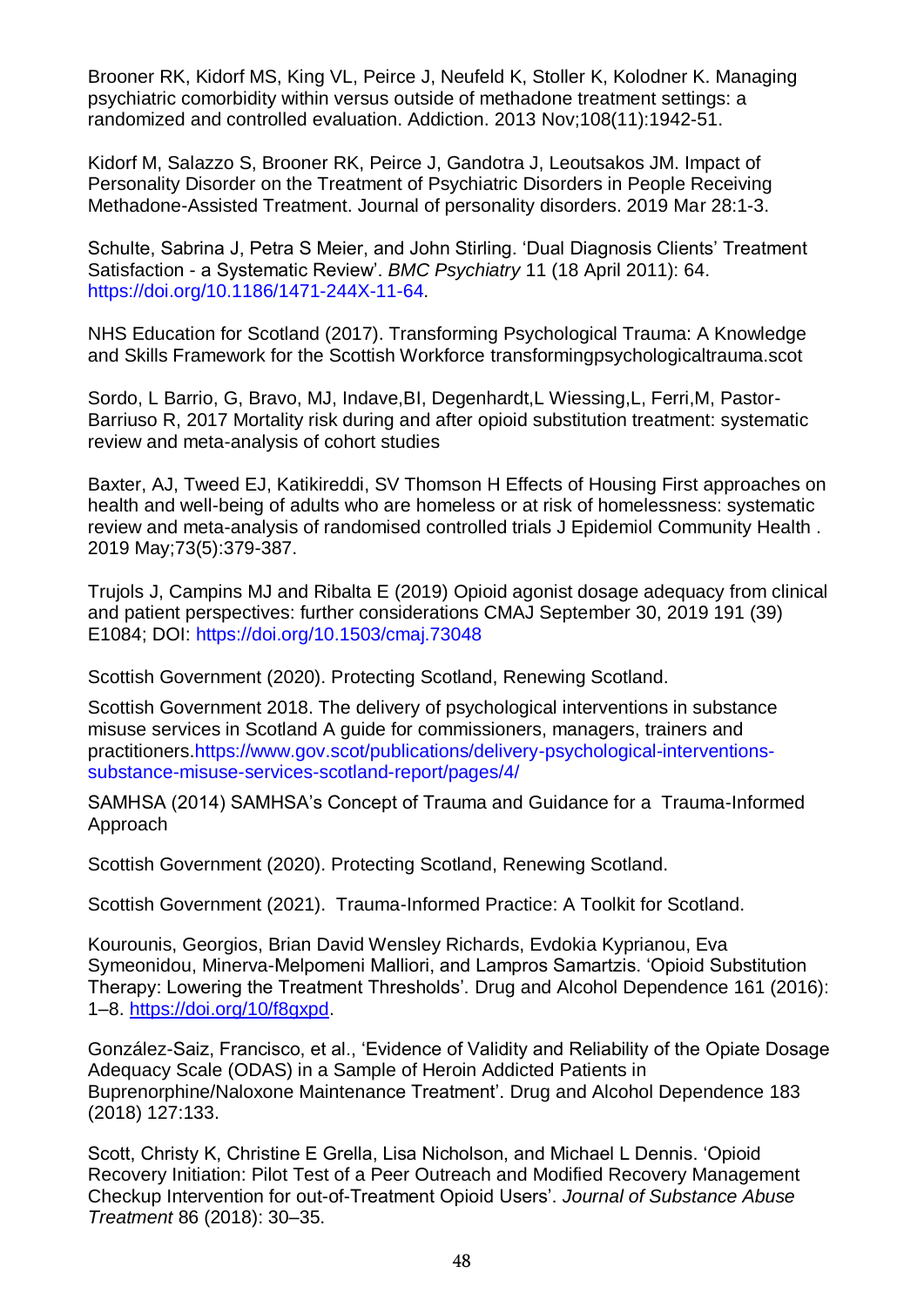Brooner RK, Kidorf MS, King VL, Peirce J, Neufeld K, Stoller K, Kolodner K. Managing psychiatric comorbidity within versus outside of methadone treatment settings: a randomized and controlled evaluation. Addiction. 2013 Nov;108(11):1942-51.

Kidorf M, Salazzo S, Brooner RK, Peirce J, Gandotra J, Leoutsakos JM. Impact of Personality Disorder on the Treatment of Psychiatric Disorders in People Receiving Methadone-Assisted Treatment. Journal of personality disorders. 2019 Mar 28:1-3.

Schulte, Sabrina J, Petra S Meier, and John Stirling. 'Dual Diagnosis Clients' Treatment Satisfaction - a Systematic Review'. *BMC Psychiatry* 11 (18 April 2011): 64. https://doi.org/10.1186/1471-244X-11-64.

NHS Education for Scotland (2017). Transforming Psychological Trauma: A Knowledge and Skills Framework for the Scottish Workforce transformingpsychologicaltrauma.scot

Sordo, L Barrio, G, Bravo, MJ, Indave,BI, Degenhardt,L Wiessing,L, Ferri,M, Pastor-Barriuso R, 2017 Mortality risk during and after opioid substitution treatment: systematic review and meta-analysis of cohort studies

Baxter, AJ, Tweed EJ, Katikireddi, SV Thomson H Effects of Housing First approaches on health and well-being of adults who are homeless or at risk of homelessness: systematic review and meta-analysis of randomised controlled trials J Epidemiol Community Health . 2019 May;73(5):379-387.

Trujols J, Campins MJ and Ribalta E (2019) Opioid agonist dosage adequacy from clinical and patient perspectives: further considerations CMAJ September 30, 2019 191 (39) E1084; DOI: https://doi.org/10.1503/cmaj.73048

Scottish Government (2020). Protecting Scotland, Renewing Scotland.

Scottish Government 2018. The delivery of psychological interventions in substance misuse services in Scotland A guide for commissioners, managers, trainers and practitioners.https://www.gov.scot/publications/delivery-psychological-interventions-substance-misuse-services-scotland-report/pages/4/

SAMHSA (2014) SAMHSA's Concept of Trauma and Guidance for a Trauma-Informed Approach

Scottish Government (2020). Protecting Scotland, Renewing Scotland.

Scottish Government (2021). Trauma-Informed Practice: A Toolkit for Scotland.

Kourounis, Georgios, Brian David Wensley Richards, Evdokia Kyprianou, Eva Symeonidou, Minerva-Melpomeni Malliori, and Lampros Samartzis. 'Opioid Substitution Therapy: Lowering the Treatment Thresholds'. Drug and Alcohol Dependence 161 (2016): 1–8. https://doi.org/10/f8gxpd.

González-Saiz, Francisco, et al., 'Evidence of Validity and Reliability of the Opiate Dosage Adequacy Scale (ODAS) in a Sample of Heroin Addicted Patients in Buprenorphine/Naloxone Maintenance Treatment'. Drug and Alcohol Dependence 183 (2018) 127:133.

Scott, Christy K, Christine E Grella, Lisa Nicholson, and Michael L Dennis. 'Opioid Recovery Initiation: Pilot Test of a Peer Outreach and Modified Recovery Management Checkup Intervention for out-of-Treatment Opioid Users'. *Journal of Substance Abuse Treatment* 86 (2018): 30–35.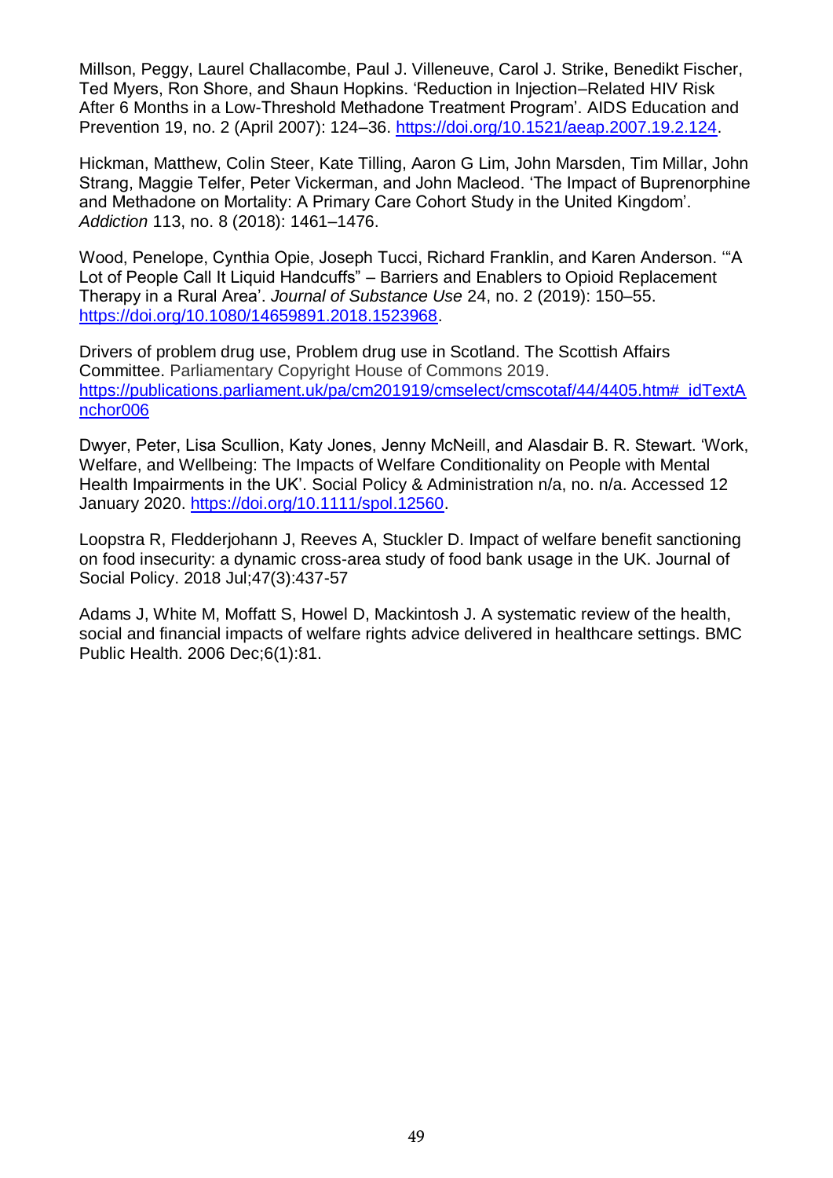Millson, Peggy, Laurel Challacombe, Paul J. Villeneuve, Carol J. Strike, Benedikt Fischer, Ted Myers, Ron Shore, and Shaun Hopkins. 'Reduction in Injection–Related HIV Risk After 6 Months in a Low-Threshold Methadone Treatment Program'. AIDS Education and Prevention 19, no. 2 (April 2007): 124–36. https://doi.org/10.1521/aeap.2007.19.2.124.

Hickman, Matthew, Colin Steer, Kate Tilling, Aaron G Lim, John Marsden, Tim Millar, John Strang, Maggie Telfer, Peter Vickerman, and John Macleod. 'The Impact of Buprenorphine and Methadone on Mortality: A Primary Care Cohort Study in the United Kingdom'. *Addiction* 113, no. 8 (2018): 1461–1476.

Wood, Penelope, Cynthia Opie, Joseph Tucci, Richard Franklin, and Karen Anderson. '"A Lot of People Call It Liquid Handcuffs" – Barriers and Enablers to Opioid Replacement Therapy in a Rural Area'. *Journal of Substance Use* 24, no. 2 (2019): 150–55. https://doi.org/10.1080/14659891.2018.1523968.

Drivers of problem drug use, Problem drug use in Scotland. The Scottish Affairs Committee. Parliamentary Copyright House of Commons 2019. https://publications.parliament.uk/pa/cm201919/cmselect/cmscotaf/44/4405.htm#_idTextAnchor006

Dwyer, Peter, Lisa Scullion, Katy Jones, Jenny McNeill, and Alasdair B. R. Stewart. 'Work, Welfare, and Wellbeing: The Impacts of Welfare Conditionality on People with Mental Health Impairments in the UK'. Social Policy & Administration n/a, no. n/a. Accessed 12 January 2020. https://doi.org/10.1111/spol.12560.

Loopstra R, Fledderjohann J, Reeves A, Stuckler D. Impact of welfare benefit sanctioning on food insecurity: a dynamic cross-area study of food bank usage in the UK. Journal of Social Policy. 2018 Jul;47(3):437-57

Adams J, White M, Moffatt S, Howel D, Mackintosh J. A systematic review of the health, social and financial impacts of welfare rights advice delivered in healthcare settings. BMC Public Health. 2006 Dec;6(1):81.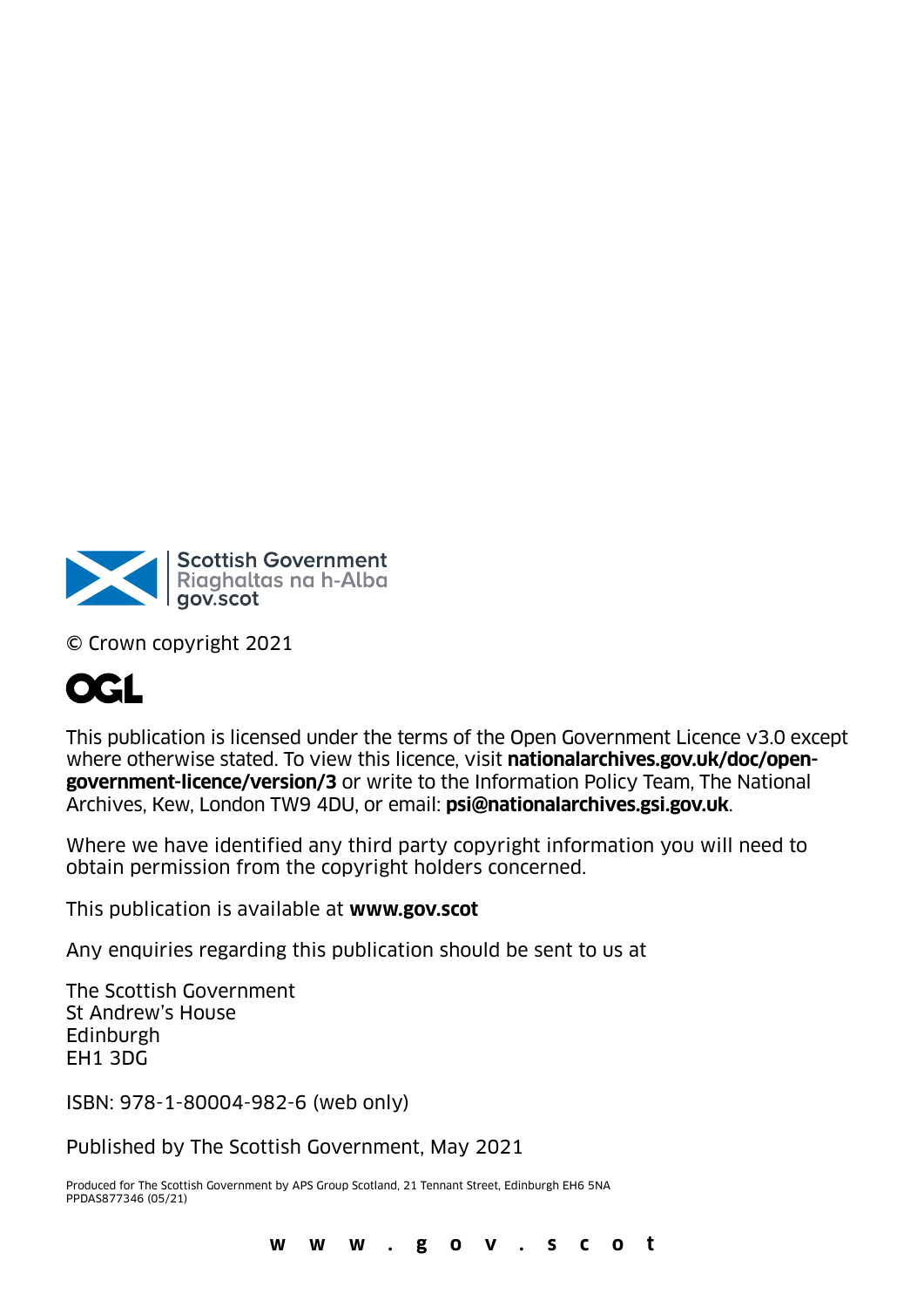Scottish Government
Riaghaltas na h-Alba
gov.scot

© Crown copyright 2021

OGL

This publication is licensed under the terms of the Open Government Licence v3.0 except where otherwise stated. To view this licence, visit **nationalarchives.gov.uk/doc/open-government-licence/version/3** or write to the Information Policy Team, The National Archives, Kew, London TW9 4DU, or email: **psi@nationalarchives.gsi.gov.uk**.

Where we have identified any third party copyright information you will need to obtain permission from the copyright holders concerned.

This publication is available at **www.gov.scot**

Any enquiries regarding this publication should be sent to us at

The Scottish Government
St Andrew's House
Edinburgh
EH1 3DG

ISBN: 978-1-80004-982-6 (web only)

Published by The Scottish Government, May 2021

Produced for The Scottish Government by APS Group Scotland, 21 Tennant Street, Edinburgh EH6 5NA
PPDAS877346 (05/21)

**w w w . g o v . s c o t**